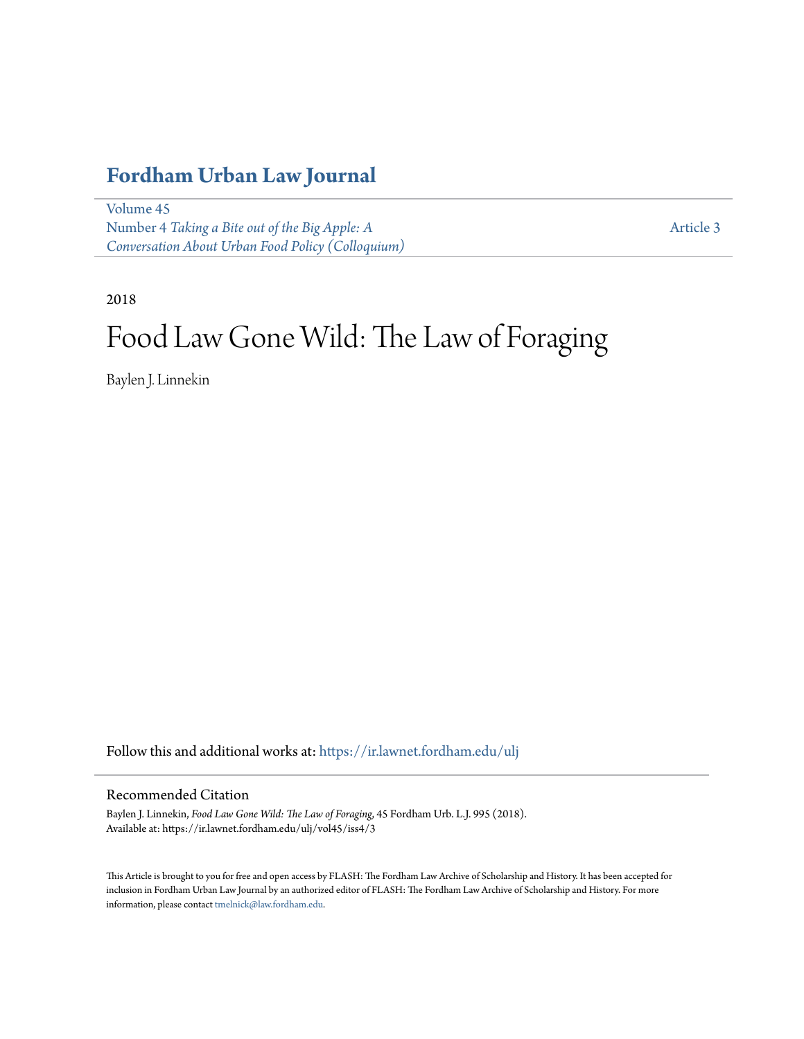# Fordham Urban Law Journal

Volume 45
Number 4 *Taking a Bite out of the Big Apple: A Conversation About Urban Food Policy (Colloquium)*

Article 3

2018

# Food Law Gone Wild: The Law of Foraging

Baylen J. Linnekin

Follow this and additional works at: https://ir.lawnet.fordham.edu/ulj

## Recommended Citation

Baylen J. Linnekin, *Food Law Gone Wild: The Law of Foraging*, 45 Fordham Urb. L.J. 995 (2018).
Available at: https://ir.lawnet.fordham.edu/ulj/vol45/iss4/3

This Article is brought to you for free and open access by FLASH: The Fordham Law Archive of Scholarship and History. It has been accepted for inclusion in Fordham Urban Law Journal by an authorized editor of FLASH: The Fordham Law Archive of Scholarship and History. For more information, please contact tmelnick@law.fordham.edu.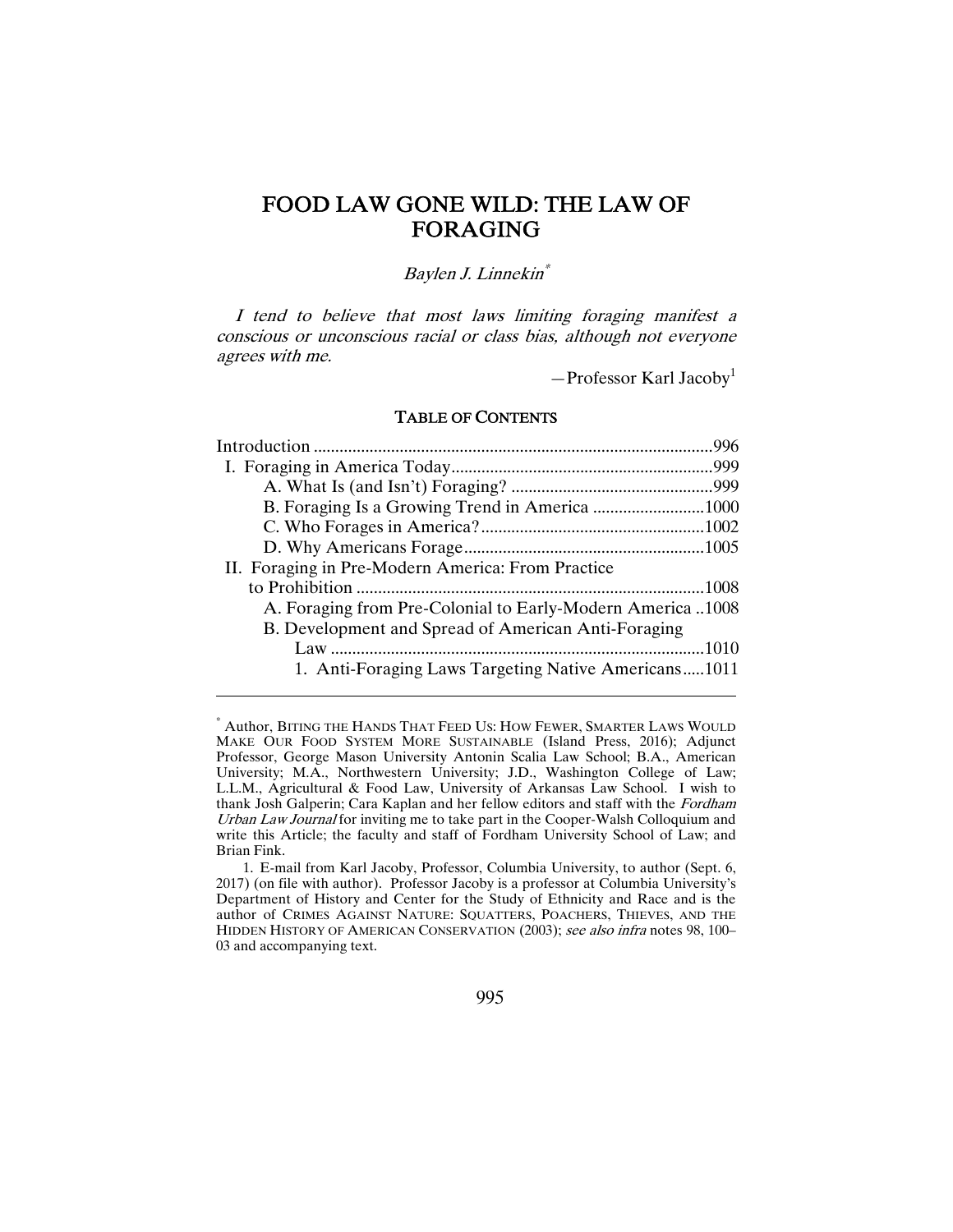# FOOD LAW GONE WILD: THE LAW OF FORAGING

*Baylen J. Linnekin*[*]

> *I tend to believe that most laws limiting foraging manifest a conscious or unconscious racial or class bias, although not everyone agrees with me.*
>
> —Professor Karl Jacoby[1]

## TABLE OF CONTENTS

Introduction ............................................................................................996

I. Foraging in America Today.............................................................999

A. What Is (and Isn't) Foraging? ...............................................999

B. Foraging Is a Growing Trend in America ..........................1000

C. Who Forages in America?....................................................1002

D. Why Americans Forage........................................................1005

II. Foraging in Pre-Modern America: From Practice to Prohibition ................................................................................1008

A. Foraging from Pre-Colonial to Early-Modern America ..1008

B. Development and Spread of American Anti-Foraging Law ......................................................................................1010

1. Anti-Foraging Laws Targeting Native Americans.....1011

---

[*] Author, BITING THE HANDS THAT FEED US: HOW FEWER, SMARTER LAWS WOULD MAKE OUR FOOD SYSTEM MORE SUSTAINABLE (Island Press, 2016); Adjunct Professor, George Mason University Antonin Scalia Law School; B.A., American University; M.A., Northwestern University; J.D., Washington College of Law; L.L.M., Agricultural & Food Law, University of Arkansas Law School. I wish to thank Josh Galperin; Cara Kaplan and her fellow editors and staff with the *Fordham Urban Law Journal* for inviting me to take part in the Cooper-Walsh Colloquium and write this Article; the faculty and staff of Fordham University School of Law; and Brian Fink.

1. E-mail from Karl Jacoby, Professor, Columbia University, to author (Sept. 6, 2017) (on file with author). Professor Jacoby is a professor at Columbia University's Department of History and Center for the Study of Ethnicity and Race and is the author of CRIMES AGAINST NATURE: SQUATTERS, POACHERS, THIEVES, AND THE HIDDEN HISTORY OF AMERICAN CONSERVATION (2003); *see also infra* notes 98, 100–03 and accompanying text.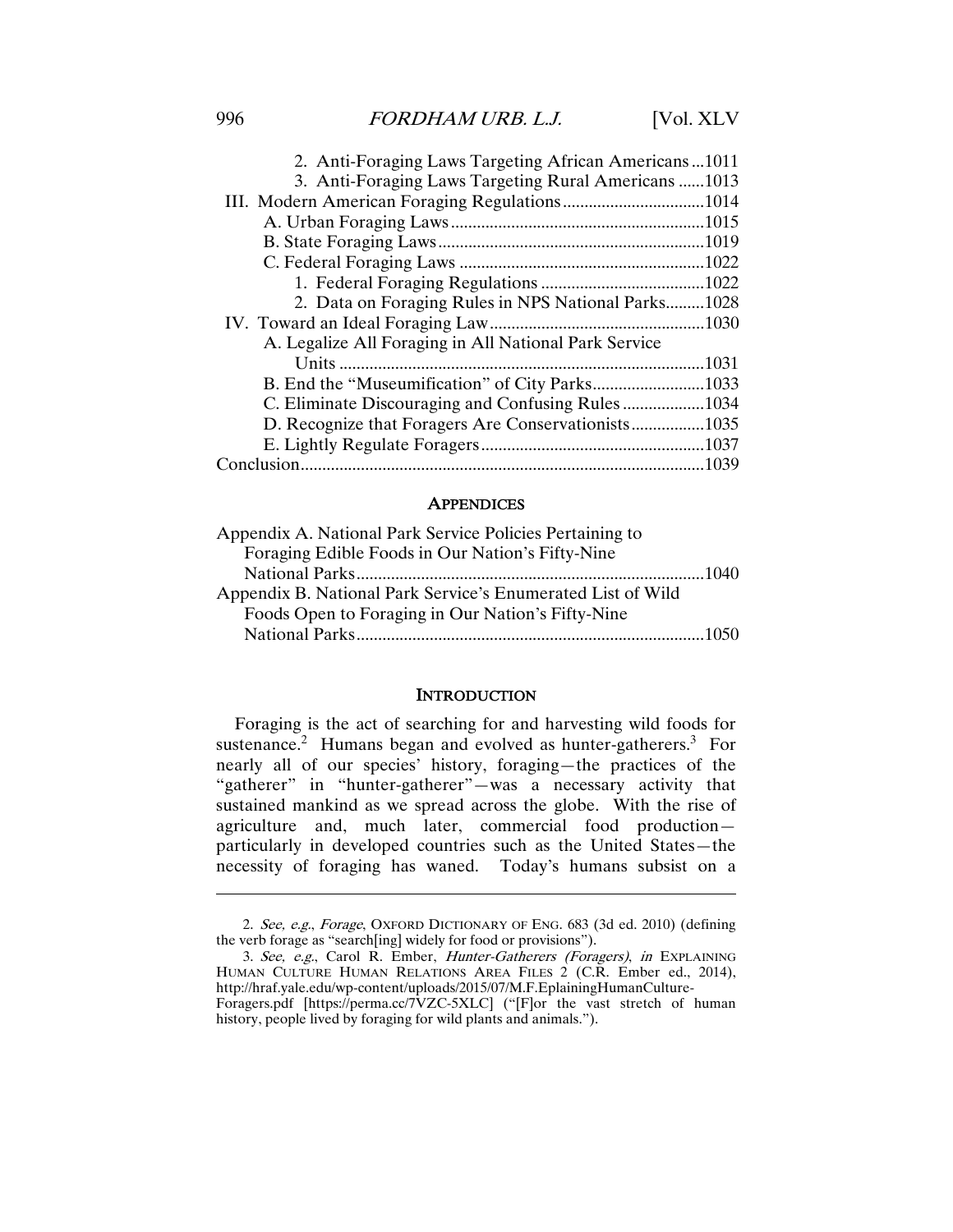2. Anti-Foraging Laws Targeting African Americans ... 1011
3. Anti-Foraging Laws Targeting Rural Americans ... 1013

III. Modern American Foraging Regulations ... 1014
- A. Urban Foraging Laws ... 1015
- B. State Foraging Laws ... 1019
- C. Federal Foraging Laws ... 1022
  1. Federal Foraging Regulations ... 1022
  2. Data on Foraging Rules in NPS National Parks ... 1028

IV. Toward an Ideal Foraging Law ... 1030
- A. Legalize All Foraging in All National Park Service Units ... 1031
- B. End the "Museumification" of City Parks ... 1033
- C. Eliminate Discouraging and Confusing Rules ... 1034
- D. Recognize that Foragers Are Conservationists ... 1035
- E. Lightly Regulate Foragers ... 1037

Conclusion ... 1039

## APPENDICES

Appendix A. National Park Service Policies Pertaining to Foraging Edible Foods in Our Nation's Fifty-Nine National Parks ... 1040

Appendix B. National Park Service's Enumerated List of Wild Foods Open to Foraging in Our Nation's Fifty-Nine National Parks ... 1050

## INTRODUCTION

Foraging is the act of searching for and harvesting wild foods for sustenance.[2] Humans began and evolved as hunter-gatherers.[3] For nearly all of our species' history, foraging—the practices of the "gatherer" in "hunter-gatherer"—was a necessary activity that sustained mankind as we spread across the globe. With the rise of agriculture and, much later, commercial food production—particularly in developed countries such as the United States—the necessity of foraging has waned. Today's humans subsist on a

---

2. *See, e.g.*, *Forage*, OXFORD DICTIONARY OF ENG. 683 (3d ed. 2010) (defining the verb forage as "search[ing] widely for food or provisions").

3. *See, e.g.*, Carol R. Ember, *Hunter-Gatherers (Foragers)*, *in* EXPLAINING HUMAN CULTURE HUMAN RELATIONS AREA FILES 2 (C.R. Ember ed., 2014), http://hraf.yale.edu/wp-content/uploads/2015/07/M.F.EplainingHumanCulture-Foragers.pdf [https://perma.cc/7VZC-5XLC] ("[F]or the vast stretch of human history, people lived by foraging for wild plants and animals.").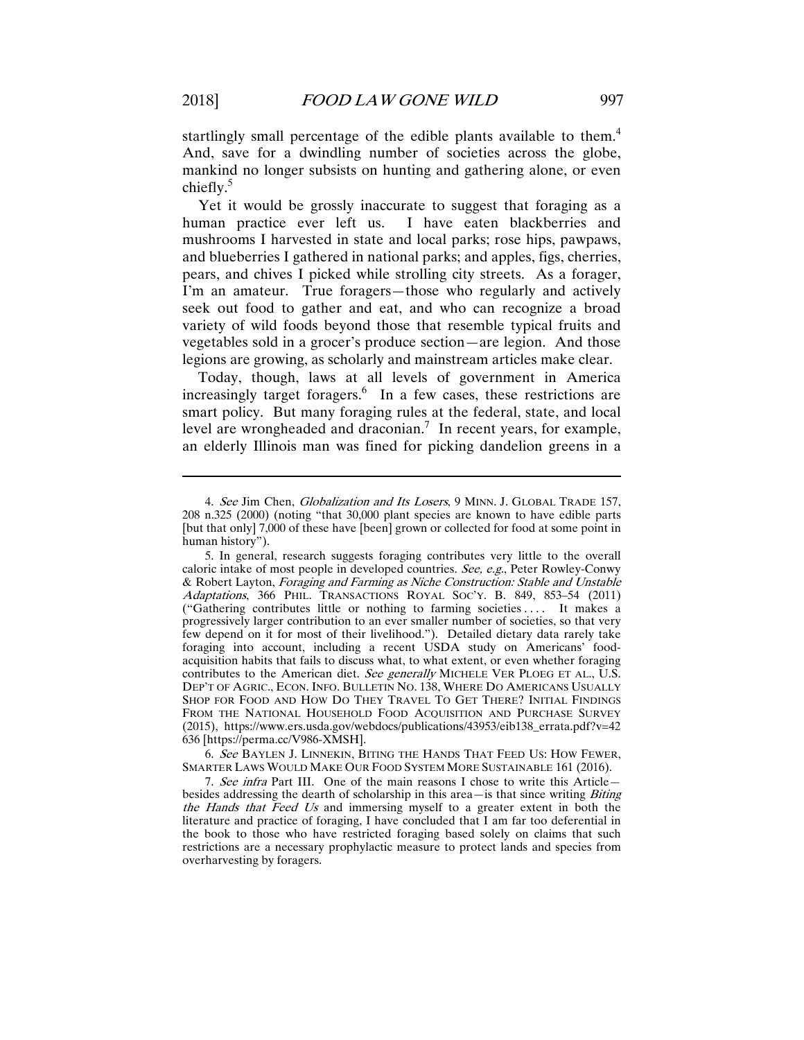startlingly small percentage of the edible plants available to them.[4] And, save for a dwindling number of societies across the globe, mankind no longer subsists on hunting and gathering alone, or even chiefly.[5]

Yet it would be grossly inaccurate to suggest that foraging as a human practice ever left us. I have eaten blackberries and mushrooms I harvested in state and local parks; rose hips, pawpaws, and blueberries I gathered in national parks; and apples, figs, cherries, pears, and chives I picked while strolling city streets. As a forager, I'm an amateur. True foragers—those who regularly and actively seek out food to gather and eat, and who can recognize a broad variety of wild foods beyond those that resemble typical fruits and vegetables sold in a grocer's produce section—are legion. And those legions are growing, as scholarly and mainstream articles make clear.

Today, though, laws at all levels of government in America increasingly target foragers.[6] In a few cases, these restrictions are smart policy. But many foraging rules at the federal, state, and local level are wrongheaded and draconian.[7] In recent years, for example, an elderly Illinois man was fined for picking dandelion greens in a

---

4. *See* Jim Chen, *Globalization and Its Losers*, 9 MINN. J. GLOBAL TRADE 157, 208 n.325 (2000) (noting "that 30,000 plant species are known to have edible parts [but that only] 7,000 of these have [been] grown or collected for food at some point in human history").

5. In general, research suggests foraging contributes very little to the overall caloric intake of most people in developed countries. *See, e.g.*, Peter Rowley-Conwy & Robert Layton, *Foraging and Farming as Niche Construction: Stable and Unstable Adaptations*, 366 PHIL. TRANSACTIONS ROYAL SOC'Y. B. 849, 853–54 (2011) ("Gathering contributes little or nothing to farming societies . . . . It makes a progressively larger contribution to an ever smaller number of societies, so that very few depend on it for most of their livelihood."). Detailed dietary data rarely take foraging into account, including a recent USDA study on Americans' food-acquisition habits that fails to discuss what, to what extent, or even whether foraging contributes to the American diet. *See generally* MICHELE VER PLOEG ET AL., U.S. DEP'T OF AGRIC., ECON. INFO. BULLETIN NO. 138, WHERE DO AMERICANS USUALLY SHOP FOR FOOD AND HOW DO THEY TRAVEL TO GET THERE? INITIAL FINDINGS FROM THE NATIONAL HOUSEHOLD FOOD ACQUISITION AND PURCHASE SURVEY (2015), https://www.ers.usda.gov/webdocs/publications/43953/eib138_errata.pdf?v=42636 [https://perma.cc/V986-XMSH].

6. *See* BAYLEN J. LINNEKIN, BITING THE HANDS THAT FEED US: HOW FEWER, SMARTER LAWS WOULD MAKE OUR FOOD SYSTEM MORE SUSTAINABLE 161 (2016).

7. *See infra* Part III. One of the main reasons I chose to write this Article—besides addressing the dearth of scholarship in this area—is that since writing *Biting the Hands that Feed Us* and immersing myself to a greater extent in both the literature and practice of foraging, I have concluded that I am far too deferential in the book to those who have restricted foraging based solely on claims that such restrictions are a necessary prophylactic measure to protect lands and species from overharvesting by foragers.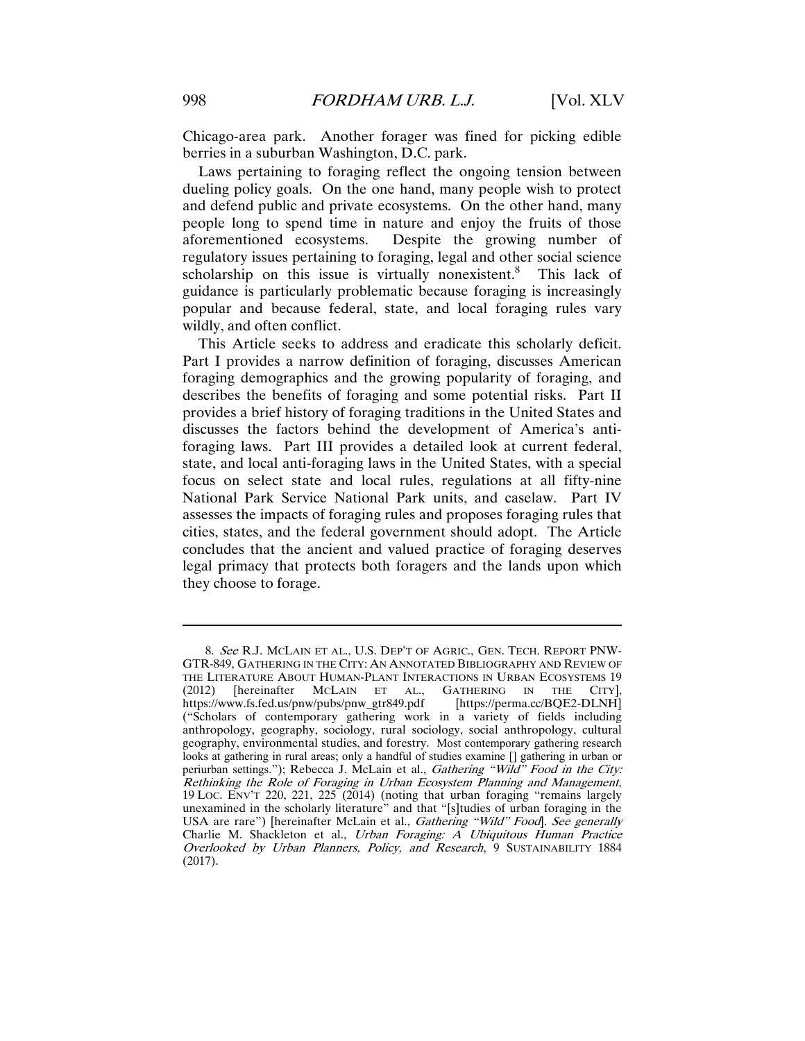Chicago-area park. Another forager was fined for picking edible berries in a suburban Washington, D.C. park.

Laws pertaining to foraging reflect the ongoing tension between dueling policy goals. On the one hand, many people wish to protect and defend public and private ecosystems. On the other hand, many people long to spend time in nature and enjoy the fruits of those aforementioned ecosystems. Despite the growing number of regulatory issues pertaining to foraging, legal and other social science scholarship on this issue is virtually nonexistent.[8] This lack of guidance is particularly problematic because foraging is increasingly popular and because federal, state, and local foraging rules vary wildly, and often conflict.

This Article seeks to address and eradicate this scholarly deficit. Part I provides a narrow definition of foraging, discusses American foraging demographics and the growing popularity of foraging, and describes the benefits of foraging and some potential risks. Part II provides a brief history of foraging traditions in the United States and discusses the factors behind the development of America's anti-foraging laws. Part III provides a detailed look at current federal, state, and local anti-foraging laws in the United States, with a special focus on select state and local rules, regulations at all fifty-nine National Park Service National Park units, and caselaw. Part IV assesses the impacts of foraging rules and proposes foraging rules that cities, states, and the federal government should adopt. The Article concludes that the ancient and valued practice of foraging deserves legal primacy that protects both foragers and the lands upon which they choose to forage.

---

8. *See* R.J. MCLAIN ET AL., U.S. DEP'T OF AGRIC., GEN. TECH. REPORT PNW-GTR-849, GATHERING IN THE CITY: AN ANNOTATED BIBLIOGRAPHY AND REVIEW OF THE LITERATURE ABOUT HUMAN-PLANT INTERACTIONS IN URBAN ECOSYSTEMS 19 (2012) [hereinafter MCLAIN ET AL., GATHERING IN THE CITY], https://www.fs.fed.us/pnw/pubs/pnw_gtr849.pdf [https://perma.cc/BQE2-DLNH] ("Scholars of contemporary gathering work in a variety of fields including anthropology, geography, sociology, rural sociology, social anthropology, cultural geography, environmental studies, and forestry. Most contemporary gathering research looks at gathering in rural areas; only a handful of studies examine [] gathering in urban or periurban settings."); Rebecca J. McLain et al., *Gathering "Wild" Food in the City: Rethinking the Role of Foraging in Urban Ecosystem Planning and Management*, 19 LOC. ENV'T 220, 221, 225 (2014) (noting that urban foraging "remains largely unexamined in the scholarly literature" and that "[s]tudies of urban foraging in the USA are rare") [hereinafter McLain et al., *Gathering "Wild" Food*]. *See generally* Charlie M. Shackleton et al., *Urban Foraging: A Ubiquitous Human Practice Overlooked by Urban Planners, Policy, and Research*, 9 SUSTAINABILITY 1884 (2017).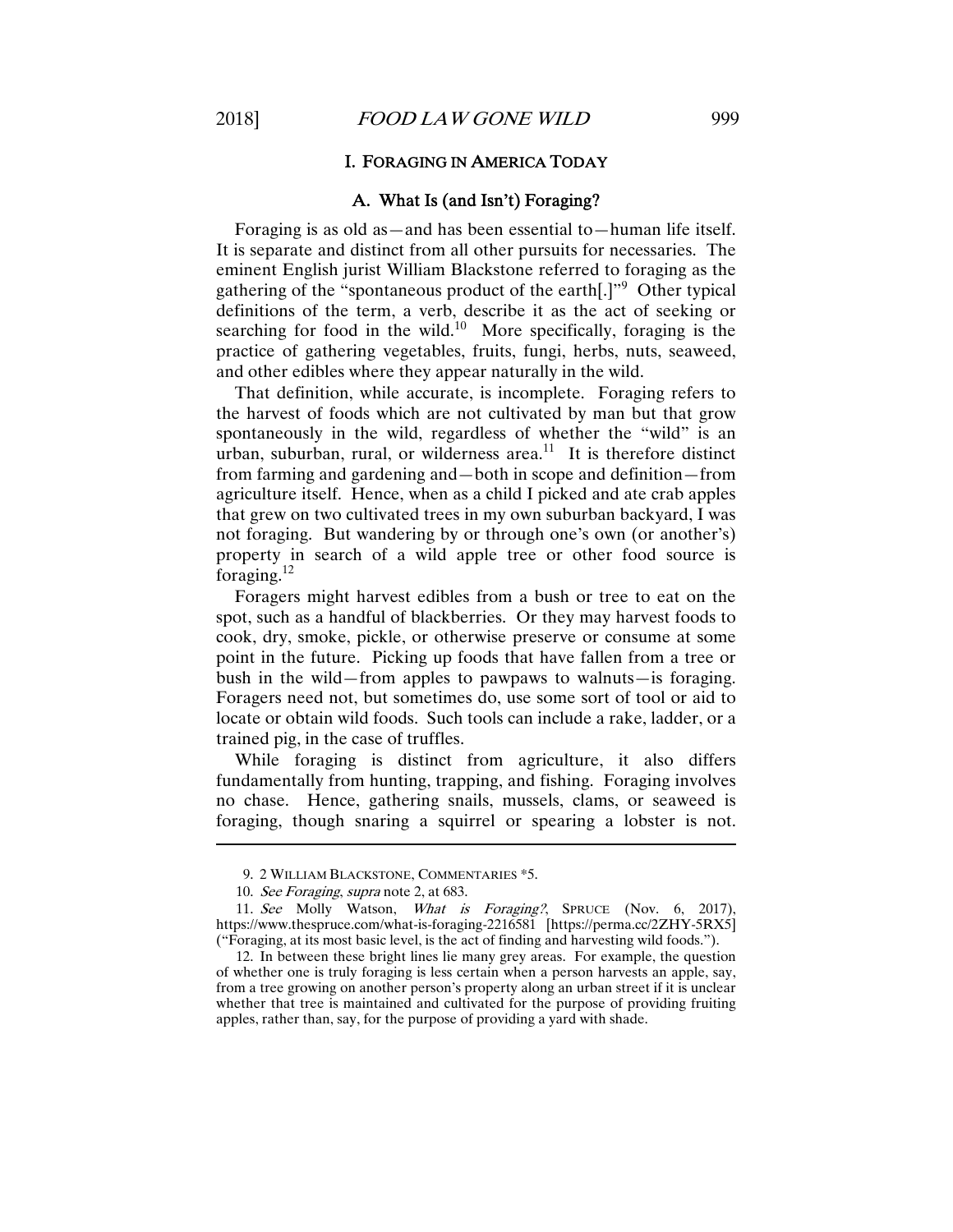# I. Foraging in America Today

## A. What Is (and Isn't) Foraging?

Foraging is as old as—and has been essential to—human life itself. It is separate and distinct from all other pursuits for necessaries. The eminent English jurist William Blackstone referred to foraging as the gathering of the "spontaneous product of the earth[.]"[9] Other typical definitions of the term, a verb, describe it as the act of seeking or searching for food in the wild.[10] More specifically, foraging is the practice of gathering vegetables, fruits, fungi, herbs, nuts, seaweed, and other edibles where they appear naturally in the wild.

That definition, while accurate, is incomplete. Foraging refers to the harvest of foods which are not cultivated by man but that grow spontaneously in the wild, regardless of whether the "wild" is an urban, suburban, rural, or wilderness area.[11] It is therefore distinct from farming and gardening and—both in scope and definition—from agriculture itself. Hence, when as a child I picked and ate crab apples that grew on two cultivated trees in my own suburban backyard, I was not foraging. But wandering by or through one's own (or another's) property in search of a wild apple tree or other food source is foraging.[12]

Foragers might harvest edibles from a bush or tree to eat on the spot, such as a handful of blackberries. Or they may harvest foods to cook, dry, smoke, pickle, or otherwise preserve or consume at some point in the future. Picking up foods that have fallen from a tree or bush in the wild—from apples to pawpaws to walnuts—is foraging. Foragers need not, but sometimes do, use some sort of tool or aid to locate or obtain wild foods. Such tools can include a rake, ladder, or a trained pig, in the case of truffles.

While foraging is distinct from agriculture, it also differs fundamentally from hunting, trapping, and fishing. Foraging involves no chase. Hence, gathering snails, mussels, clams, or seaweed is foraging, though snaring a squirrel or spearing a lobster is not.

---

9. 2 William Blackstone, Commentaries *5.

10. *See Foraging*, *supra* note 2, at 683.

11. *See* Molly Watson, *What is Foraging?*, Spruce (Nov. 6, 2017), https://www.thespruce.com/what-is-foraging-2216581 [https://perma.cc/2ZHY-5RX5] ("Foraging, at its most basic level, is the act of finding and harvesting wild foods.").

12. In between these bright lines lie many grey areas. For example, the question of whether one is truly foraging is less certain when a person harvests an apple, say, from a tree growing on another person's property along an urban street if it is unclear whether that tree is maintained and cultivated for the purpose of providing fruiting apples, rather than, say, for the purpose of providing a yard with shade.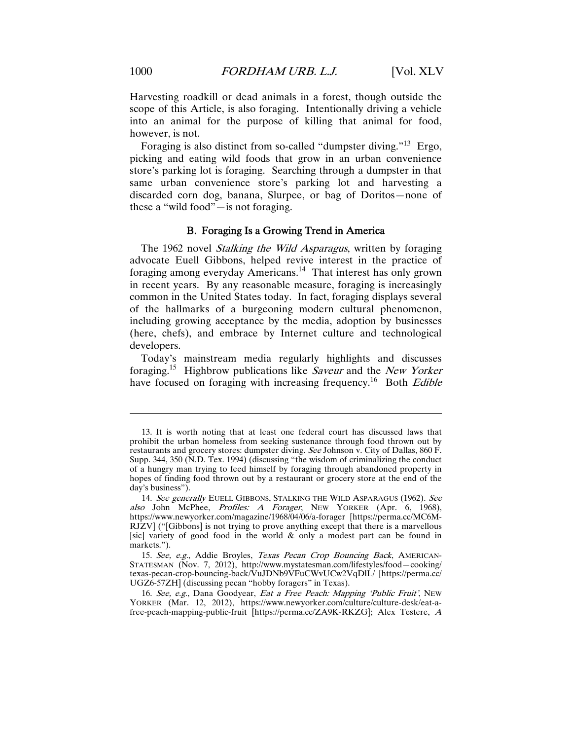Harvesting roadkill or dead animals in a forest, though outside the scope of this Article, is also foraging. Intentionally driving a vehicle into an animal for the purpose of killing that animal for food, however, is not.

Foraging is also distinct from so-called "dumpster diving."[13] Ergo, picking and eating wild foods that grow in an urban convenience store's parking lot is foraging. Searching through a dumpster in that same urban convenience store's parking lot and harvesting a discarded corn dog, banana, Slurpee, or bag of Doritos—none of these a "wild food"—is not foraging.

### B. Foraging Is a Growing Trend in America

The 1962 novel *Stalking the Wild Asparagus*, written by foraging advocate Euell Gibbons, helped revive interest in the practice of foraging among everyday Americans.[14] That interest has only grown in recent years. By any reasonable measure, foraging is increasingly common in the United States today. In fact, foraging displays several of the hallmarks of a burgeoning modern cultural phenomenon, including growing acceptance by the media, adoption by businesses (here, chefs), and embrace by Internet culture and technological developers.

Today's mainstream media regularly highlights and discusses foraging.[15] Highbrow publications like *Saveur* and the *New Yorker* have focused on foraging with increasing frequency.[16] Both *Edible*

---

13. It is worth noting that at least one federal court has discussed laws that prohibit the urban homeless from seeking sustenance through food thrown out by restaurants and grocery stores: dumpster diving. *See* Johnson v. City of Dallas, 860 F. Supp. 344, 350 (N.D. Tex. 1994) (discussing "the wisdom of criminalizing the conduct of a hungry man trying to feed himself by foraging through abandoned property in hopes of finding food thrown out by a restaurant or grocery store at the end of the day's business").

14. *See generally* EUELL GIBBONS, STALKING THE WILD ASPARAGUS (1962). *See also* John McPhee, *Profiles: A Forager*, NEW YORKER (Apr. 6, 1968), https://www.newyorker.com/magazine/1968/04/06/a-forager [https://perma.cc/MC6M-RJZV] ("[Gibbons] is not trying to prove anything except that there is a marvellous [sic] variety of good food in the world & only a modest part can be found in markets.").

15. *See, e.g.*, Addie Broyles, *Texas Pecan Crop Bouncing Back*, AMERICAN-STATESMAN (Nov. 7, 2012), http://www.mystatesman.com/lifestyles/food—cooking/texas-pecan-crop-bouncing-back/VuJDNb9VFuCWvUCw2VqDlL/ [https://perma.cc/UGZ6-57ZH] (discussing pecan "hobby foragers" in Texas).

16. *See, e.g.*, Dana Goodyear, *Eat a Free Peach: Mapping 'Public Fruit'*, NEW YORKER (Mar. 12, 2012), https://www.newyorker.com/culture/culture-desk/eat-a-free-peach-mapping-public-fruit [https://perma.cc/ZA9K-RKZG]; Alex Testere, *A*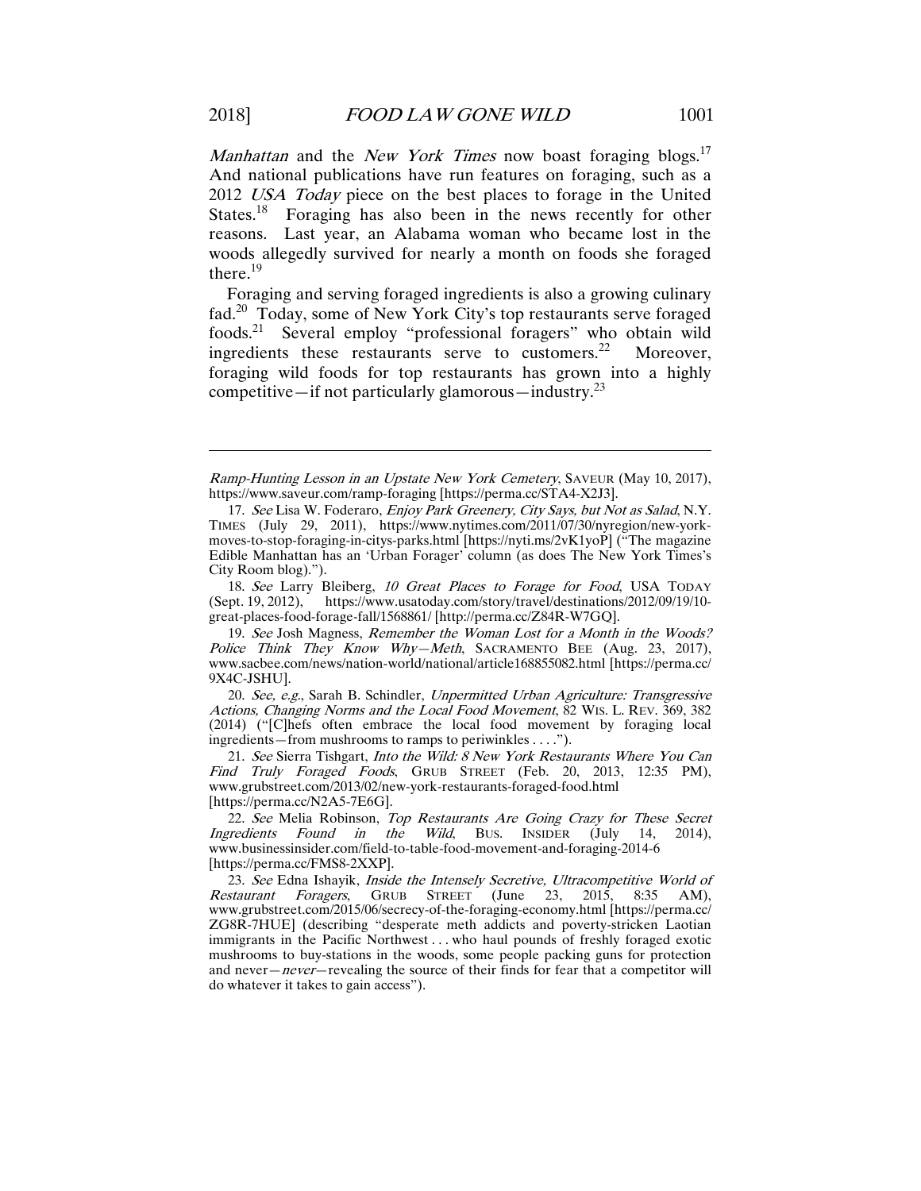*Manhattan* and the *New York Times* now boast foraging blogs.[17] And national publications have run features on foraging, such as a 2012 *USA Today* piece on the best places to forage in the United States.[18] Foraging has also been in the news recently for other reasons. Last year, an Alabama woman who became lost in the woods allegedly survived for nearly a month on foods she foraged there.[19]

Foraging and serving foraged ingredients is also a growing culinary fad.[20] Today, some of New York City's top restaurants serve foraged foods.[21] Several employ "professional foragers" who obtain wild ingredients these restaurants serve to customers.[22] Moreover, foraging wild foods for top restaurants has grown into a highly competitive—if not particularly glamorous—industry.[23]

---

*Ramp-Hunting Lesson in an Upstate New York Cemetery*, SAVEUR (May 10, 2017), https://www.saveur.com/ramp-foraging [https://perma.cc/STA4-X2J3].

17. *See* Lisa W. Foderaro, *Enjoy Park Greenery, City Says, but Not as Salad*, N.Y. TIMES (July 29, 2011), https://www.nytimes.com/2011/07/30/nyregion/new-york-moves-to-stop-foraging-in-citys-parks.html [https://nyti.ms/2vK1yoP] ("The magazine Edible Manhattan has an 'Urban Forager' column (as does The New York Times's City Room blog).").

18. *See* Larry Bleiberg, *10 Great Places to Forage for Food*, USA TODAY (Sept. 19, 2012), https://www.usatoday.com/story/travel/destinations/2012/09/19/10-great-places-food-forage-fall/1568861/ [http://perma.cc/Z84R-W7GQ].

19. *See* Josh Magness, *Remember the Woman Lost for a Month in the Woods? Police Think They Know Why—Meth*, SACRAMENTO BEE (Aug. 23, 2017), www.sacbee.com/news/nation-world/national/article168855082.html [https://perma.cc/9X4C-JSHU].

20. *See, e.g.*, Sarah B. Schindler, *Unpermitted Urban Agriculture: Transgressive Actions, Changing Norms and the Local Food Movement*, 82 WIS. L. REV. 369, 382 (2014) ("[C]hefs often embrace the local food movement by foraging local ingredients—from mushrooms to ramps to periwinkles . . . .").

21. *See* Sierra Tishgart, *Into the Wild: 8 New York Restaurants Where You Can Find Truly Foraged Foods*, GRUB STREET (Feb. 20, 2013, 12:35 PM), www.grubstreet.com/2013/02/new-york-restaurants-foraged-food.html [https://perma.cc/N2A5-7E6G].

22. *See* Melia Robinson, *Top Restaurants Are Going Crazy for These Secret Ingredients Found in the Wild*, BUS. INSIDER (July 14, 2014), www.businessinsider.com/field-to-table-food-movement-and-foraging-2014-6 [https://perma.cc/FMS8-2XXP].

23. *See* Edna Ishayik, *Inside the Intensely Secretive, Ultracompetitive World of Restaurant Foragers*, GRUB STREET (June 23, 2015, 8:35 AM), www.grubstreet.com/2015/06/secrecy-of-the-foraging-economy.html [https://perma.cc/ZG8R-7HUE] (describing "desperate meth addicts and poverty-stricken Laotian immigrants in the Pacific Northwest . . . who haul pounds of freshly foraged exotic mushrooms to buy-stations in the woods, some people packing guns for protection and never—*never*—revealing the source of their finds for fear that a competitor will do whatever it takes to gain access").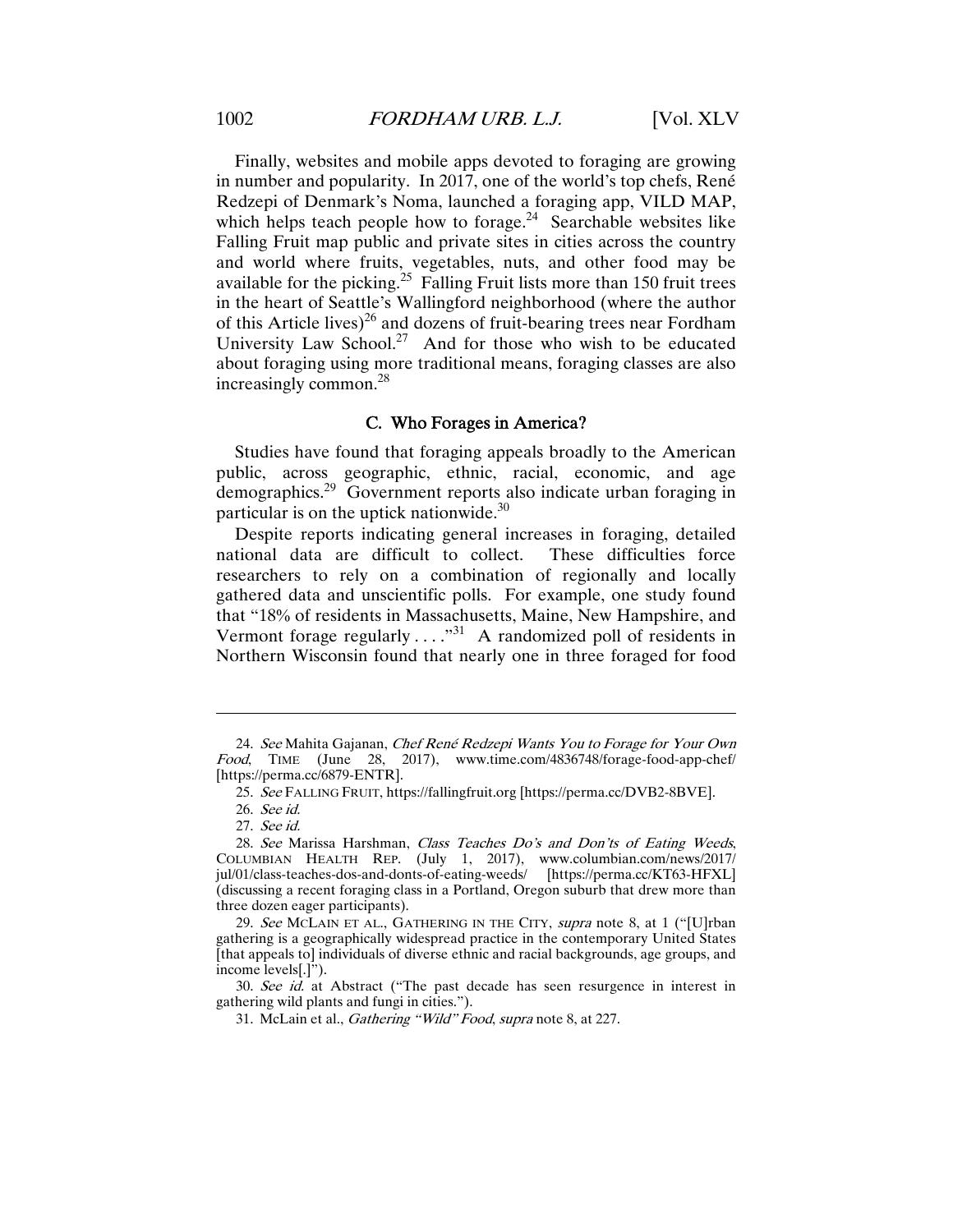Finally, websites and mobile apps devoted to foraging are growing in number and popularity. In 2017, one of the world's top chefs, René Redzepi of Denmark's Noma, launched a foraging app, VILD MAP, which helps teach people how to forage.[24] Searchable websites like Falling Fruit map public and private sites in cities across the country and world where fruits, vegetables, nuts, and other food may be available for the picking.[25] Falling Fruit lists more than 150 fruit trees in the heart of Seattle's Wallingford neighborhood (where the author of this Article lives)[26] and dozens of fruit-bearing trees near Fordham University Law School.[27] And for those who wish to be educated about foraging using more traditional means, foraging classes are also increasingly common.[28]

### C. Who Forages in America?

Studies have found that foraging appeals broadly to the American public, across geographic, ethnic, racial, economic, and age demographics.[29] Government reports also indicate urban foraging in particular is on the uptick nationwide.[30]

Despite reports indicating general increases in foraging, detailed national data are difficult to collect. These difficulties force researchers to rely on a combination of regionally and locally gathered data and unscientific polls. For example, one study found that "18% of residents in Massachusetts, Maine, New Hampshire, and Vermont forage regularly . . . ."[31] A randomized poll of residents in Northern Wisconsin found that nearly one in three foraged for food

---

24. *See* Mahita Gajanan, *Chef René Redzepi Wants You to Forage for Your Own Food*, TIME (June 28, 2017), www.time.com/4836748/forage-food-app-chef/ [https://perma.cc/6879-ENTR].

25. *See* FALLING FRUIT, https://fallingfruit.org [https://perma.cc/DVB2-8BVE].

26. *See id.*

27. *See id.*

28. *See* Marissa Harshman, *Class Teaches Do's and Don'ts of Eating Weeds*, COLUMBIAN HEALTH REP. (July 1, 2017), www.columbian.com/news/2017/jul/01/class-teaches-dos-and-donts-of-eating-weeds/ [https://perma.cc/KT63-HFXL] (discussing a recent foraging class in a Portland, Oregon suburb that drew more than three dozen eager participants).

29. *See* MCLAIN ET AL., GATHERING IN THE CITY, *supra* note 8, at 1 ("[U]rban gathering is a geographically widespread practice in the contemporary United States [that appeals to] individuals of diverse ethnic and racial backgrounds, age groups, and income levels[.]").

30. *See id.* at Abstract ("The past decade has seen resurgence in interest in gathering wild plants and fungi in cities.").

31. McLain et al., *Gathering "Wild" Food*, *supra* note 8, at 227.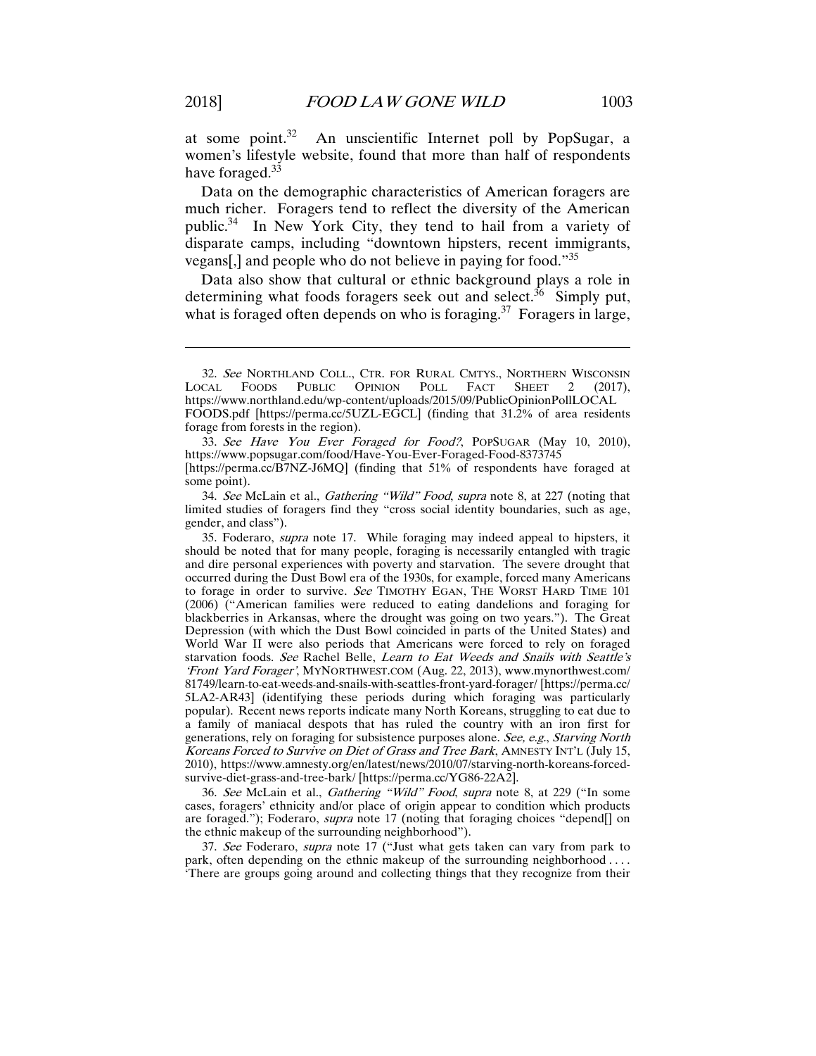at some point.[32] An unscientific Internet poll by PopSugar, a women's lifestyle website, found that more than half of respondents have foraged.[33]

Data on the demographic characteristics of American foragers are much richer. Foragers tend to reflect the diversity of the American public.[34] In New York City, they tend to hail from a variety of disparate camps, including "downtown hipsters, recent immigrants, vegans[,] and people who do not believe in paying for food."[35]

Data also show that cultural or ethnic background plays a role in determining what foods foragers seek out and select.[36] Simply put, what is foraged often depends on who is foraging.[37] Foragers in large,

---

32. *See* NORTHLAND COLL., CTR. FOR RURAL CMTYS., NORTHERN WISCONSIN LOCAL FOODS PUBLIC OPINION POLL FACT SHEET 2 (2017), https://www.northland.edu/wp-content/uploads/2015/09/PublicOpinionPollLOCAL FOODS.pdf [https://perma.cc/5UZL-EGCL] (finding that 31.2% of area residents forage from forests in the region).

33. *See Have You Ever Foraged for Food?*, POPSUGAR (May 10, 2010), https://www.popsugar.com/food/Have-You-Ever-Foraged-Food-8373745 [https://perma.cc/B7NZ-J6MQ] (finding that 51% of respondents have foraged at some point).

34. *See* McLain et al., *Gathering "Wild" Food*, *supra* note 8, at 227 (noting that limited studies of foragers find they "cross social identity boundaries, such as age, gender, and class").

35. Foderaro, *supra* note 17. While foraging may indeed appeal to hipsters, it should be noted that for many people, foraging is necessarily entangled with tragic and dire personal experiences with poverty and starvation. The severe drought that occurred during the Dust Bowl era of the 1930s, for example, forced many Americans to forage in order to survive. *See* TIMOTHY EGAN, THE WORST HARD TIME 101 (2006) ("American families were reduced to eating dandelions and foraging for blackberries in Arkansas, where the drought was going on two years."). The Great Depression (with which the Dust Bowl coincided in parts of the United States) and World War II were also periods that Americans were forced to rely on foraged starvation foods. *See* Rachel Belle, *Learn to Eat Weeds and Snails with Seattle's 'Front Yard Forager'*, MYNORTHWEST.COM (Aug. 22, 2013), www.mynorthwest.com/81749/learn-to-eat-weeds-and-snails-with-seattles-front-yard-forager/ [https://perma.cc/5LA2-AR43] (identifying these periods during which foraging was particularly popular). Recent news reports indicate many North Koreans, struggling to eat due to a family of maniacal despots that has ruled the country with an iron first for generations, rely on foraging for subsistence purposes alone. *See, e.g.*, *Starving North Koreans Forced to Survive on Diet of Grass and Tree Bark*, AMNESTY INT'L (July 15, 2010), https://www.amnesty.org/en/latest/news/2010/07/starving-north-koreans-forced-survive-diet-grass-and-tree-bark/ [https://perma.cc/YG86-22A2].

36. *See* McLain et al., *Gathering "Wild" Food*, *supra* note 8, at 229 ("In some cases, foragers' ethnicity and/or place of origin appear to condition which products are foraged."); Foderaro, *supra* note 17 (noting that foraging choices "depend[] on the ethnic makeup of the surrounding neighborhood").

37. *See* Foderaro, *supra* note 17 ("Just what gets taken can vary from park to park, often depending on the ethnic makeup of the surrounding neighborhood . . . . 'There are groups going around and collecting things that they recognize from their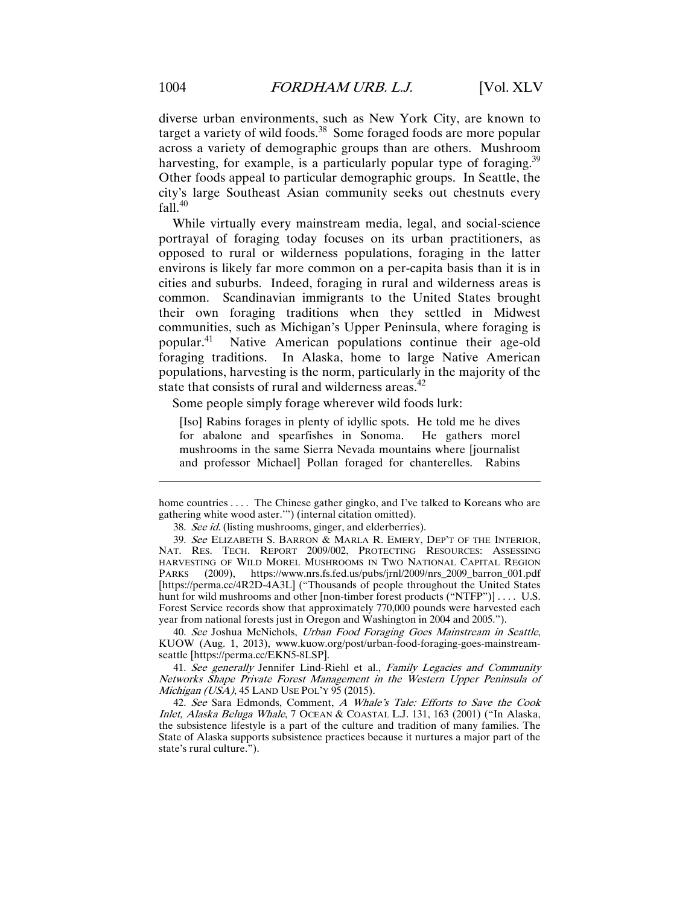diverse urban environments, such as New York City, are known to target a variety of wild foods.[38] Some foraged foods are more popular across a variety of demographic groups than are others. Mushroom harvesting, for example, is a particularly popular type of foraging.[39] Other foods appeal to particular demographic groups. In Seattle, the city's large Southeast Asian community seeks out chestnuts every fall.[40]

While virtually every mainstream media, legal, and social-science portrayal of foraging today focuses on its urban practitioners, as opposed to rural or wilderness populations, foraging in the latter environs is likely far more common on a per-capita basis than it is in cities and suburbs. Indeed, foraging in rural and wilderness areas is common. Scandinavian immigrants to the United States brought their own foraging traditions when they settled in Midwest communities, such as Michigan's Upper Peninsula, where foraging is popular.[41] Native American populations continue their age-old foraging traditions. In Alaska, home to large Native American populations, harvesting is the norm, particularly in the majority of the state that consists of rural and wilderness areas.[42]

Some people simply forage wherever wild foods lurk:

> [Iso] Rabins forages in plenty of idyllic spots. He told me he dives for abalone and spearfishes in Sonoma. He gathers morel mushrooms in the same Sierra Nevada mountains where [journalist and professor Michael] Pollan foraged for chanterelles. Rabins

---

home countries . . . . The Chinese gather gingko, and I've talked to Koreans who are gathering white wood aster.'") (internal citation omitted).

38. *See id.* (listing mushrooms, ginger, and elderberries).

39. *See* ELIZABETH S. BARRON & MARLA R. EMERY, DEP'T OF THE INTERIOR, NAT. RES. TECH. REPORT 2009/002, PROTECTING RESOURCES: ASSESSING HARVESTING OF WILD MOREL MUSHROOMS IN TWO NATIONAL CAPITAL REGION PARKS (2009), https://www.nrs.fs.fed.us/pubs/jrnl/2009/nrs_2009_barron_001.pdf [https://perma.cc/4R2D-4A3L] ("Thousands of people throughout the United States hunt for wild mushrooms and other [non-timber forest products ("NTFP")] . . . . U.S. Forest Service records show that approximately 770,000 pounds were harvested each year from national forests just in Oregon and Washington in 2004 and 2005.").

40. *See* Joshua McNichols, *Urban Food Foraging Goes Mainstream in Seattle*, KUOW (Aug. 1, 2013), www.kuow.org/post/urban-food-foraging-goes-mainstream-seattle [https://perma.cc/EKN5-8LSP].

41. *See generally* Jennifer Lind-Riehl et al., *Family Legacies and Community Networks Shape Private Forest Management in the Western Upper Peninsula of Michigan (USA)*, 45 LAND USE POL'Y 95 (2015).

42. *See* Sara Edmonds, Comment, *A Whale's Tale: Efforts to Save the Cook Inlet, Alaska Beluga Whale*, 7 OCEAN & COASTAL L.J. 131, 163 (2001) ("In Alaska, the subsistence lifestyle is a part of the culture and tradition of many families. The State of Alaska supports subsistence practices because it nurtures a major part of the state's rural culture.").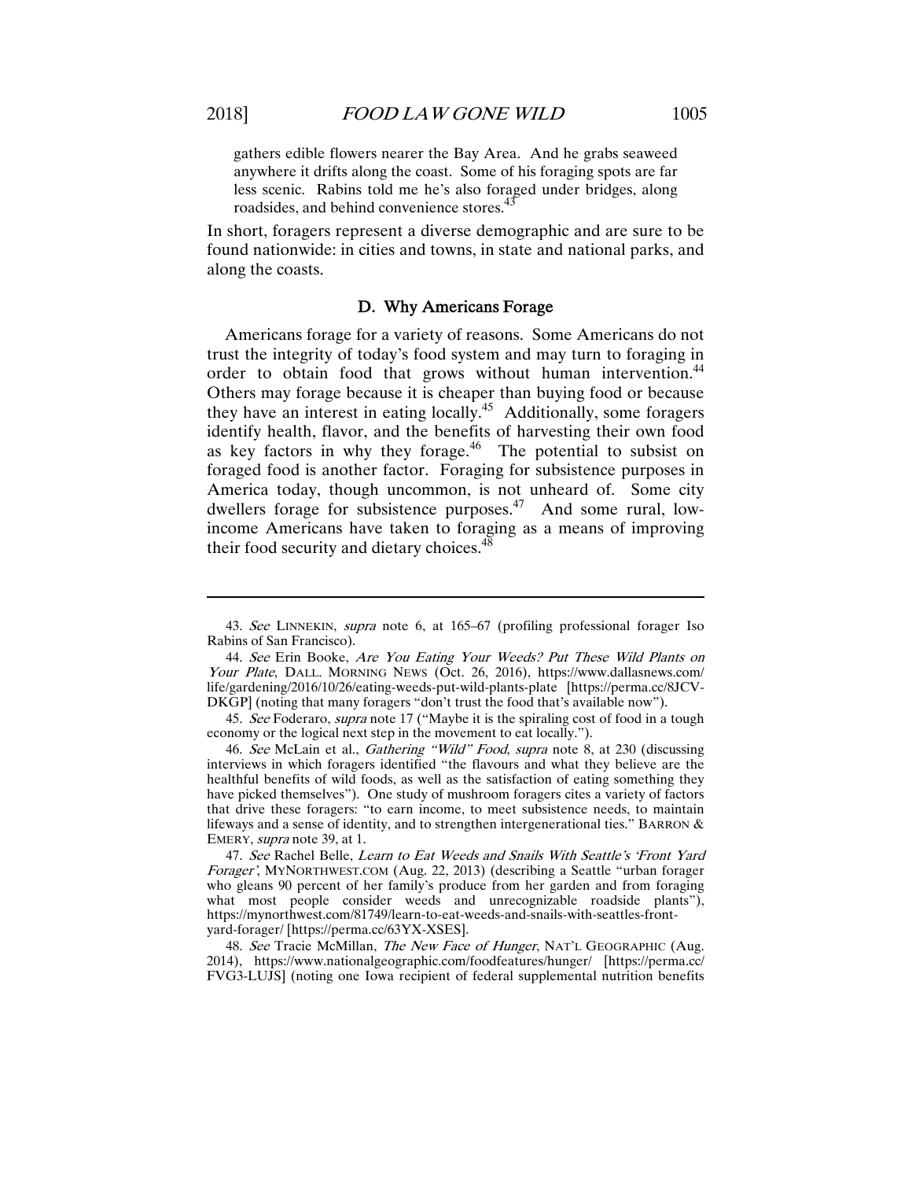> gathers edible flowers nearer the Bay Area. And he grabs seaweed anywhere it drifts along the coast. Some of his foraging spots are far less scenic. Rabins told me he's also foraged under bridges, along roadsides, and behind convenience stores.[43]

In short, foragers represent a diverse demographic and are sure to be found nationwide: in cities and towns, in state and national parks, and along the coasts.

### D. Why Americans Forage

Americans forage for a variety of reasons. Some Americans do not trust the integrity of today's food system and may turn to foraging in order to obtain food that grows without human intervention.[44] Others may forage because it is cheaper than buying food or because they have an interest in eating locally.[45] Additionally, some foragers identify health, flavor, and the benefits of harvesting their own food as key factors in why they forage.[46] The potential to subsist on foraged food is another factor. Foraging for subsistence purposes in America today, though uncommon, is not unheard of. Some city dwellers forage for subsistence purposes.[47] And some rural, low-income Americans have taken to foraging as a means of improving their food security and dietary choices.[48]

---

43. *See* LINNEKIN, *supra* note 6, at 165–67 (profiling professional forager Iso Rabins of San Francisco).

44. *See* Erin Booke, *Are You Eating Your Weeds? Put These Wild Plants on Your Plate*, DALL. MORNING NEWS (Oct. 26, 2016), https://www.dallasnews.com/life/gardening/2016/10/26/eating-weeds-put-wild-plants-plate [https://perma.cc/8JCV-DKGP] (noting that many foragers "don't trust the food that's available now").

45. *See* Foderaro, *supra* note 17 ("Maybe it is the spiraling cost of food in a tough economy or the logical next step in the movement to eat locally.").

46. *See* McLain et al., *Gathering "Wild" Food*, *supra* note 8, at 230 (discussing interviews in which foragers identified "the flavours and what they believe are the healthful benefits of wild foods, as well as the satisfaction of eating something they have picked themselves"). One study of mushroom foragers cites a variety of factors that drive these foragers: "to earn income, to meet subsistence needs, to maintain lifeways and a sense of identity, and to strengthen intergenerational ties." BARRON & EMERY, *supra* note 39, at 1.

47. *See* Rachel Belle, *Learn to Eat Weeds and Snails With Seattle's 'Front Yard Forager'*, MYNORTHWEST.COM (Aug. 22, 2013) (describing a Seattle "urban forager who gleans 90 percent of her family's produce from her garden and from foraging what most people consider weeds and unrecognizable roadside plants"), https://mynorthwest.com/81749/learn-to-eat-weeds-and-snails-with-seattles-front-yard-forager/ [https://perma.cc/63YX-XSES].

48. *See* Tracie McMillan, *The New Face of Hunger*, NAT'L GEOGRAPHIC (Aug. 2014), https://www.nationalgeographic.com/foodfeatures/hunger/ [https://perma.cc/FVG3-LUJS] (noting one Iowa recipient of federal supplemental nutrition benefits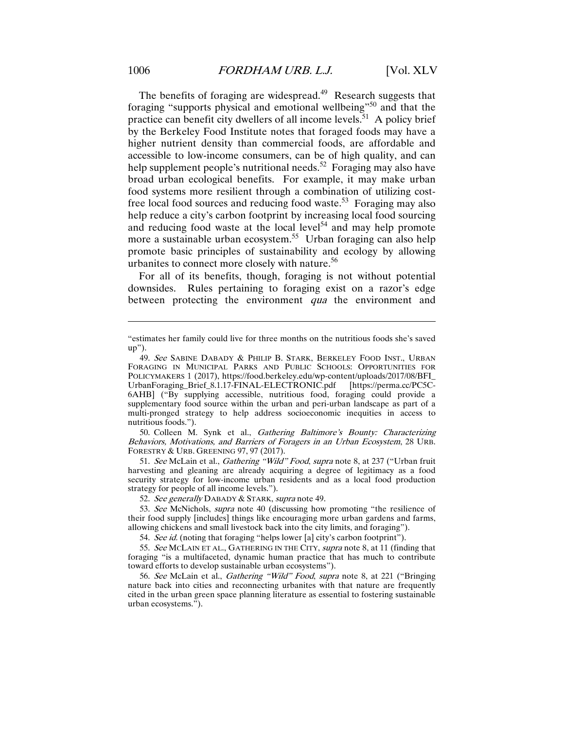The benefits of foraging are widespread.[49] Research suggests that foraging "supports physical and emotional wellbeing"[50] and that the practice can benefit city dwellers of all income levels.[51] A policy brief by the Berkeley Food Institute notes that foraged foods may have a higher nutrient density than commercial foods, are affordable and accessible to low-income consumers, can be of high quality, and can help supplement people's nutritional needs.[52] Foraging may also have broad urban ecological benefits. For example, it may make urban food systems more resilient through a combination of utilizing cost-free local food sources and reducing food waste.[53] Foraging may also help reduce a city's carbon footprint by increasing local food sourcing and reducing food waste at the local level[54] and may help promote more a sustainable urban ecosystem.[55] Urban foraging can also help promote basic principles of sustainability and ecology by allowing urbanites to connect more closely with nature.[56]

For all of its benefits, though, foraging is not without potential downsides. Rules pertaining to foraging exist on a razor's edge between protecting the environment *qua* the environment and

---

"estimates her family could live for three months on the nutritious foods she's saved up").

49. *See* SABINE DABADY & PHILIP B. STARK, BERKELEY FOOD INST., URBAN FORAGING IN MUNICIPAL PARKS AND PUBLIC SCHOOLS: OPPORTUNITIES FOR POLICYMAKERS 1 (2017), https://food.berkeley.edu/wp-content/uploads/2017/08/BFI_UrbanForaging_Brief_8.1.17-FINAL-ELECTRONIC.pdf [https://perma.cc/PC5C-6AHB] ("By supplying accessible, nutritious food, foraging could provide a supplementary food source within the urban and peri-urban landscape as part of a multi-pronged strategy to help address socioeconomic inequities in access to nutritious foods.").

50. Colleen M. Synk et al., *Gathering Baltimore's Bounty: Characterizing Behaviors, Motivations, and Barriers of Foragers in an Urban Ecosystem*, 28 URB. FORESTRY & URB. GREENING 97, 97 (2017).

51. *See* McLain et al., *Gathering "Wild" Food*, *supra* note 8, at 237 ("Urban fruit harvesting and gleaning are already acquiring a degree of legitimacy as a food security strategy for low-income urban residents and as a local food production strategy for people of all income levels.").

52. *See generally* DABADY & STARK, *supra* note 49.

53. *See* McNichols, *supra* note 40 (discussing how promoting "the resilience of their food supply [includes] things like encouraging more urban gardens and farms, allowing chickens and small livestock back into the city limits, and foraging").

54. *See id.* (noting that foraging "helps lower [a] city's carbon footprint").

55. *See* MCLAIN ET AL., GATHERING IN THE CITY, *supra* note 8, at 11 (finding that foraging "is a multifaceted, dynamic human practice that has much to contribute toward efforts to develop sustainable urban ecosystems").

56. *See* McLain et al., *Gathering "Wild" Food*, *supra* note 8, at 221 ("Bringing nature back into cities and reconnecting urbanites with that nature are frequently cited in the urban green space planning literature as essential to fostering sustainable urban ecosystems.").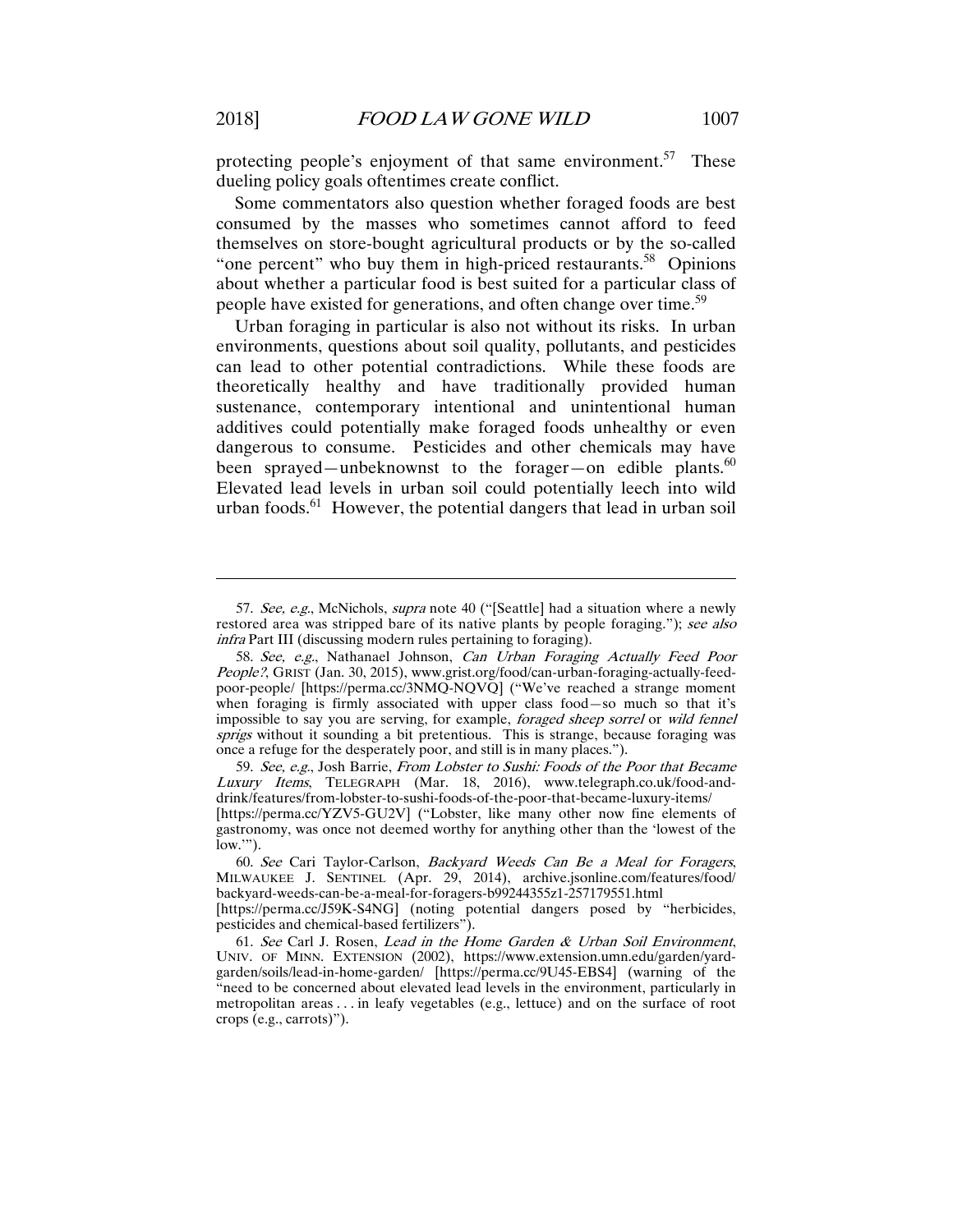protecting people's enjoyment of that same environment.[57] These dueling policy goals oftentimes create conflict.

Some commentators also question whether foraged foods are best consumed by the masses who sometimes cannot afford to feed themselves on store-bought agricultural products or by the so-called "one percent" who buy them in high-priced restaurants.[58] Opinions about whether a particular food is best suited for a particular class of people have existed for generations, and often change over time.[59]

Urban foraging in particular is also not without its risks. In urban environments, questions about soil quality, pollutants, and pesticides can lead to other potential contradictions. While these foods are theoretically healthy and have traditionally provided human sustenance, contemporary intentional and unintentional human additives could potentially make foraged foods unhealthy or even dangerous to consume. Pesticides and other chemicals may have been sprayed—unbeknownst to the forager—on edible plants.[60] Elevated lead levels in urban soil could potentially leech into wild urban foods.[61] However, the potential dangers that lead in urban soil

---

57. *See, e.g.*, McNichols, *supra* note 40 ("[Seattle] had a situation where a newly restored area was stripped bare of its native plants by people foraging."); *see also infra* Part III (discussing modern rules pertaining to foraging).

58. *See, e.g.*, Nathanael Johnson, *Can Urban Foraging Actually Feed Poor People?*, GRIST (Jan. 30, 2015), www.grist.org/food/can-urban-foraging-actually-feed-poor-people/ [https://perma.cc/3NMQ-NQVQ] ("We've reached a strange moment when foraging is firmly associated with upper class food—so much so that it's impossible to say you are serving, for example, *foraged sheep sorrel* or *wild fennel sprigs* without it sounding a bit pretentious. This is strange, because foraging was once a refuge for the desperately poor, and still is in many places.").

59. *See, e.g.*, Josh Barrie, *From Lobster to Sushi: Foods of the Poor that Became Luxury Items*, TELEGRAPH (Mar. 18, 2016), www.telegraph.co.uk/food-and-drink/features/from-lobster-to-sushi-foods-of-the-poor-that-became-luxury-items/ [https://perma.cc/YZV5-GU2V] ("Lobster, like many other now fine elements of gastronomy, was once not deemed worthy for anything other than the 'lowest of the low.'").

60. *See* Cari Taylor-Carlson, *Backyard Weeds Can Be a Meal for Foragers*, MILWAUKEE J. SENTINEL (Apr. 29, 2014), archive.jsonline.com/features/food/backyard-weeds-can-be-a-meal-for-foragers-b99244355z1-257179551.html [https://perma.cc/J59K-S4NG] (noting potential dangers posed by "herbicides, pesticides and chemical-based fertilizers").

61. *See* Carl J. Rosen, *Lead in the Home Garden & Urban Soil Environment*, UNIV. OF MINN. EXTENSION (2002), https://www.extension.umn.edu/garden/yard-garden/soils/lead-in-home-garden/ [https://perma.cc/9U45-EBS4] (warning of the "need to be concerned about elevated lead levels in the environment, particularly in metropolitan areas . . . in leafy vegetables (e.g., lettuce) and on the surface of root crops (e.g., carrots)").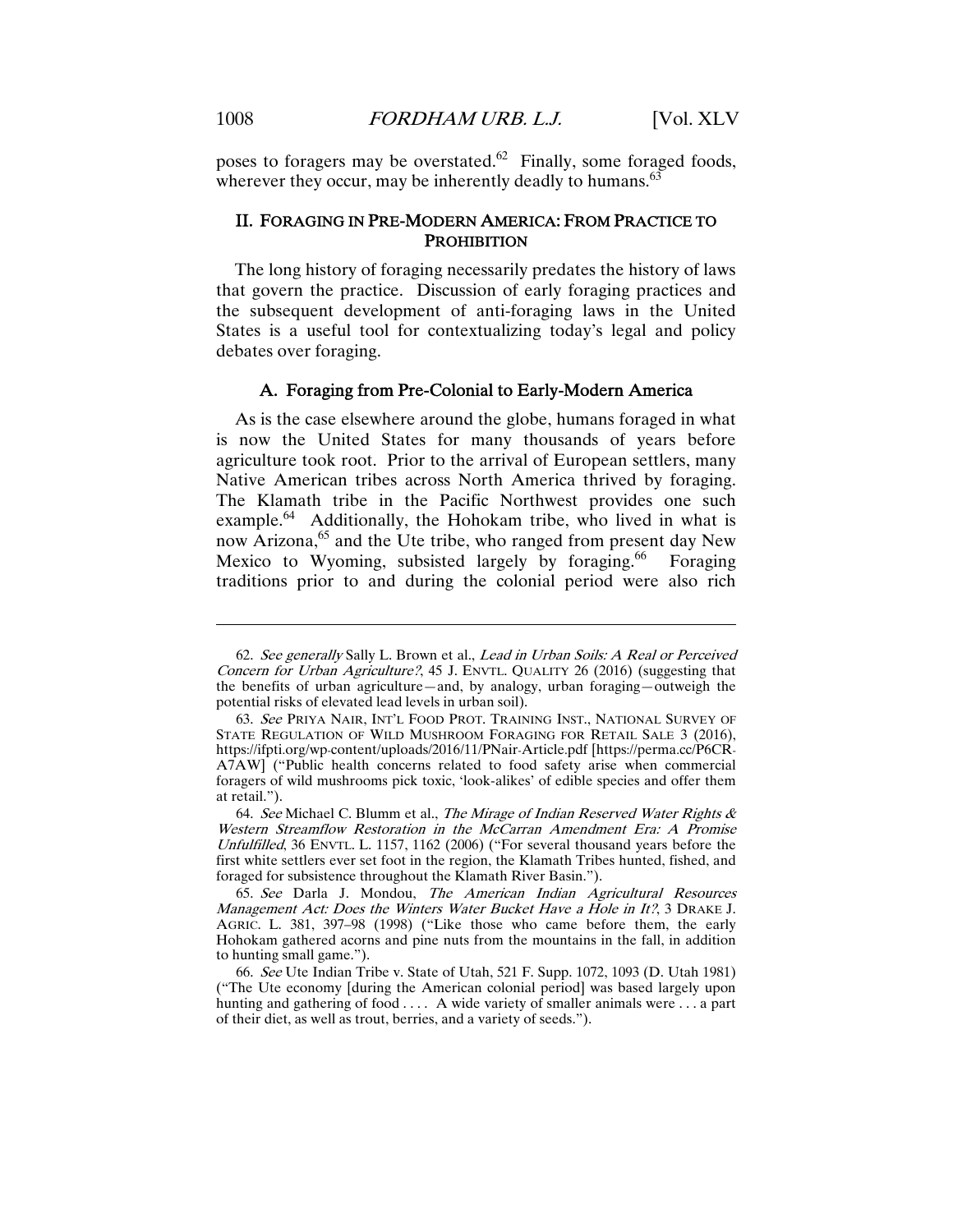poses to foragers may be overstated.[62] Finally, some foraged foods, wherever they occur, may be inherently deadly to humans.[63]

## II. FORAGING IN PRE-MODERN AMERICA: FROM PRACTICE TO PROHIBITION

The long history of foraging necessarily predates the history of laws that govern the practice. Discussion of early foraging practices and the subsequent development of anti-foraging laws in the United States is a useful tool for contextualizing today's legal and policy debates over foraging.

### A. Foraging from Pre-Colonial to Early-Modern America

As is the case elsewhere around the globe, humans foraged in what is now the United States for many thousands of years before agriculture took root. Prior to the arrival of European settlers, many Native American tribes across North America thrived by foraging. The Klamath tribe in the Pacific Northwest provides one such example.[64] Additionally, the Hohokam tribe, who lived in what is now Arizona,[65] and the Ute tribe, who ranged from present day New Mexico to Wyoming, subsisted largely by foraging.[66] Foraging traditions prior to and during the colonial period were also rich

---

62. *See generally* Sally L. Brown et al., *Lead in Urban Soils: A Real or Perceived Concern for Urban Agriculture?*, 45 J. ENVTL. QUALITY 26 (2016) (suggesting that the benefits of urban agriculture—and, by analogy, urban foraging—outweigh the potential risks of elevated lead levels in urban soil).

63. *See* PRIYA NAIR, INT'L FOOD PROT. TRAINING INST., NATIONAL SURVEY OF STATE REGULATION OF WILD MUSHROOM FORAGING FOR RETAIL SALE 3 (2016), https://ifpti.org/wp-content/uploads/2016/11/PNair-Article.pdf [https://perma.cc/P6CR-A7AW] ("Public health concerns related to food safety arise when commercial foragers of wild mushrooms pick toxic, 'look-alikes' of edible species and offer them at retail.").

64. *See* Michael C. Blumm et al., *The Mirage of Indian Reserved Water Rights & Western Streamflow Restoration in the McCarran Amendment Era: A Promise Unfulfilled*, 36 ENVTL. L. 1157, 1162 (2006) ("For several thousand years before the first white settlers ever set foot in the region, the Klamath Tribes hunted, fished, and foraged for subsistence throughout the Klamath River Basin.").

65. *See* Darla J. Mondou, *The American Indian Agricultural Resources Management Act: Does the Winters Water Bucket Have a Hole in It?*, 3 DRAKE J. AGRIC. L. 381, 397–98 (1998) ("Like those who came before them, the early Hohokam gathered acorns and pine nuts from the mountains in the fall, in addition to hunting small game.").

66. *See* Ute Indian Tribe v. State of Utah, 521 F. Supp. 1072, 1093 (D. Utah 1981) ("The Ute economy [during the American colonial period] was based largely upon hunting and gathering of food . . . . A wide variety of smaller animals were . . . a part of their diet, as well as trout, berries, and a variety of seeds.").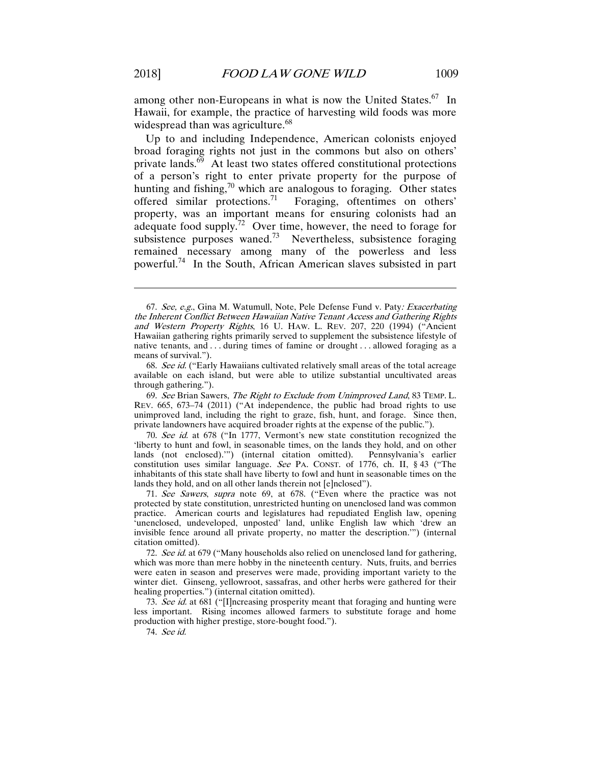among other non-Europeans in what is now the United States.[67] In Hawaii, for example, the practice of harvesting wild foods was more widespread than was agriculture.[68]

Up to and including Independence, American colonists enjoyed broad foraging rights not just in the commons but also on others' private lands.[69] At least two states offered constitutional protections of a person's right to enter private property for the purpose of hunting and fishing,[70] which are analogous to foraging. Other states offered similar protections.[71] Foraging, oftentimes on others' property, was an important means for ensuring colonists had an adequate food supply.[72] Over time, however, the need to forage for subsistence purposes waned.[73] Nevertheless, subsistence foraging remained necessary among many of the powerless and less powerful.[74] In the South, African American slaves subsisted in part

---

67. *See, e.g.*, Gina M. Watumull, Note, Pele Defense Fund v. Paty*: Exacerbating the Inherent Conflict Between Hawaiian Native Tenant Access and Gathering Rights and Western Property Rights*, 16 U. HAW. L. REV. 207, 220 (1994) ("Ancient Hawaiian gathering rights primarily served to supplement the subsistence lifestyle of native tenants, and . . . during times of famine or drought . . . allowed foraging as a means of survival.").

68. *See id.* ("Early Hawaiians cultivated relatively small areas of the total acreage available on each island, but were able to utilize substantial uncultivated areas through gathering.").

69. *See* Brian Sawers, *The Right to Exclude from Unimproved Land*, 83 TEMP. L. REV. 665, 673–74 (2011) ("At independence, the public had broad rights to use unimproved land, including the right to graze, fish, hunt, and forage. Since then, private landowners have acquired broader rights at the expense of the public.").

70. *See id.* at 678 ("In 1777, Vermont's new state constitution recognized the 'liberty to hunt and fowl, in seasonable times, on the lands they hold, and on other lands (not enclosed).'") (internal citation omitted). Pennsylvania's earlier constitution uses similar language. *See* PA. CONST. of 1776, ch. II, § 43 ("The inhabitants of this state shall have liberty to fowl and hunt in seasonable times on the lands they hold, and on all other lands therein not [e]nclosed").

71. *See Sawers*, *supra* note 69, at 678. ("Even where the practice was not protected by state constitution, unrestricted hunting on unenclosed land was common practice. American courts and legislatures had repudiated English law, opening 'unenclosed, undeveloped, unposted' land, unlike English law which 'drew an invisible fence around all private property, no matter the description.'") (internal citation omitted).

72. *See id.* at 679 ("Many households also relied on unenclosed land for gathering, which was more than mere hobby in the nineteenth century. Nuts, fruits, and berries were eaten in season and preserves were made, providing important variety to the winter diet. Ginseng, yellowroot, sassafras, and other herbs were gathered for their healing properties.") (internal citation omitted).

73. *See id.* at 681 ("[I]ncreasing prosperity meant that foraging and hunting were less important. Rising incomes allowed farmers to substitute forage and home production with higher prestige, store-bought food.").

74. *See id.*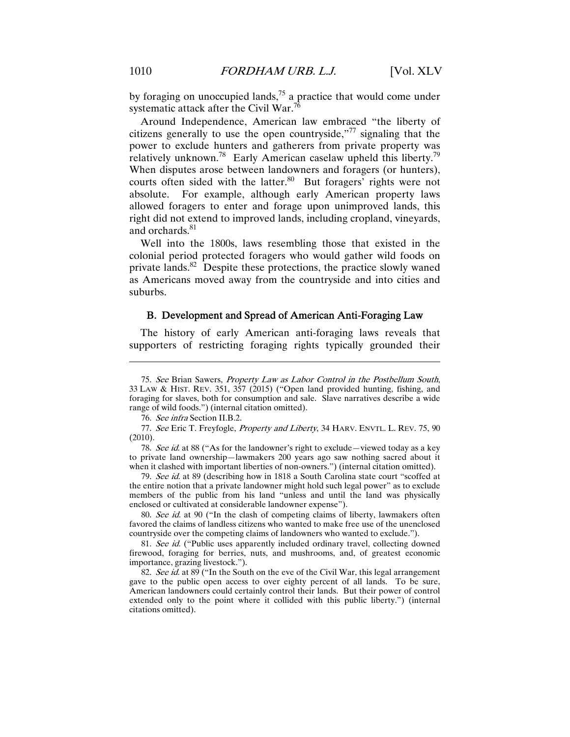by foraging on unoccupied lands,[75] a practice that would come under systematic attack after the Civil War.[76]

Around Independence, American law embraced "the liberty of citizens generally to use the open countryside,"[77] signaling that the power to exclude hunters and gatherers from private property was relatively unknown.[78] Early American caselaw upheld this liberty.[79] When disputes arose between landowners and foragers (or hunters), courts often sided with the latter.[80] But foragers' rights were not absolute. For example, although early American property laws allowed foragers to enter and forage upon unimproved lands, this right did not extend to improved lands, including cropland, vineyards, and orchards.[81]

Well into the 1800s, laws resembling those that existed in the colonial period protected foragers who would gather wild foods on private lands.[82] Despite these protections, the practice slowly waned as Americans moved away from the countryside and into cities and suburbs.

### B. Development and Spread of American Anti-Foraging Law

The history of early American anti-foraging laws reveals that supporters of restricting foraging rights typically grounded their

---

75. *See* Brian Sawers, *Property Law as Labor Control in the Postbellum South*, 33 LAW & HIST. REV. 351, 357 (2015) ("Open land provided hunting, fishing, and foraging for slaves, both for consumption and sale. Slave narratives describe a wide range of wild foods.") (internal citation omitted).

76. *See infra* Section II.B.2.

77. *See* Eric T. Freyfogle, *Property and Liberty*, 34 HARV. ENVTL. L. REV. 75, 90 (2010).

78. *See id.* at 88 ("As for the landowner's right to exclude—viewed today as a key to private land ownership—lawmakers 200 years ago saw nothing sacred about it when it clashed with important liberties of non-owners.") (internal citation omitted).

79. *See id.* at 89 (describing how in 1818 a South Carolina state court "scoffed at the entire notion that a private landowner might hold such legal power" as to exclude members of the public from his land "unless and until the land was physically enclosed or cultivated at considerable landowner expense").

80. *See id.* at 90 ("In the clash of competing claims of liberty, lawmakers often favored the claims of landless citizens who wanted to make free use of the unenclosed countryside over the competing claims of landowners who wanted to exclude.").

81. *See id.* ("Public uses apparently included ordinary travel, collecting downed firewood, foraging for berries, nuts, and mushrooms, and, of greatest economic importance, grazing livestock.").

82. *See id.* at 89 ("In the South on the eve of the Civil War, this legal arrangement gave to the public open access to over eighty percent of all lands. To be sure, American landowners could certainly control their lands. But their power of control extended only to the point where it collided with this public liberty.") (internal citations omitted).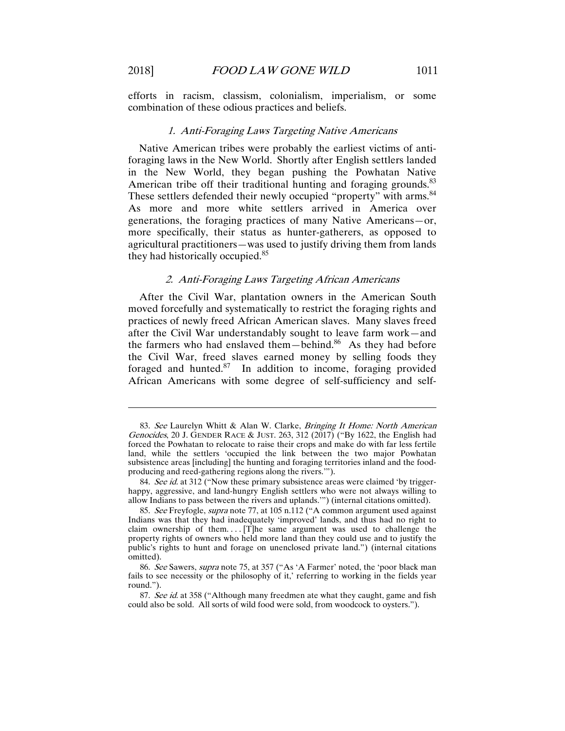efforts in racism, classism, colonialism, imperialism, or some combination of these odious practices and beliefs.

### *1. Anti-Foraging Laws Targeting Native Americans*

Native American tribes were probably the earliest victims of anti-foraging laws in the New World. Shortly after English settlers landed in the New World, they began pushing the Powhatan Native American tribe off their traditional hunting and foraging grounds.[83] These settlers defended their newly occupied "property" with arms.[84] As more and more white settlers arrived in America over generations, the foraging practices of many Native Americans—or, more specifically, their status as hunter-gatherers, as opposed to agricultural practitioners—was used to justify driving them from lands they had historically occupied.[85]

### *2. Anti-Foraging Laws Targeting African Americans*

After the Civil War, plantation owners in the American South moved forcefully and systematically to restrict the foraging rights and practices of newly freed African American slaves. Many slaves freed after the Civil War understandably sought to leave farm work—and the farmers who had enslaved them—behind.[86] As they had before the Civil War, freed slaves earned money by selling foods they foraged and hunted.[87] In addition to income, foraging provided African Americans with some degree of self-sufficiency and self-

---

83. *See* Laurelyn Whitt & Alan W. Clarke, *Bringing It Home: North American Genocides*, 20 J. GENDER RACE & JUST. 263, 312 (2017) ("By 1622, the English had forced the Powhatan to relocate to raise their crops and make do with far less fertile land, while the settlers 'occupied the link between the two major Powhatan subsistence areas [including] the hunting and foraging territories inland and the food-producing and reed-gathering regions along the rivers.'").

84. *See id.* at 312 ("Now these primary subsistence areas were claimed 'by trigger-happy, aggressive, and land-hungry English settlers who were not always willing to allow Indians to pass between the rivers and uplands.'") (internal citations omitted).

85. *See* Freyfogle, *supra* note 77, at 105 n.112 ("A common argument used against Indians was that they had inadequately 'improved' lands, and thus had no right to claim ownership of them. . . . [T]he same argument was used to challenge the property rights of owners who held more land than they could use and to justify the public's rights to hunt and forage on unenclosed private land.") (internal citations omitted).

86. *See* Sawers, *supra* note 75, at 357 ("As 'A Farmer' noted, the 'poor black man fails to see necessity or the philosophy of it,' referring to working in the fields year round.").

87. *See id.* at 358 ("Although many freedmen ate what they caught, game and fish could also be sold. All sorts of wild food were sold, from woodcock to oysters.").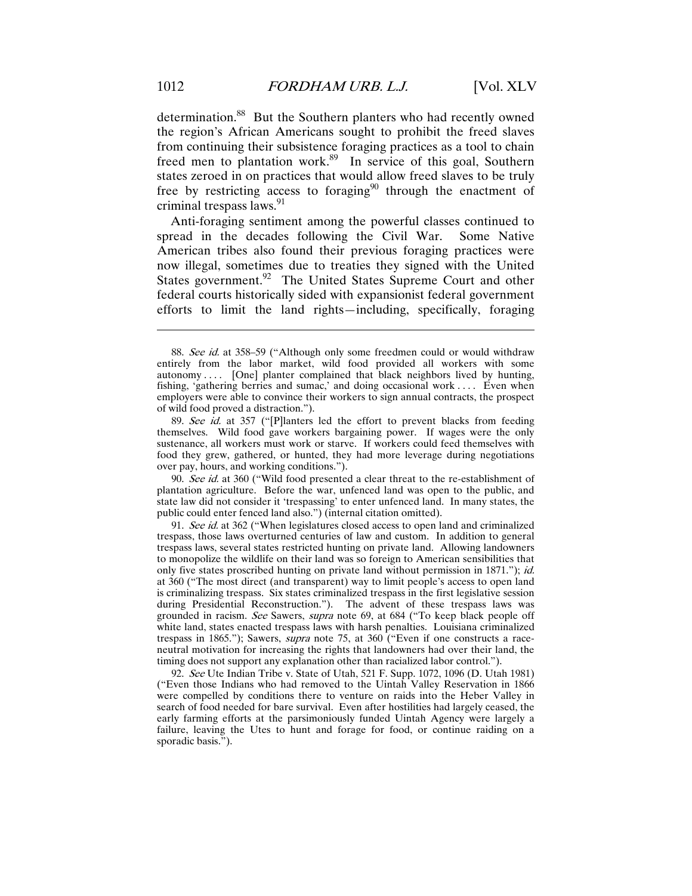determination.[88] But the Southern planters who had recently owned the region's African Americans sought to prohibit the freed slaves from continuing their subsistence foraging practices as a tool to chain freed men to plantation work.[89] In service of this goal, Southern states zeroed in on practices that would allow freed slaves to be truly free by restricting access to foraging[90] through the enactment of criminal trespass laws.[91]

Anti-foraging sentiment among the powerful classes continued to spread in the decades following the Civil War. Some Native American tribes also found their previous foraging practices were now illegal, sometimes due to treaties they signed with the United States government.[92] The United States Supreme Court and other federal courts historically sided with expansionist federal government efforts to limit the land rights—including, specifically, foraging

---

88. *See id.* at 358–59 ("Although only some freedmen could or would withdraw entirely from the labor market, wild food provided all workers with some autonomy . . . . [One] planter complained that black neighbors lived by hunting, fishing, 'gathering berries and sumac,' and doing occasional work . . . . Even when employers were able to convince their workers to sign annual contracts, the prospect of wild food proved a distraction.").

89. *See id.* at 357 ("[P]lanters led the effort to prevent blacks from feeding themselves. Wild food gave workers bargaining power. If wages were the only sustenance, all workers must work or starve. If workers could feed themselves with food they grew, gathered, or hunted, they had more leverage during negotiations over pay, hours, and working conditions.").

90. *See id.* at 360 ("Wild food presented a clear threat to the re-establishment of plantation agriculture. Before the war, unfenced land was open to the public, and state law did not consider it 'trespassing' to enter unfenced land. In many states, the public could enter fenced land also.") (internal citation omitted).

91. *See id.* at 362 ("When legislatures closed access to open land and criminalized trespass, those laws overturned centuries of law and custom. In addition to general trespass laws, several states restricted hunting on private land. Allowing landowners to monopolize the wildlife on their land was so foreign to American sensibilities that only five states proscribed hunting on private land without permission in 1871."); *id.* at 360 ("The most direct (and transparent) way to limit people's access to open land is criminalizing trespass. Six states criminalized trespass in the first legislative session during Presidential Reconstruction."). The advent of these trespass laws was grounded in racism. *See* Sawers, *supra* note 69, at 684 ("To keep black people off white land, states enacted trespass laws with harsh penalties. Louisiana criminalized trespass in 1865."); Sawers, *supra* note 75, at 360 ("Even if one constructs a race-neutral motivation for increasing the rights that landowners had over their land, the timing does not support any explanation other than racialized labor control.").

92. *See* Ute Indian Tribe v. State of Utah, 521 F. Supp. 1072, 1096 (D. Utah 1981) ("Even those Indians who had removed to the Uintah Valley Reservation in 1866 were compelled by conditions there to venture on raids into the Heber Valley in search of food needed for bare survival. Even after hostilities had largely ceased, the early farming efforts at the parsimoniously funded Uintah Agency were largely a failure, leaving the Utes to hunt and forage for food, or continue raiding on a sporadic basis.").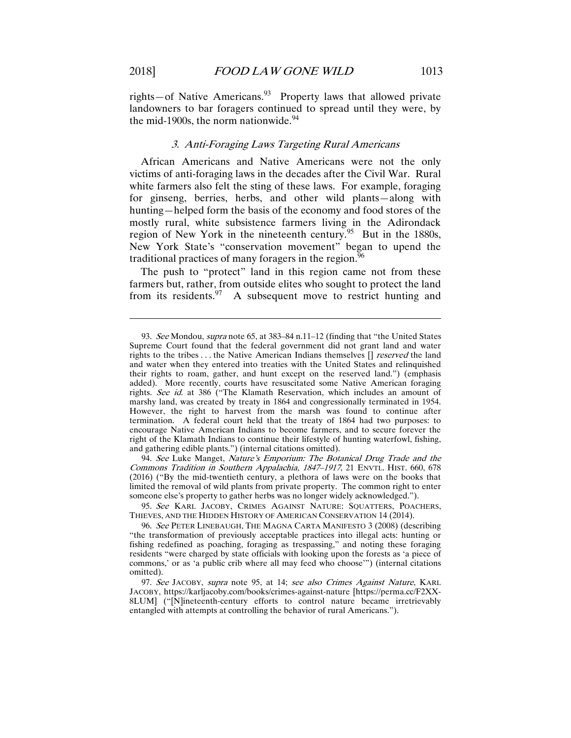rights—of Native Americans.[93] Property laws that allowed private landowners to bar foragers continued to spread until they were, by the mid-1900s, the norm nationwide.[94]

### *3. Anti-Foraging Laws Targeting Rural Americans*

African Americans and Native Americans were not the only victims of anti-foraging laws in the decades after the Civil War. Rural white farmers also felt the sting of these laws. For example, foraging for ginseng, berries, herbs, and other wild plants—along with hunting—helped form the basis of the economy and food stores of the mostly rural, white subsistence farmers living in the Adirondack region of New York in the nineteenth century.[95] But in the 1880s, New York State's "conservation movement" began to upend the traditional practices of many foragers in the region.[96]

The push to "protect" land in this region came not from these farmers but, rather, from outside elites who sought to protect the land from its residents.[97] A subsequent move to restrict hunting and

---

93. *See* Mondou, *supra* note 65, at 383–84 n.11–12 (finding that "the United States Supreme Court found that the federal government did not grant land and water rights to the tribes . . . the Native American Indians themselves [] *reserved* the land and water when they entered into treaties with the United States and relinquished their rights to roam, gather, and hunt except on the reserved land.") (emphasis added). More recently, courts have resuscitated some Native American foraging rights. *See id.* at 386 ("The Klamath Reservation, which includes an amount of marshy land, was created by treaty in 1864 and congressionally terminated in 1954. However, the right to harvest from the marsh was found to continue after termination. A federal court held that the treaty of 1864 had two purposes: to encourage Native American Indians to become farmers, and to secure forever the right of the Klamath Indians to continue their lifestyle of hunting waterfowl, fishing, and gathering edible plants.") (internal citations omitted).

94. *See* Luke Manget, *Nature's Emporium: The Botanical Drug Trade and the Commons Tradition in Southern Appalachia, 1847–1917*, 21 ENVTL. HIST. 660, 678 (2016) ("By the mid-twentieth century, a plethora of laws were on the books that limited the removal of wild plants from private property. The common right to enter someone else's property to gather herbs was no longer widely acknowledged.").

95. *See* KARL JACOBY, CRIMES AGAINST NATURE: SQUATTERS, POACHERS, THIEVES, AND THE HIDDEN HISTORY OF AMERICAN CONSERVATION 14 (2014).

96. *See* PETER LINEBAUGH, THE MAGNA CARTA MANIFESTO 3 (2008) (describing "the transformation of previously acceptable practices into illegal acts: hunting or fishing redefined as poaching, foraging as trespassing," and noting these foraging residents "were charged by state officials with looking upon the forests as 'a piece of commons,' or as 'a public crib where all may feed who choose'") (internal citations omitted).

97. *See* JACOBY, *supra* note 95, at 14; *see also Crimes Against Nature*, KARL JACOBY, https://karljacoby.com/books/crimes-against-nature [https://perma.cc/F2XX-8LUM] ("[N]ineteenth-century efforts to control nature became irretrievably entangled with attempts at controlling the behavior of rural Americans.").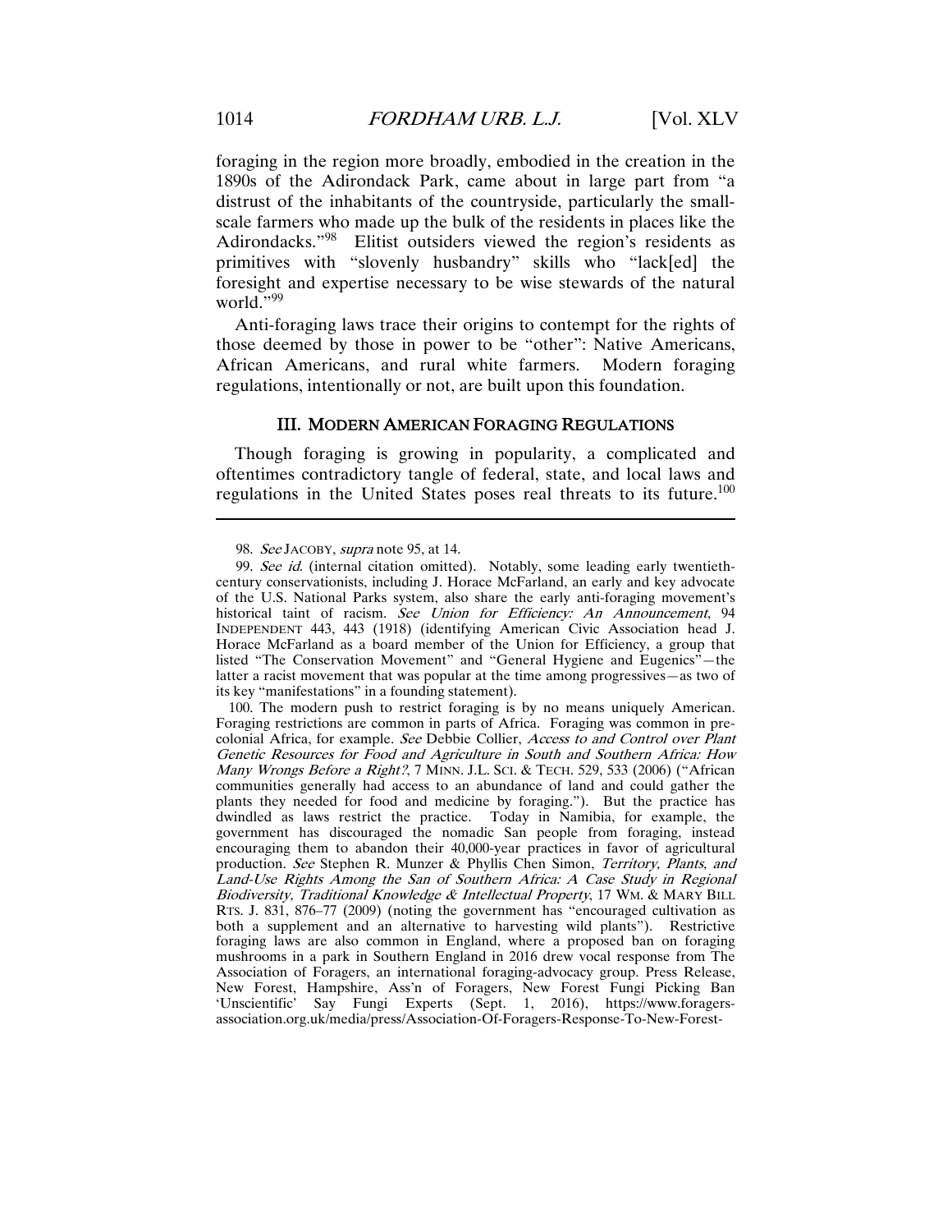foraging in the region more broadly, embodied in the creation in the 1890s of the Adirondack Park, came about in large part from "a distrust of the inhabitants of the countryside, particularly the small-scale farmers who made up the bulk of the residents in places like the Adirondacks."[98] Elitist outsiders viewed the region's residents as primitives with "slovenly husbandry" skills who "lack[ed] the foresight and expertise necessary to be wise stewards of the natural world."[99]

Anti-foraging laws trace their origins to contempt for the rights of those deemed by those in power to be "other": Native Americans, African Americans, and rural white farmers. Modern foraging regulations, intentionally or not, are built upon this foundation.

## III. MODERN AMERICAN FORAGING REGULATIONS

Though foraging is growing in popularity, a complicated and oftentimes contradictory tangle of federal, state, and local laws and regulations in the United States poses real threats to its future.[100]

---

98. *See* JACOBY, *supra* note 95, at 14.

99. *See id.* (internal citation omitted). Notably, some leading early twentieth-century conservationists, including J. Horace McFarland, an early and key advocate of the U.S. National Parks system, also share the early anti-foraging movement's historical taint of racism. *See Union for Efficiency: An Announcement*, 94 INDEPENDENT 443, 443 (1918) (identifying American Civic Association head J. Horace McFarland as a board member of the Union for Efficiency, a group that listed "The Conservation Movement" and "General Hygiene and Eugenics"—the latter a racist movement that was popular at the time among progressives—as two of its key "manifestations" in a founding statement).

100. The modern push to restrict foraging is by no means uniquely American. Foraging restrictions are common in parts of Africa. Foraging was common in pre-colonial Africa, for example. *See* Debbie Collier, *Access to and Control over Plant Genetic Resources for Food and Agriculture in South and Southern Africa: How Many Wrongs Before a Right?*, 7 MINN. J.L. SCI. & TECH. 529, 533 (2006) ("African communities generally had access to an abundance of land and could gather the plants they needed for food and medicine by foraging."). But the practice has dwindled as laws restrict the practice. Today in Namibia, for example, the government has discouraged the nomadic San people from foraging, instead encouraging them to abandon their 40,000-year practices in favor of agricultural production. *See* Stephen R. Munzer & Phyllis Chen Simon, *Territory, Plants, and Land-Use Rights Among the San of Southern Africa: A Case Study in Regional Biodiversity, Traditional Knowledge & Intellectual Property*, 17 WM. & MARY BILL RTS. J. 831, 876–77 (2009) (noting the government has "encouraged cultivation as both a supplement and an alternative to harvesting wild plants"). Restrictive foraging laws are also common in England, where a proposed ban on foraging mushrooms in a park in Southern England in 2016 drew vocal response from The Association of Foragers, an international foraging-advocacy group. Press Release, New Forest, Hampshire, Ass'n of Foragers, New Forest Fungi Picking Ban 'Unscientific' Say Fungi Experts (Sept. 1, 2016), https://www.foragers-association.org.uk/media/press/Association-Of-Foragers-Response-To-New-Forest-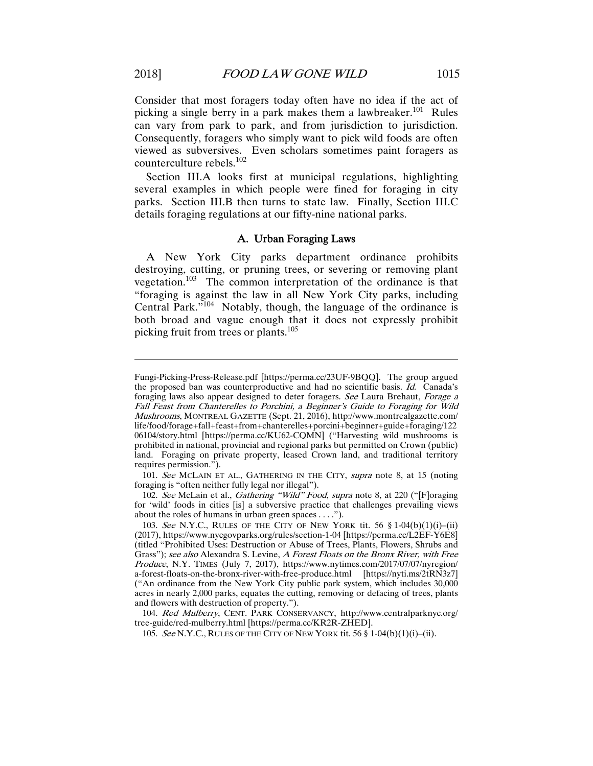Consider that most foragers today often have no idea if the act of picking a single berry in a park makes them a lawbreaker.[101] Rules can vary from park to park, and from jurisdiction to jurisdiction. Consequently, foragers who simply want to pick wild foods are often viewed as subversives. Even scholars sometimes paint foragers as counterculture rebels.[102]

Section III.A looks first at municipal regulations, highlighting several examples in which people were fined for foraging in city parks. Section III.B then turns to state law. Finally, Section III.C details foraging regulations at our fifty-nine national parks.

### A. Urban Foraging Laws

A New York City parks department ordinance prohibits destroying, cutting, or pruning trees, or severing or removing plant vegetation.[103] The common interpretation of the ordinance is that "foraging is against the law in all New York City parks, including Central Park."[104] Notably, though, the language of the ordinance is both broad and vague enough that it does not expressly prohibit picking fruit from trees or plants.[105]

---

Fungi-Picking-Press-Release.pdf [https://perma.cc/23UF-9BQQ]. The group argued the proposed ban was counterproductive and had no scientific basis. *Id.* Canada's foraging laws also appear designed to deter foragers. *See* Laura Brehaut, *Forage a Fall Feast from Chanterelles to Porchini, a Beginner's Guide to Foraging for Wild Mushrooms*, MONTREAL GAZETTE (Sept. 21, 2016), http://www.montrealgazette.com/life/food/forage+fall+feast+from+chanterelles+porcini+beginner+guide+foraging/12206104/story.html [https://perma.cc/KU62-CQMN] ("Harvesting wild mushrooms is prohibited in national, provincial and regional parks but permitted on Crown (public) land. Foraging on private property, leased Crown land, and traditional territory requires permission.").

101. *See* MCLAIN ET AL., GATHERING IN THE CITY, *supra* note 8, at 15 (noting foraging is "often neither fully legal nor illegal").

102. *See* McLain et al., *Gathering "Wild" Food*, *supra* note 8, at 220 ("[F]oraging for 'wild' foods in cities [is] a subversive practice that challenges prevailing views about the roles of humans in urban green spaces . . . .").

103. *See* N.Y.C., RULES OF THE CITY OF NEW YORK tit. 56 § 1-04(b)(1)(i)–(ii) (2017), https://www.nycgovparks.org/rules/section-1-04 [https://perma.cc/L2EF-Y6E8] (titled "Prohibited Uses: Destruction or Abuse of Trees, Plants, Flowers, Shrubs and Grass"); *see also* Alexandra S. Levine, *A Forest Floats on the Bronx River, with Free Produce*, N.Y. TIMES (July 7, 2017), https://www.nytimes.com/2017/07/07/nyregion/a-forest-floats-on-the-bronx-river-with-free-produce.html [https://nyti.ms/2tRN3z7] ("An ordinance from the New York City public park system, which includes 30,000 acres in nearly 2,000 parks, equates the cutting, removing or defacing of trees, plants and flowers with destruction of property.").

104. *Red Mulberry*, CENT. PARK CONSERVANCY, http://www.centralparknyc.org/tree-guide/red-mulberry.html [https://perma.cc/KR2R-ZHED].

105. *See* N.Y.C., RULES OF THE CITY OF NEW YORK tit. 56 § 1-04(b)(1)(i)–(ii).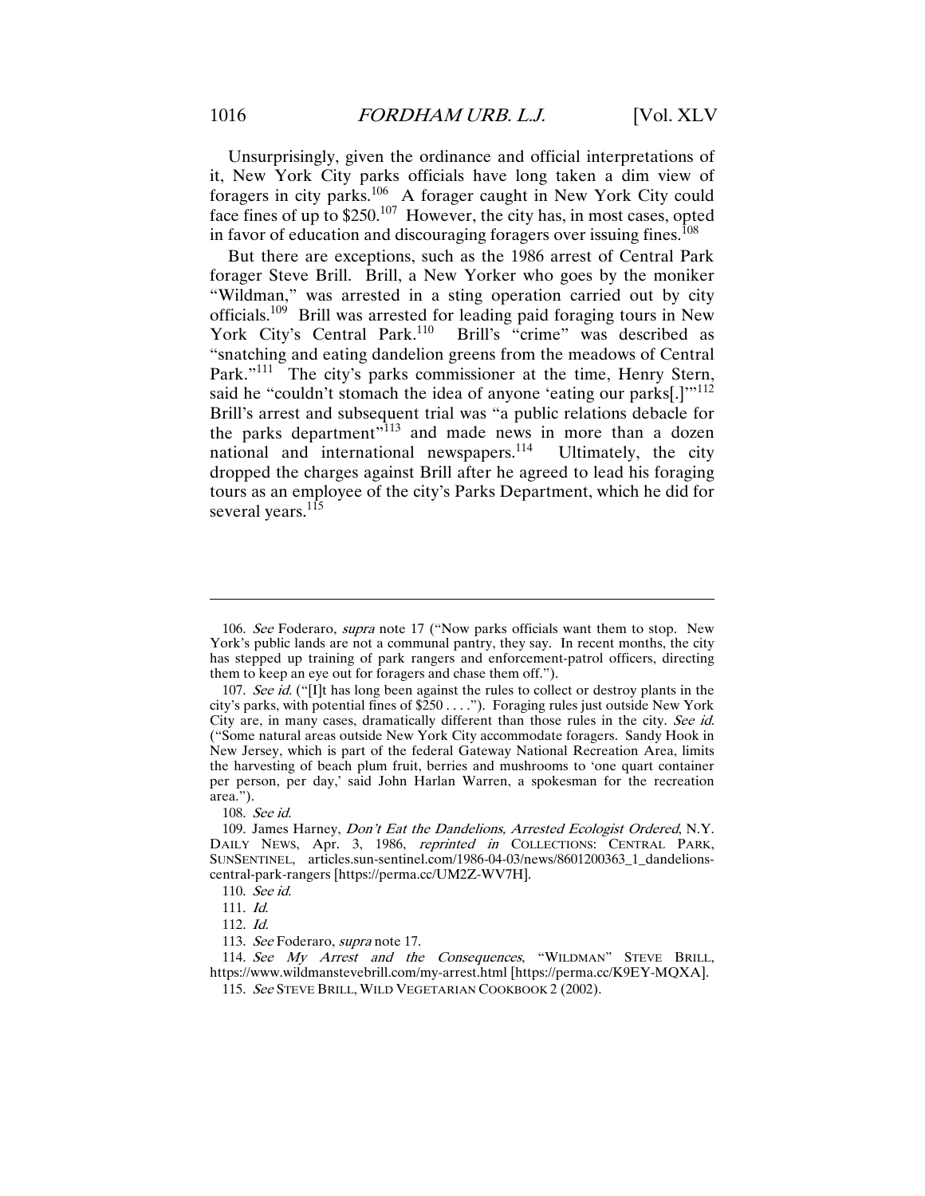Unsurprisingly, given the ordinance and official interpretations of it, New York City parks officials have long taken a dim view of foragers in city parks.[106] A forager caught in New York City could face fines of up to $250.[107] However, the city has, in most cases, opted in favor of education and discouraging foragers over issuing fines.[108]

But there are exceptions, such as the 1986 arrest of Central Park forager Steve Brill. Brill, a New Yorker who goes by the moniker "Wildman," was arrested in a sting operation carried out by city officials.[109] Brill was arrested for leading paid foraging tours in New York City's Central Park.[110] Brill's "crime" was described as "snatching and eating dandelion greens from the meadows of Central Park."[111] The city's parks commissioner at the time, Henry Stern, said he "couldn't stomach the idea of anyone 'eating our parks[.]'"[112] Brill's arrest and subsequent trial was "a public relations debacle for the parks department"[113] and made news in more than a dozen national and international newspapers.[114] Ultimately, the city dropped the charges against Brill after he agreed to lead his foraging tours as an employee of the city's Parks Department, which he did for several years.[115]

---

106. *See* Foderaro, *supra* note 17 ("Now parks officials want them to stop. New York's public lands are not a communal pantry, they say. In recent months, the city has stepped up training of park rangers and enforcement-patrol officers, directing them to keep an eye out for foragers and chase them off.").

107. *See id.* ("[I]t has long been against the rules to collect or destroy plants in the city's parks, with potential fines of $250 . . . ."). Foraging rules just outside New York City are, in many cases, dramatically different than those rules in the city. *See id.* ("Some natural areas outside New York City accommodate foragers. Sandy Hook in New Jersey, which is part of the federal Gateway National Recreation Area, limits the harvesting of beach plum fruit, berries and mushrooms to 'one quart container per person, per day,' said John Harlan Warren, a spokesman for the recreation area.").

108. *See id.*

109. James Harney, *Don't Eat the Dandelions, Arrested Ecologist Ordered*, N.Y. DAILY NEWS, Apr. 3, 1986, *reprinted in* COLLECTIONS: CENTRAL PARK, SUNSENTINEL, articles.sun-sentinel.com/1986-04-03/news/8601200363_1_dandelions-central-park-rangers [https://perma.cc/UM2Z-WV7H].

110. *See id.*

111. *Id.*

112. *Id.*

113. *See* Foderaro, *supra* note 17.

114. *See My Arrest and the Consequences*, "WILDMAN" STEVE BRILL, https://www.wildmanstevebrill.com/my-arrest.html [https://perma.cc/K9EY-MQXA].

115. *See* STEVE BRILL, WILD VEGETARIAN COOKBOOK 2 (2002).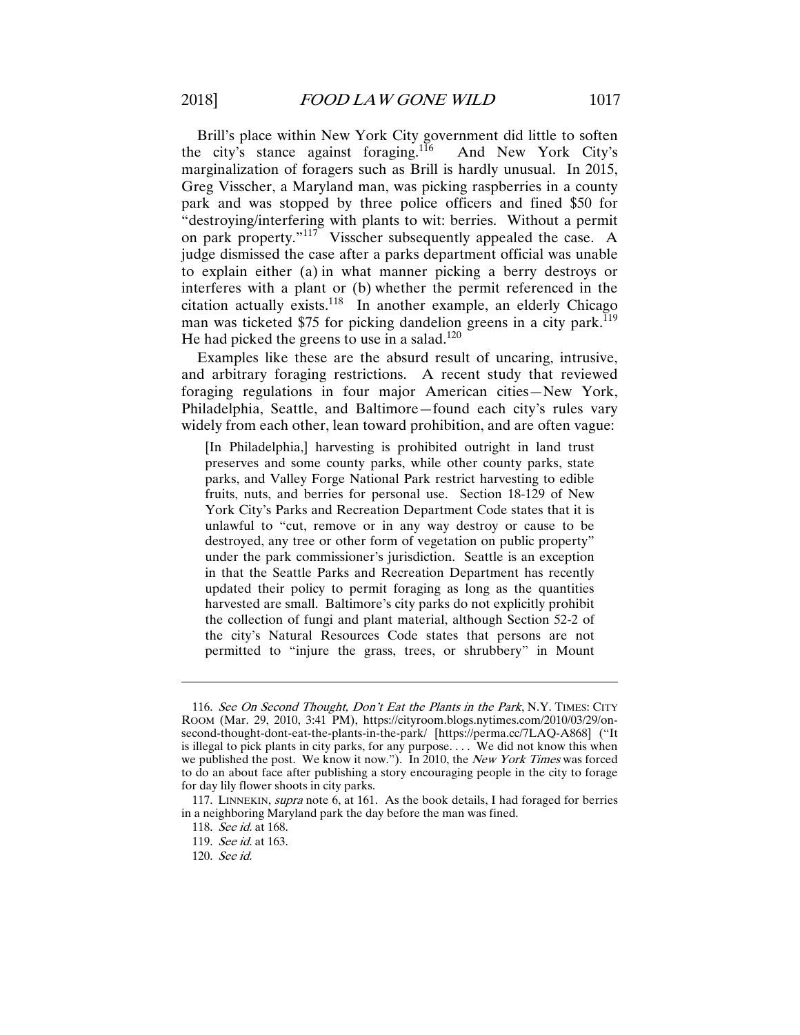Brill's place within New York City government did little to soften the city's stance against foraging.[116] And New York City's marginalization of foragers such as Brill is hardly unusual. In 2015, Greg Visscher, a Maryland man, was picking raspberries in a county park and was stopped by three police officers and fined $50 for "destroying/interfering with plants to wit: berries. Without a permit on park property."[117] Visscher subsequently appealed the case. A judge dismissed the case after a parks department official was unable to explain either (a) in what manner picking a berry destroys or interferes with a plant or (b) whether the permit referenced in the citation actually exists.[118] In another example, an elderly Chicago man was ticketed $75 for picking dandelion greens in a city park.[119] He had picked the greens to use in a salad.[120]

Examples like these are the absurd result of uncaring, intrusive, and arbitrary foraging restrictions. A recent study that reviewed foraging regulations in four major American cities—New York, Philadelphia, Seattle, and Baltimore—found each city's rules vary widely from each other, lean toward prohibition, and are often vague:

> [In Philadelphia,] harvesting is prohibited outright in land trust preserves and some county parks, while other county parks, state parks, and Valley Forge National Park restrict harvesting to edible fruits, nuts, and berries for personal use. Section 18-129 of New York City's Parks and Recreation Department Code states that it is unlawful to "cut, remove or in any way destroy or cause to be destroyed, any tree or other form of vegetation on public property" under the park commissioner's jurisdiction. Seattle is an exception in that the Seattle Parks and Recreation Department has recently updated their policy to permit foraging as long as the quantities harvested are small. Baltimore's city parks do not explicitly prohibit the collection of fungi and plant material, although Section 52-2 of the city's Natural Resources Code states that persons are not permitted to "injure the grass, trees, or shrubbery" in Mount

---

116. *See On Second Thought, Don't Eat the Plants in the Park*, N.Y. TIMES: CITY ROOM (Mar. 29, 2010, 3:41 PM), https://cityroom.blogs.nytimes.com/2010/03/29/on-second-thought-dont-eat-the-plants-in-the-park/ [https://perma.cc/7LAQ-A868] ("It is illegal to pick plants in city parks, for any purpose. . . . We did not know this when we published the post. We know it now."). In 2010, the *New York Times* was forced to do an about face after publishing a story encouraging people in the city to forage for day lily flower shoots in city parks.

117. LINNEKIN, *supra* note 6, at 161. As the book details, I had foraged for berries in a neighboring Maryland park the day before the man was fined.

118. *See id.* at 168.

119. *See id.* at 163.

120. *See id.*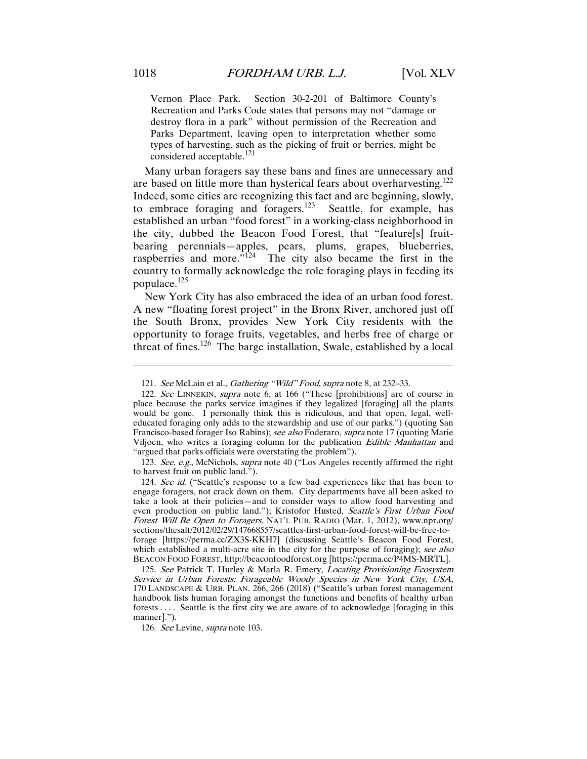Vernon Place Park. Section 30-2-201 of Baltimore County's Recreation and Parks Code states that persons may not "damage or destroy flora in a park" without permission of the Recreation and Parks Department, leaving open to interpretation whether some types of harvesting, such as the picking of fruit or berries, might be considered acceptable.[121]

Many urban foragers say these bans and fines are unnecessary and are based on little more than hysterical fears about overharvesting.[122] Indeed, some cities are recognizing this fact and are beginning, slowly, to embrace foraging and foragers.[123] Seattle, for example, has established an urban "food forest" in a working-class neighborhood in the city, dubbed the Beacon Food Forest, that "feature[s] fruit-bearing perennials—apples, pears, plums, grapes, blueberries, raspberries and more."[124] The city also became the first in the country to formally acknowledge the role foraging plays in feeding its populace.[125]

New York City has also embraced the idea of an urban food forest. A new "floating forest project" in the Bronx River, anchored just off the South Bronx, provides New York City residents with the opportunity to forage fruits, vegetables, and herbs free of charge or threat of fines.[126] The barge installation, Swale, established by a local

---

121. *See* McLain et al., *Gathering "Wild" Food*, *supra* note 8, at 232–33.

122. *See* LINNEKIN, *supra* note 6, at 166 ("These [prohibitions] are of course in place because the parks service imagines if they legalized [foraging] all the plants would be gone. I personally think this is ridiculous, and that open, legal, well-educated foraging only adds to the stewardship and use of our parks.") (quoting San Francisco-based forager Iso Rabins); *see also* Foderaro, *supra* note 17 (quoting Marie Viljoen, who writes a foraging column for the publication *Edible Manhattan* and "argued that parks officials were overstating the problem").

123. *See, e.g.*, McNichols, *supra* note 40 ("Los Angeles recently affirmed the right to harvest fruit on public land.").

124. *See id.* ("Seattle's response to a few bad experiences like that has been to engage foragers, not crack down on them. City departments have all been asked to take a look at their policies—and to consider ways to allow food harvesting and even production on public land."); Kristofor Husted, *Seattle's First Urban Food Forest Will Be Open to Foragers*, NAT'L PUB. RADIO (Mar. 1, 2012), www.npr.org/sections/thesalt/2012/02/29/147668557/seattles-first-urban-food-forest-will-be-free-to-forage [https://perma.cc/ZX3S-KKH7] (discussing Seattle's Beacon Food Forest, which established a multi-acre site in the city for the purpose of foraging); *see also* BEACON FOOD FOREST, http://beaconfoodforest.org [https://perma.cc/P4MS-MRTL].

125. *See* Patrick T. Hurley & Marla R. Emery, *Locating Provisioning Ecosystem Service in Urban Forests: Forageable Woody Species in New York City, USA*, 170 LANDSCAPE & URB. PLAN. 266, 266 (2018) ("Seattle's urban forest management handbook lists human foraging amongst the functions and benefits of healthy urban forests . . . . Seattle is the first city we are aware of to acknowledge [foraging in this manner].").

126. *See* Levine, *supra* note 103.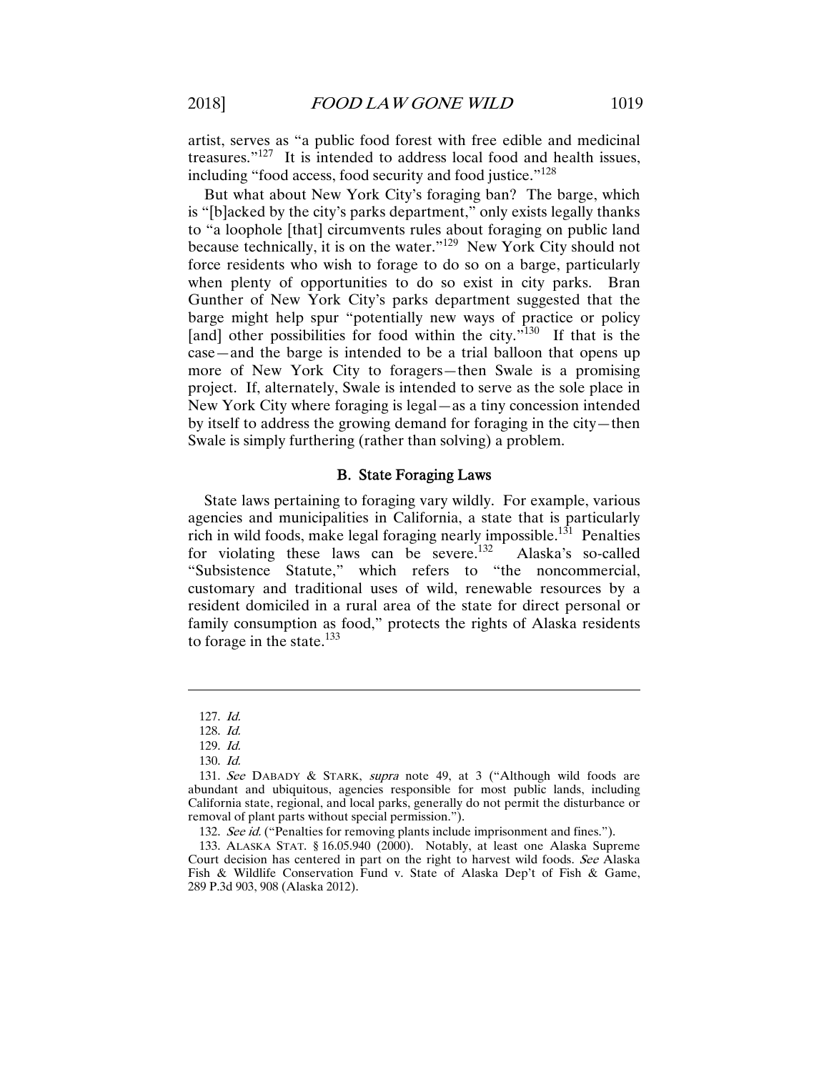artist, serves as "a public food forest with free edible and medicinal treasures."[127] It is intended to address local food and health issues, including "food access, food security and food justice."[128]

But what about New York City's foraging ban? The barge, which is "[b]acked by the city's parks department," only exists legally thanks to "a loophole [that] circumvents rules about foraging on public land because technically, it is on the water."[129] New York City should not force residents who wish to forage to do so on a barge, particularly when plenty of opportunities to do so exist in city parks. Bran Gunther of New York City's parks department suggested that the barge might help spur "potentially new ways of practice or policy [and] other possibilities for food within the city."[130] If that is the case—and the barge is intended to be a trial balloon that opens up more of New York City to foragers—then Swale is a promising project. If, alternately, Swale is intended to serve as the sole place in New York City where foraging is legal—as a tiny concession intended by itself to address the growing demand for foraging in the city—then Swale is simply furthering (rather than solving) a problem.

### B. State Foraging Laws

State laws pertaining to foraging vary wildly. For example, various agencies and municipalities in California, a state that is particularly rich in wild foods, make legal foraging nearly impossible.[131] Penalties for violating these laws can be severe.[132] Alaska's so-called "Subsistence Statute," which refers to "the noncommercial, customary and traditional uses of wild, renewable resources by a resident domiciled in a rural area of the state for direct personal or family consumption as food," protects the rights of Alaska residents to forage in the state.[133]

---

127. *Id.*

128. *Id.*

129. *Id.*

130. *Id.*

131. *See* DABADY & STARK, *supra* note 49, at 3 ("Although wild foods are abundant and ubiquitous, agencies responsible for most public lands, including California state, regional, and local parks, generally do not permit the disturbance or removal of plant parts without special permission.").

132. *See id.* ("Penalties for removing plants include imprisonment and fines.").

133. ALASKA STAT. § 16.05.940 (2000). Notably, at least one Alaska Supreme Court decision has centered in part on the right to harvest wild foods. *See* Alaska Fish & Wildlife Conservation Fund v. State of Alaska Dep't of Fish & Game, 289 P.3d 903, 908 (Alaska 2012).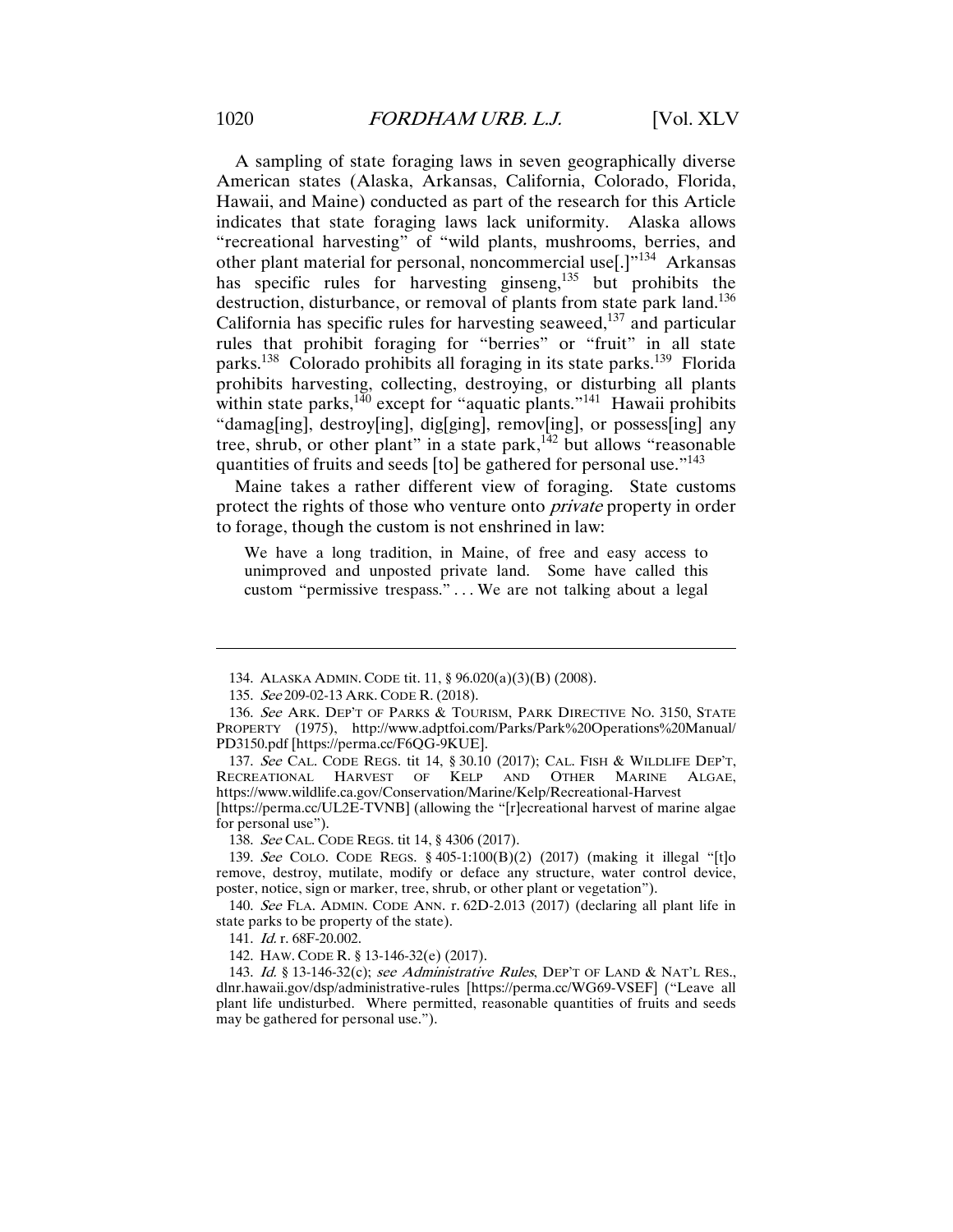A sampling of state foraging laws in seven geographically diverse American states (Alaska, Arkansas, California, Colorado, Florida, Hawaii, and Maine) conducted as part of the research for this Article indicates that state foraging laws lack uniformity. Alaska allows "recreational harvesting" of "wild plants, mushrooms, berries, and other plant material for personal, noncommercial use[.]"[134] Arkansas has specific rules for harvesting ginseng,[135] but prohibits the destruction, disturbance, or removal of plants from state park land.[136] California has specific rules for harvesting seaweed,[137] and particular rules that prohibit foraging for "berries" or "fruit" in all state parks.[138] Colorado prohibits all foraging in its state parks.[139] Florida prohibits harvesting, collecting, destroying, or disturbing all plants within state parks,[140] except for "aquatic plants."[141] Hawaii prohibits "damag[ing], destroy[ing], dig[ging], remov[ing], or possess[ing] any tree, shrub, or other plant" in a state park,[142] but allows "reasonable quantities of fruits and seeds [to] be gathered for personal use."[143]

Maine takes a rather different view of foraging. State customs protect the rights of those who venture onto *private* property in order to forage, though the custom is not enshrined in law:

> We have a long tradition, in Maine, of free and easy access to unimproved and unposted private land. Some have called this custom "permissive trespass." . . . We are not talking about a legal

---

134. ALASKA ADMIN. CODE tit. 11, § 96.020(a)(3)(B) (2008).

135. *See* 209-02-13 ARK. CODE R. (2018).

136. *See* ARK. DEP'T OF PARKS & TOURISM, PARK DIRECTIVE NO. 3150, STATE PROPERTY (1975), http://www.adptfoi.com/Parks/Park%20Operations%20Manual/PD3150.pdf [https://perma.cc/F6QG-9KUE].

137. *See* CAL. CODE REGS. tit 14, § 30.10 (2017); CAL. FISH & WILDLIFE DEP'T, RECREATIONAL HARVEST OF KELP AND OTHER MARINE ALGAE, https://www.wildlife.ca.gov/Conservation/Marine/Kelp/Recreational-Harvest [https://perma.cc/UL2E-TVNB] (allowing the "[r]ecreational harvest of marine algae for personal use").

138. *See* CAL. CODE REGS. tit 14, § 4306 (2017).

139. *See* COLO. CODE REGS. § 405-1:100(B)(2) (2017) (making it illegal "[t]o remove, destroy, mutilate, modify or deface any structure, water control device, poster, notice, sign or marker, tree, shrub, or other plant or vegetation").

140. *See* FLA. ADMIN. CODE ANN. r. 62D-2.013 (2017) (declaring all plant life in state parks to be property of the state).

141. *Id.* r. 68F-20.002.

142. HAW. CODE R. § 13-146-32(e) (2017).

143. *Id.* § 13-146-32(c); *see Administrative Rules*, DEP'T OF LAND & NAT'L RES., dlnr.hawaii.gov/dsp/administrative-rules [https://perma.cc/WG69-VSEF] ("Leave all plant life undisturbed. Where permitted, reasonable quantities of fruits and seeds may be gathered for personal use.").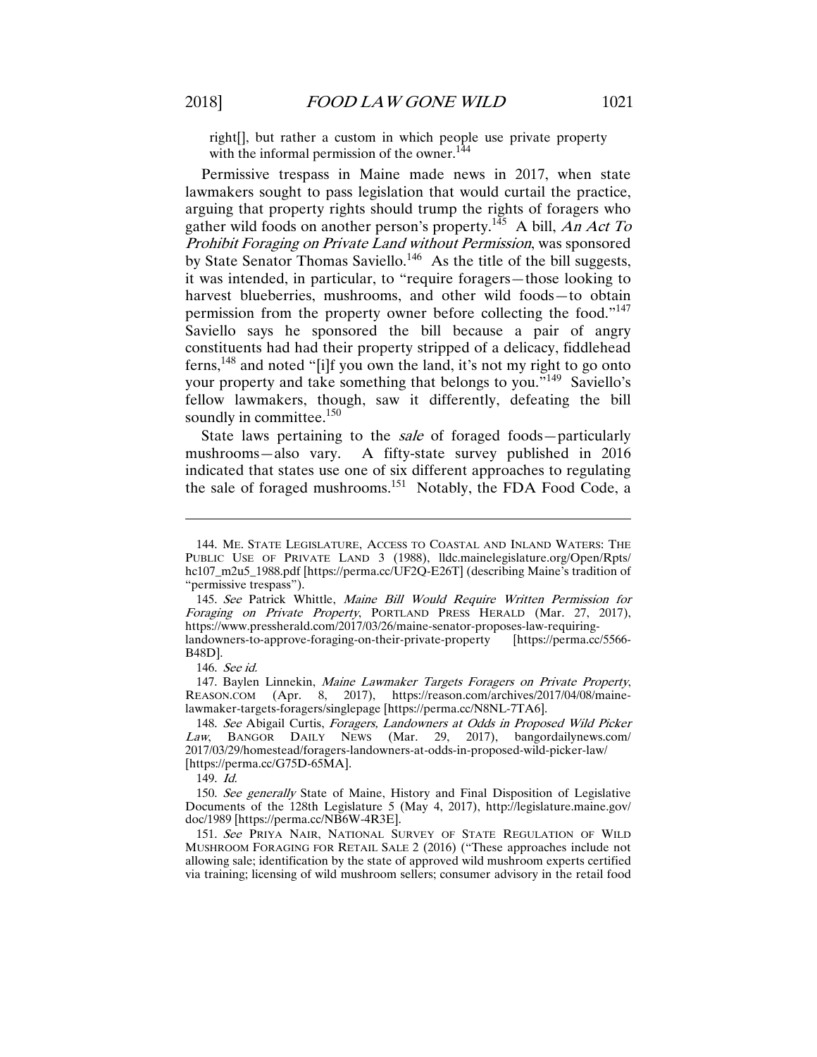right[], but rather a custom in which people use private property with the informal permission of the owner.[144]

Permissive trespass in Maine made news in 2017, when state lawmakers sought to pass legislation that would curtail the practice, arguing that property rights should trump the rights of foragers who gather wild foods on another person's property.[145] A bill, *An Act To Prohibit Foraging on Private Land without Permission*, was sponsored by State Senator Thomas Saviello.[146] As the title of the bill suggests, it was intended, in particular, to "require foragers—those looking to harvest blueberries, mushrooms, and other wild foods—to obtain permission from the property owner before collecting the food."[147] Saviello says he sponsored the bill because a pair of angry constituents had had their property stripped of a delicacy, fiddlehead ferns,[148] and noted "[i]f you own the land, it's not my right to go onto your property and take something that belongs to you."[149] Saviello's fellow lawmakers, though, saw it differently, defeating the bill soundly in committee.[150]

State laws pertaining to the *sale* of foraged foods—particularly mushrooms—also vary. A fifty-state survey published in 2016 indicated that states use one of six different approaches to regulating the sale of foraged mushrooms.[151] Notably, the FDA Food Code, a

---

144. ME. STATE LEGISLATURE, ACCESS TO COASTAL AND INLAND WATERS: THE PUBLIC USE OF PRIVATE LAND 3 (1988), lldc.mainelegislature.org/Open/Rpts/hc107_m2u5_1988.pdf [https://perma.cc/UF2Q-E26T] (describing Maine's tradition of "permissive trespass").

145. *See* Patrick Whittle, *Maine Bill Would Require Written Permission for Foraging on Private Property*, PORTLAND PRESS HERALD (Mar. 27, 2017), https://www.pressherald.com/2017/03/26/maine-senator-proposes-law-requiring-landowners-to-approve-foraging-on-their-private-property [https://perma.cc/5566-B48D].

146. *See id.*

147. Baylen Linnekin, *Maine Lawmaker Targets Foragers on Private Property*, REASON.COM (Apr. 8, 2017), https://reason.com/archives/2017/04/08/maine-lawmaker-targets-foragers/singlepage [https://perma.cc/N8NL-7TA6].

148. *See* Abigail Curtis, *Foragers, Landowners at Odds in Proposed Wild Picker Law*, BANGOR DAILY NEWS (Mar. 29, 2017), bangordailynews.com/2017/03/29/homestead/foragers-landowners-at-odds-in-proposed-wild-picker-law/ [https://perma.cc/G75D-65MA].

149. *Id.*

150. *See generally* State of Maine, History and Final Disposition of Legislative Documents of the 128th Legislature 5 (May 4, 2017), http://legislature.maine.gov/doc/1989 [https://perma.cc/NB6W-4R3E].

151. *See* PRIYA NAIR, NATIONAL SURVEY OF STATE REGULATION OF WILD MUSHROOM FORAGING FOR RETAIL SALE 2 (2016) ("These approaches include not allowing sale; identification by the state of approved wild mushroom experts certified via training; licensing of wild mushroom sellers; consumer advisory in the retail food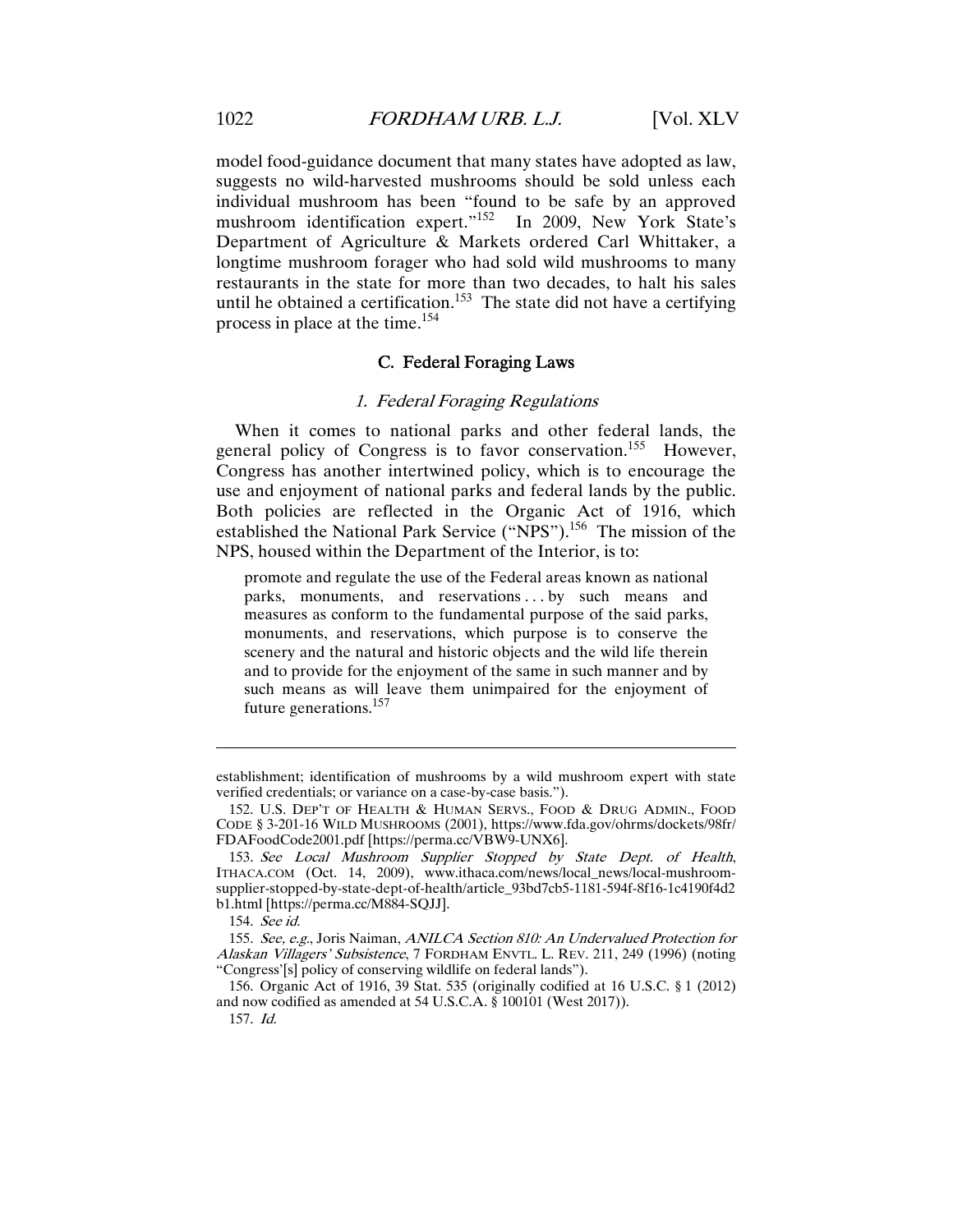model food-guidance document that many states have adopted as law, suggests no wild-harvested mushrooms should be sold unless each individual mushroom has been "found to be safe by an approved mushroom identification expert."[152] In 2009, New York State's Department of Agriculture & Markets ordered Carl Whittaker, a longtime mushroom forager who had sold wild mushrooms to many restaurants in the state for more than two decades, to halt his sales until he obtained a certification.[153] The state did not have a certifying process in place at the time.[154]

### C. Federal Foraging Laws

#### 1. *Federal Foraging Regulations*

When it comes to national parks and other federal lands, the general policy of Congress is to favor conservation.[155] However, Congress has another intertwined policy, which is to encourage the use and enjoyment of national parks and federal lands by the public. Both policies are reflected in the Organic Act of 1916, which established the National Park Service ("NPS").[156] The mission of the NPS, housed within the Department of the Interior, is to:

> promote and regulate the use of the Federal areas known as national parks, monuments, and reservations . . . by such means and measures as conform to the fundamental purpose of the said parks, monuments, and reservations, which purpose is to conserve the scenery and the natural and historic objects and the wild life therein and to provide for the enjoyment of the same in such manner and by such means as will leave them unimpaired for the enjoyment of future generations.[157]

---

establishment; identification of mushrooms by a wild mushroom expert with state verified credentials; or variance on a case-by-case basis.").

152. U.S. DEP'T OF HEALTH & HUMAN SERVS., FOOD & DRUG ADMIN., FOOD CODE § 3-201-16 WILD MUSHROOMS (2001), https://www.fda.gov/ohrms/dockets/98fr/FDAFoodCode2001.pdf [https://perma.cc/VBW9-UNX6].

153. *See Local Mushroom Supplier Stopped by State Dept. of Health*, ITHACA.COM (Oct. 14, 2009), www.ithaca.com/news/local_news/local-mushroom-supplier-stopped-by-state-dept-of-health/article_93bd7cb5-1181-594f-8f16-1c4190f4d2b1.html [https://perma.cc/M884-SQJJ].

154. *See id.*

155. *See, e.g.*, Joris Naiman, *ANILCA Section 810: An Undervalued Protection for Alaskan Villagers' Subsistence*, 7 FORDHAM ENVTL. L. REV. 211, 249 (1996) (noting "Congress'[s] policy of conserving wildlife on federal lands").

156. Organic Act of 1916, 39 Stat. 535 (originally codified at 16 U.S.C. § 1 (2012) and now codified as amended at 54 U.S.C.A. § 100101 (West 2017)).

157. *Id.*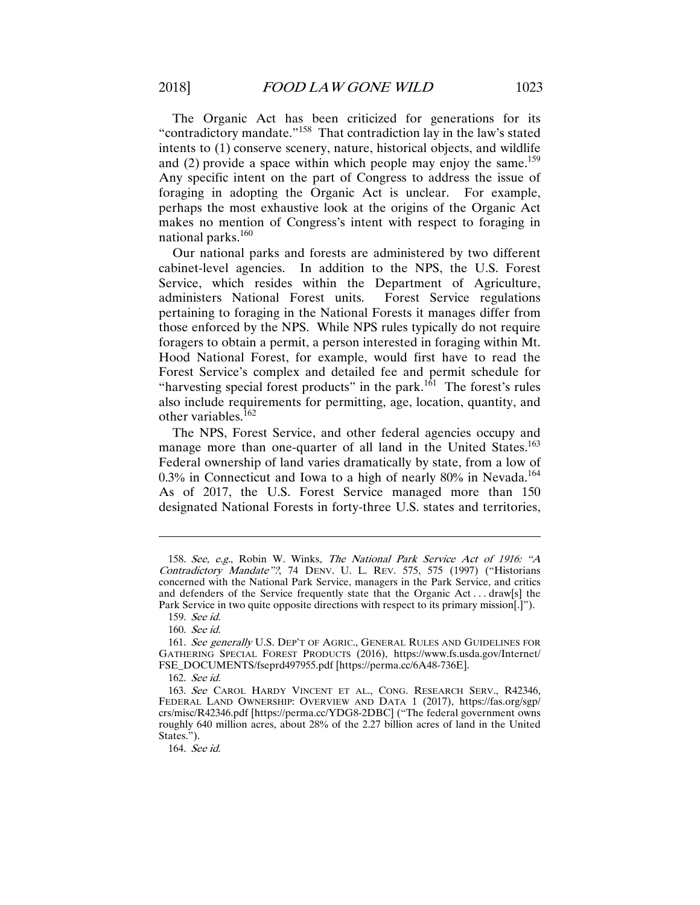The Organic Act has been criticized for generations for its "contradictory mandate."[158] That contradiction lay in the law's stated intents to (1) conserve scenery, nature, historical objects, and wildlife and (2) provide a space within which people may enjoy the same.[159] Any specific intent on the part of Congress to address the issue of foraging in adopting the Organic Act is unclear. For example, perhaps the most exhaustive look at the origins of the Organic Act makes no mention of Congress's intent with respect to foraging in national parks.[160]

Our national parks and forests are administered by two different cabinet-level agencies. In addition to the NPS, the U.S. Forest Service, which resides within the Department of Agriculture, administers National Forest units. Forest Service regulations pertaining to foraging in the National Forests it manages differ from those enforced by the NPS. While NPS rules typically do not require foragers to obtain a permit, a person interested in foraging within Mt. Hood National Forest, for example, would first have to read the Forest Service's complex and detailed fee and permit schedule for "harvesting special forest products" in the park.[161] The forest's rules also include requirements for permitting, age, location, quantity, and other variables.[162]

The NPS, Forest Service, and other federal agencies occupy and manage more than one-quarter of all land in the United States.[163] Federal ownership of land varies dramatically by state, from a low of 0.3% in Connecticut and Iowa to a high of nearly 80% in Nevada.[164] As of 2017, the U.S. Forest Service managed more than 150 designated National Forests in forty-three U.S. states and territories,

---

158. *See, e.g.*, Robin W. Winks, *The National Park Service Act of 1916: "A Contradictory Mandate"?*, 74 DENV. U. L. REV. 575, 575 (1997) ("Historians concerned with the National Park Service, managers in the Park Service, and critics and defenders of the Service frequently state that the Organic Act . . . draw[s] the Park Service in two quite opposite directions with respect to its primary mission[.]").

159. *See id.*

160. *See id.*

161. *See generally* U.S. DEP'T OF AGRIC., GENERAL RULES AND GUIDELINES FOR GATHERING SPECIAL FOREST PRODUCTS (2016), https://www.fs.usda.gov/Internet/FSE_DOCUMENTS/fseprd497955.pdf [https://perma.cc/6A48-736E].

162. *See id.*

163. *See* CAROL HARDY VINCENT ET AL., CONG. RESEARCH SERV., R42346, FEDERAL LAND OWNERSHIP: OVERVIEW AND DATA 1 (2017), https://fas.org/sgp/crs/misc/R42346.pdf [https://perma.cc/YDG8-2DBC] ("The federal government owns roughly 640 million acres, about 28% of the 2.27 billion acres of land in the United States.").

164. *See id.*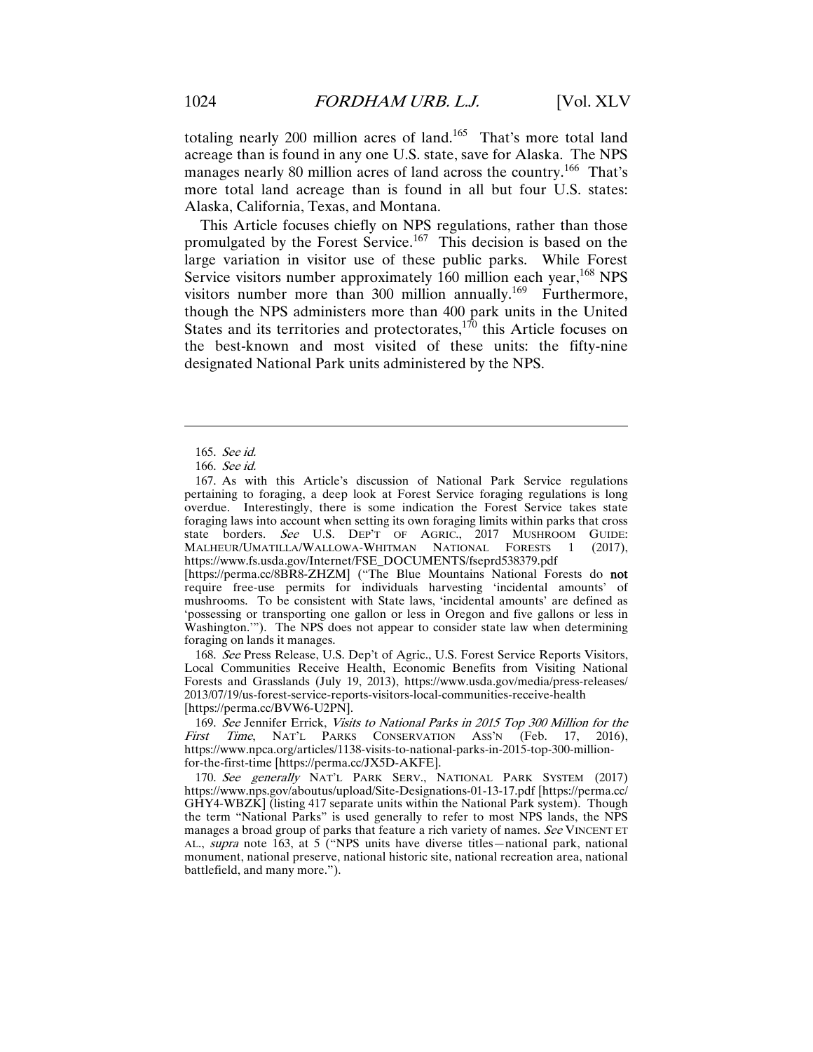totaling nearly 200 million acres of land.[165] That's more total land acreage than is found in any one U.S. state, save for Alaska. The NPS manages nearly 80 million acres of land across the country.[166] That's more total land acreage than is found in all but four U.S. states: Alaska, California, Texas, and Montana.

This Article focuses chiefly on NPS regulations, rather than those promulgated by the Forest Service.[167] This decision is based on the large variation in visitor use of these public parks. While Forest Service visitors number approximately 160 million each year,[168] NPS visitors number more than 300 million annually.[169] Furthermore, though the NPS administers more than 400 park units in the United States and its territories and protectorates,[170] this Article focuses on the best-known and most visited of these units: the fifty-nine designated National Park units administered by the NPS.

---

165. *See id.*

166. *See id.*

167. As with this Article's discussion of National Park Service regulations pertaining to foraging, a deep look at Forest Service foraging regulations is long overdue. Interestingly, there is some indication the Forest Service takes state foraging laws into account when setting its own foraging limits within parks that cross state borders. *See* U.S. DEP'T OF AGRIC., 2017 MUSHROOM GUIDE: MALHEUR/UMATILLA/WALLOWA-WHITMAN NATIONAL FORESTS 1 (2017), https://www.fs.usda.gov/Internet/FSE_DOCUMENTS/fseprd538379.pdf [https://perma.cc/8BR8-ZHZM] ("The Blue Mountains National Forests do **not** require free-use permits for individuals harvesting 'incidental amounts' of mushrooms. To be consistent with State laws, 'incidental amounts' are defined as 'possessing or transporting one gallon or less in Oregon and five gallons or less in Washington.'"). The NPS does not appear to consider state law when determining foraging on lands it manages.

168. *See* Press Release, U.S. Dep't of Agric., U.S. Forest Service Reports Visitors, Local Communities Receive Health, Economic Benefits from Visiting National Forests and Grasslands (July 19, 2013), https://www.usda.gov/media/press-releases/2013/07/19/us-forest-service-reports-visitors-local-communities-receive-health [https://perma.cc/BVW6-U2PN].

169. *See* Jennifer Errick, *Visits to National Parks in 2015 Top 300 Million for the First Time*, NAT'L PARKS CONSERVATION ASS'N (Feb. 17, 2016), https://www.npca.org/articles/1138-visits-to-national-parks-in-2015-top-300-million-for-the-first-time [https://perma.cc/JX5D-AKFE].

170. *See generally* NAT'L PARK SERV., NATIONAL PARK SYSTEM (2017) https://www.nps.gov/aboutus/upload/Site-Designations-01-13-17.pdf [https://perma.cc/GHY4-WBZK] (listing 417 separate units within the National Park system). Though the term "National Parks" is used generally to refer to most NPS lands, the NPS manages a broad group of parks that feature a rich variety of names. *See* VINCENT ET AL., *supra* note 163, at 5 ("NPS units have diverse titles—national park, national monument, national preserve, national historic site, national recreation area, national battlefield, and many more.").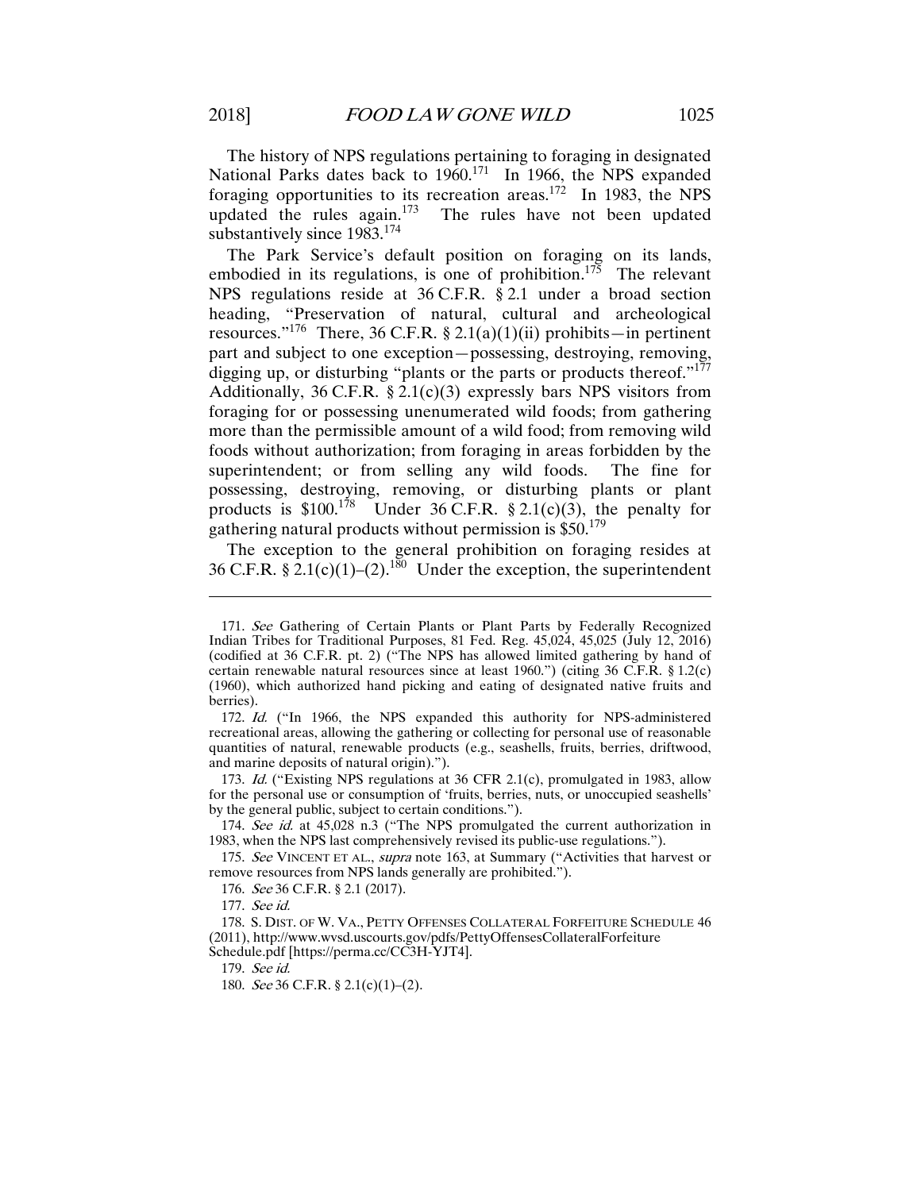The history of NPS regulations pertaining to foraging in designated National Parks dates back to 1960.[171] In 1966, the NPS expanded foraging opportunities to its recreation areas.[172] In 1983, the NPS updated the rules again.[173] The rules have not been updated substantively since 1983.[174]

The Park Service's default position on foraging on its lands, embodied in its regulations, is one of prohibition.[175] The relevant NPS regulations reside at 36 C.F.R. § 2.1 under a broad section heading, "Preservation of natural, cultural and archeological resources."[176] There, 36 C.F.R. § 2.1(a)(1)(ii) prohibits—in pertinent part and subject to one exception—possessing, destroying, removing, digging up, or disturbing "plants or the parts or products thereof."[177] Additionally, 36 C.F.R. § 2.1(c)(3) expressly bars NPS visitors from foraging for or possessing unenumerated wild foods; from gathering more than the permissible amount of a wild food; from removing wild foods without authorization; from foraging in areas forbidden by the superintendent; or from selling any wild foods. The fine for possessing, destroying, removing, or disturbing plants or plant products is $100.[178] Under 36 C.F.R. § 2.1(c)(3), the penalty for gathering natural products without permission is $50.[179]

The exception to the general prohibition on foraging resides at 36 C.F.R. § 2.1(c)(1)–(2).[180] Under the exception, the superintendent

---

171. *See* Gathering of Certain Plants or Plant Parts by Federally Recognized Indian Tribes for Traditional Purposes, 81 Fed. Reg. 45,024, 45,025 (July 12, 2016) (codified at 36 C.F.R. pt. 2) ("The NPS has allowed limited gathering by hand of certain renewable natural resources since at least 1960.") (citing 36 C.F.R. § 1.2(c) (1960), which authorized hand picking and eating of designated native fruits and berries).

172. *Id.* ("In 1966, the NPS expanded this authority for NPS-administered recreational areas, allowing the gathering or collecting for personal use of reasonable quantities of natural, renewable products (e.g., seashells, fruits, berries, driftwood, and marine deposits of natural origin).").

173. *Id.* ("Existing NPS regulations at 36 CFR 2.1(c), promulgated in 1983, allow for the personal use or consumption of 'fruits, berries, nuts, or unoccupied seashells' by the general public, subject to certain conditions.").

174. *See id.* at 45,028 n.3 ("The NPS promulgated the current authorization in 1983, when the NPS last comprehensively revised its public-use regulations.").

175. *See* VINCENT ET AL., *supra* note 163, at Summary ("Activities that harvest or remove resources from NPS lands generally are prohibited.").

176. *See* 36 C.F.R. § 2.1 (2017).

177. *See id.*

178. S. DIST. OF W. VA., PETTY OFFENSES COLLATERAL FORFEITURE SCHEDULE 46 (2011), http://www.wvsd.uscourts.gov/pdfs/PettyOffensesCollateralForfeiture Schedule.pdf [https://perma.cc/CC3H-YJT4].

179. *See id.*

180. *See* 36 C.F.R. § 2.1(c)(1)–(2).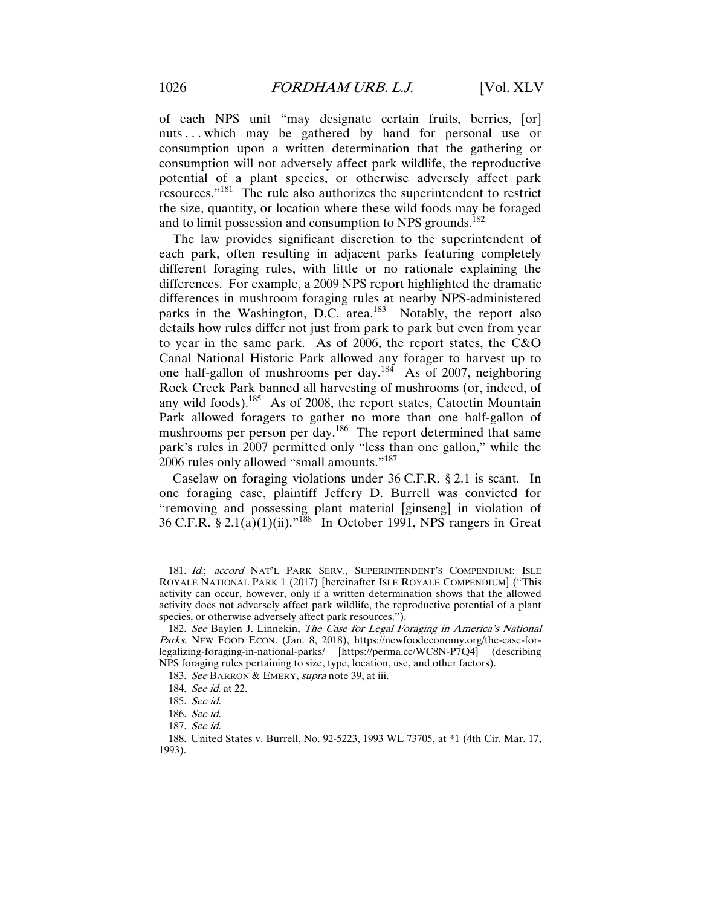of each NPS unit "may designate certain fruits, berries, [or] nuts . . . which may be gathered by hand for personal use or consumption upon a written determination that the gathering or consumption will not adversely affect park wildlife, the reproductive potential of a plant species, or otherwise adversely affect park resources."[181] The rule also authorizes the superintendent to restrict the size, quantity, or location where these wild foods may be foraged and to limit possession and consumption to NPS grounds.[182]

The law provides significant discretion to the superintendent of each park, often resulting in adjacent parks featuring completely different foraging rules, with little or no rationale explaining the differences. For example, a 2009 NPS report highlighted the dramatic differences in mushroom foraging rules at nearby NPS-administered parks in the Washington, D.C. area.[183] Notably, the report also details how rules differ not just from park to park but even from year to year in the same park. As of 2006, the report states, the C&O Canal National Historic Park allowed any forager to harvest up to one half-gallon of mushrooms per day.[184] As of 2007, neighboring Rock Creek Park banned all harvesting of mushrooms (or, indeed, of any wild foods).[185] As of 2008, the report states, Catoctin Mountain Park allowed foragers to gather no more than one half-gallon of mushrooms per person per day.[186] The report determined that same park's rules in 2007 permitted only "less than one gallon," while the 2006 rules only allowed "small amounts."[187]

Caselaw on foraging violations under 36 C.F.R. § 2.1 is scant. In one foraging case, plaintiff Jeffery D. Burrell was convicted for "removing and possessing plant material [ginseng] in violation of 36 C.F.R. § 2.1(a)(1)(ii)."[188] In October 1991, NPS rangers in Great

---

181. *Id.*; *accord* NAT'L PARK SERV., SUPERINTENDENT'S COMPENDIUM: ISLE ROYALE NATIONAL PARK 1 (2017) [hereinafter ISLE ROYALE COMPENDIUM] ("This activity can occur, however, only if a written determination shows that the allowed activity does not adversely affect park wildlife, the reproductive potential of a plant species, or otherwise adversely affect park resources.").

182. *See* Baylen J. Linnekin, *The Case for Legal Foraging in America's National Parks*, NEW FOOD ECON. (Jan. 8, 2018), https://newfoodeconomy.org/the-case-for-legalizing-foraging-in-national-parks/ [https://perma.cc/WC8N-P7Q4] (describing NPS foraging rules pertaining to size, type, location, use, and other factors).

183. *See* BARRON & EMERY, *supra* note 39, at iii.

184. *See id.* at 22.

185. *See id.*

186. *See id.*

187. *See id.*

188. United States v. Burrell, No. 92-5223, 1993 WL 73705, at *1 (4th Cir. Mar. 17, 1993).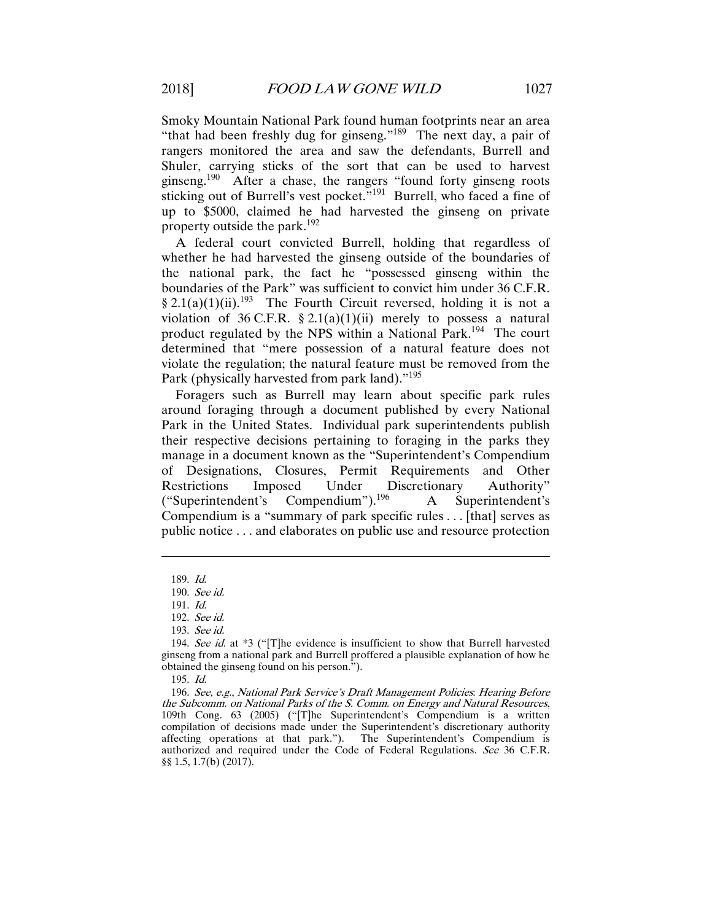Smoky Mountain National Park found human footprints near an area "that had been freshly dug for ginseng."[189] The next day, a pair of rangers monitored the area and saw the defendants, Burrell and Shuler, carrying sticks of the sort that can be used to harvest ginseng.[190] After a chase, the rangers "found forty ginseng roots sticking out of Burrell's vest pocket."[191] Burrell, who faced a fine of up to $5000, claimed he had harvested the ginseng on private property outside the park.[192]

A federal court convicted Burrell, holding that regardless of whether he had harvested the ginseng outside of the boundaries of the national park, the fact he "possessed ginseng within the boundaries of the Park" was sufficient to convict him under 36 C.F.R. § 2.1(a)(1)(ii).[193] The Fourth Circuit reversed, holding it is not a violation of 36 C.F.R. § 2.1(a)(1)(ii) merely to possess a natural product regulated by the NPS within a National Park.[194] The court determined that "mere possession of a natural feature does not violate the regulation; the natural feature must be removed from the Park (physically harvested from park land)."[195]

Foragers such as Burrell may learn about specific park rules around foraging through a document published by every National Park in the United States. Individual park superintendents publish their respective decisions pertaining to foraging in the parks they manage in a document known as the "Superintendent's Compendium of Designations, Closures, Permit Requirements and Other Restrictions Imposed Under Discretionary Authority" ("Superintendent's Compendium").[196] A Superintendent's Compendium is a "summary of park specific rules . . . [that] serves as public notice . . . and elaborates on public use and resource protection

---

189. *Id.*

190. *See id.*

191. *Id.*

192. *See id.*

193. *See id.*

194. *See id.* at *3 ("[T]he evidence is insufficient to show that Burrell harvested ginseng from a national park and Burrell proffered a plausible explanation of how he obtained the ginseng found on his person.").

195. *Id.*

196. *See, e.g.*, *National Park Service's Draft Management Policies: Hearing Before the Subcomm. on National Parks of the S. Comm. on Energy and Natural Resources*, 109th Cong. 63 (2005) ("[T]he Superintendent's Compendium is a written compilation of decisions made under the Superintendent's discretionary authority affecting operations at that park."). The Superintendent's Compendium is authorized and required under the Code of Federal Regulations. *See* 36 C.F.R. §§ 1.5, 1.7(b) (2017).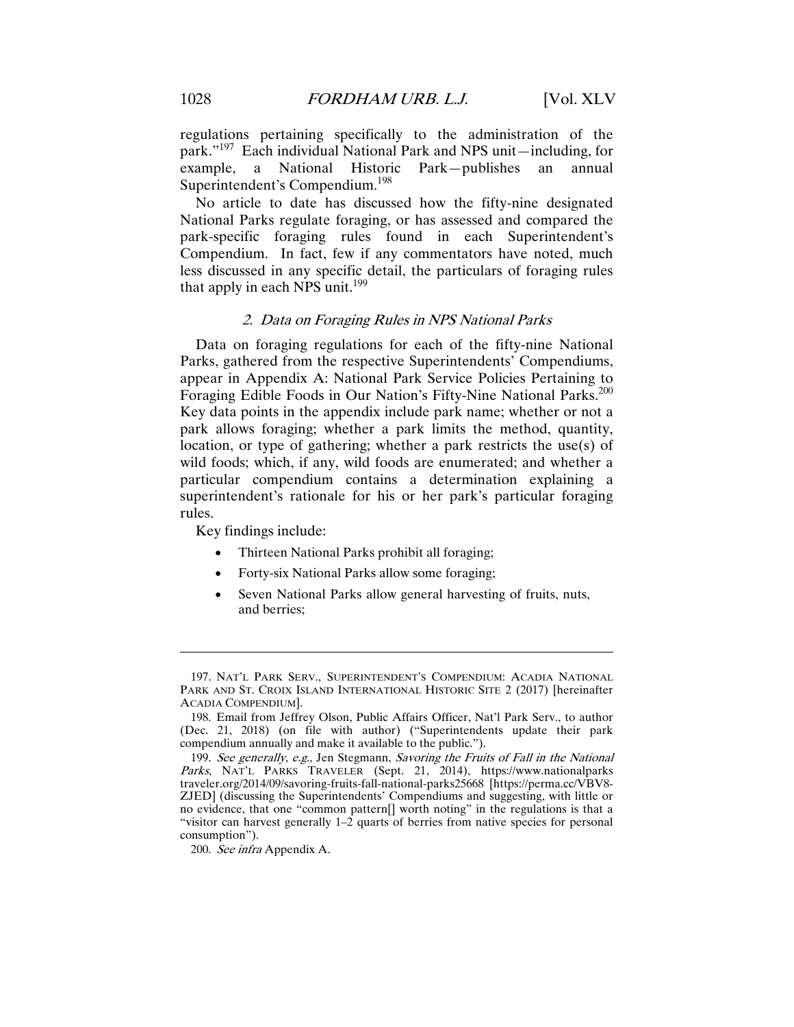regulations pertaining specifically to the administration of the park."[197] Each individual National Park and NPS unit—including, for example, a National Historic Park—publishes an annual Superintendent's Compendium.[198]

No article to date has discussed how the fifty-nine designated National Parks regulate foraging, or has assessed and compared the park-specific foraging rules found in each Superintendent's Compendium. In fact, few if any commentators have noted, much less discussed in any specific detail, the particulars of foraging rules that apply in each NPS unit.[199]

### *2. Data on Foraging Rules in NPS National Parks*

Data on foraging regulations for each of the fifty-nine National Parks, gathered from the respective Superintendents' Compendiums, appear in Appendix A: National Park Service Policies Pertaining to Foraging Edible Foods in Our Nation's Fifty-Nine National Parks.[200] Key data points in the appendix include park name; whether or not a park allows foraging; whether a park limits the method, quantity, location, or type of gathering; whether a park restricts the use(s) of wild foods; which, if any, wild foods are enumerated; and whether a particular compendium contains a determination explaining a superintendent's rationale for his or her park's particular foraging rules.

Key findings include:

- Thirteen National Parks prohibit all foraging;
- Forty-six National Parks allow some foraging;
- Seven National Parks allow general harvesting of fruits, nuts, and berries;

---

197. NAT'L PARK SERV., SUPERINTENDENT'S COMPENDIUM: ACADIA NATIONAL PARK AND ST. CROIX ISLAND INTERNATIONAL HISTORIC SITE 2 (2017) [hereinafter ACADIA COMPENDIUM].

198. Email from Jeffrey Olson, Public Affairs Officer, Nat'l Park Serv., to author (Dec. 21, 2018) (on file with author) ("Superintendents update their park compendium annually and make it available to the public.").

199. *See generally, e.g.*, Jen Stegmann, *Savoring the Fruits of Fall in the National Parks*, NAT'L PARKS TRAVELER (Sept. 21, 2014), https://www.nationalparkstraveler.org/2014/09/savoring-fruits-fall-national-parks25668 [https://perma.cc/VBV8-ZJED] (discussing the Superintendents' Compendiums and suggesting, with little or no evidence, that one "common pattern[] worth noting" in the regulations is that a "visitor can harvest generally 1–2 quarts of berries from native species for personal consumption").

200. *See infra* Appendix A.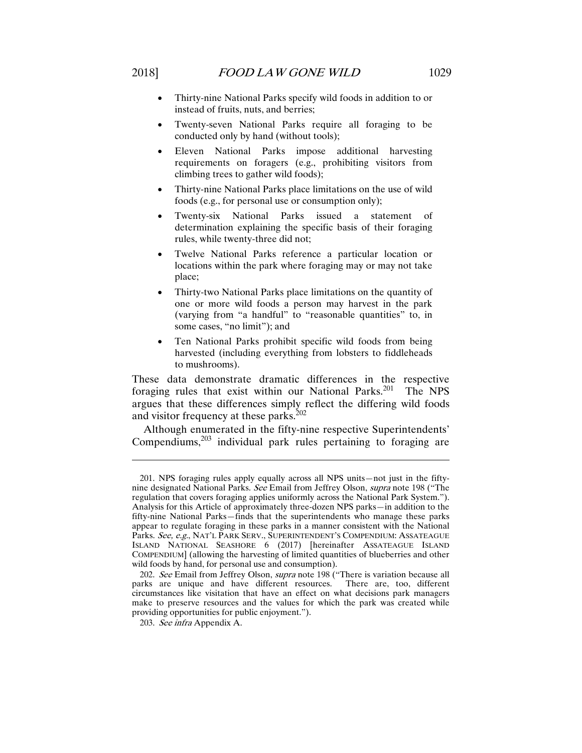- Thirty-nine National Parks specify wild foods in addition to or instead of fruits, nuts, and berries;
- Twenty-seven National Parks require all foraging to be conducted only by hand (without tools);
- Eleven National Parks impose additional harvesting requirements on foragers (e.g., prohibiting visitors from climbing trees to gather wild foods);
- Thirty-nine National Parks place limitations on the use of wild foods (e.g., for personal use or consumption only);
- Twenty-six National Parks issued a statement of determination explaining the specific basis of their foraging rules, while twenty-three did not;
- Twelve National Parks reference a particular location or locations within the park where foraging may or may not take place;
- Thirty-two National Parks place limitations on the quantity of one or more wild foods a person may harvest in the park (varying from "a handful" to "reasonable quantities" to, in some cases, "no limit"); and
- Ten National Parks prohibit specific wild foods from being harvested (including everything from lobsters to fiddleheads to mushrooms).

These data demonstrate dramatic differences in the respective foraging rules that exist within our National Parks.[201] The NPS argues that these differences simply reflect the differing wild foods and visitor frequency at these parks.[202]

Although enumerated in the fifty-nine respective Superintendents' Compendiums,[203] individual park rules pertaining to foraging are

---

201. NPS foraging rules apply equally across all NPS units—not just in the fifty-nine designated National Parks. *See* Email from Jeffrey Olson, *supra* note 198 ("The regulation that covers foraging applies uniformly across the National Park System."). Analysis for this Article of approximately three-dozen NPS parks—in addition to the fifty-nine National Parks—finds that the superintendents who manage these parks appear to regulate foraging in these parks in a manner consistent with the National Parks. *See, e.g.*, NAT'L PARK SERV., SUPERINTENDENT'S COMPENDIUM: ASSATEAGUE ISLAND NATIONAL SEASHORE 6 (2017) [hereinafter ASSATEAGUE ISLAND COMPENDIUM] (allowing the harvesting of limited quantities of blueberries and other wild foods by hand, for personal use and consumption).

202. *See* Email from Jeffrey Olson, *supra* note 198 ("There is variation because all parks are unique and have different resources. There are, too, different circumstances like visitation that have an effect on what decisions park managers make to preserve resources and the values for which the park was created while providing opportunities for public enjoyment.").

203. *See infra* Appendix A.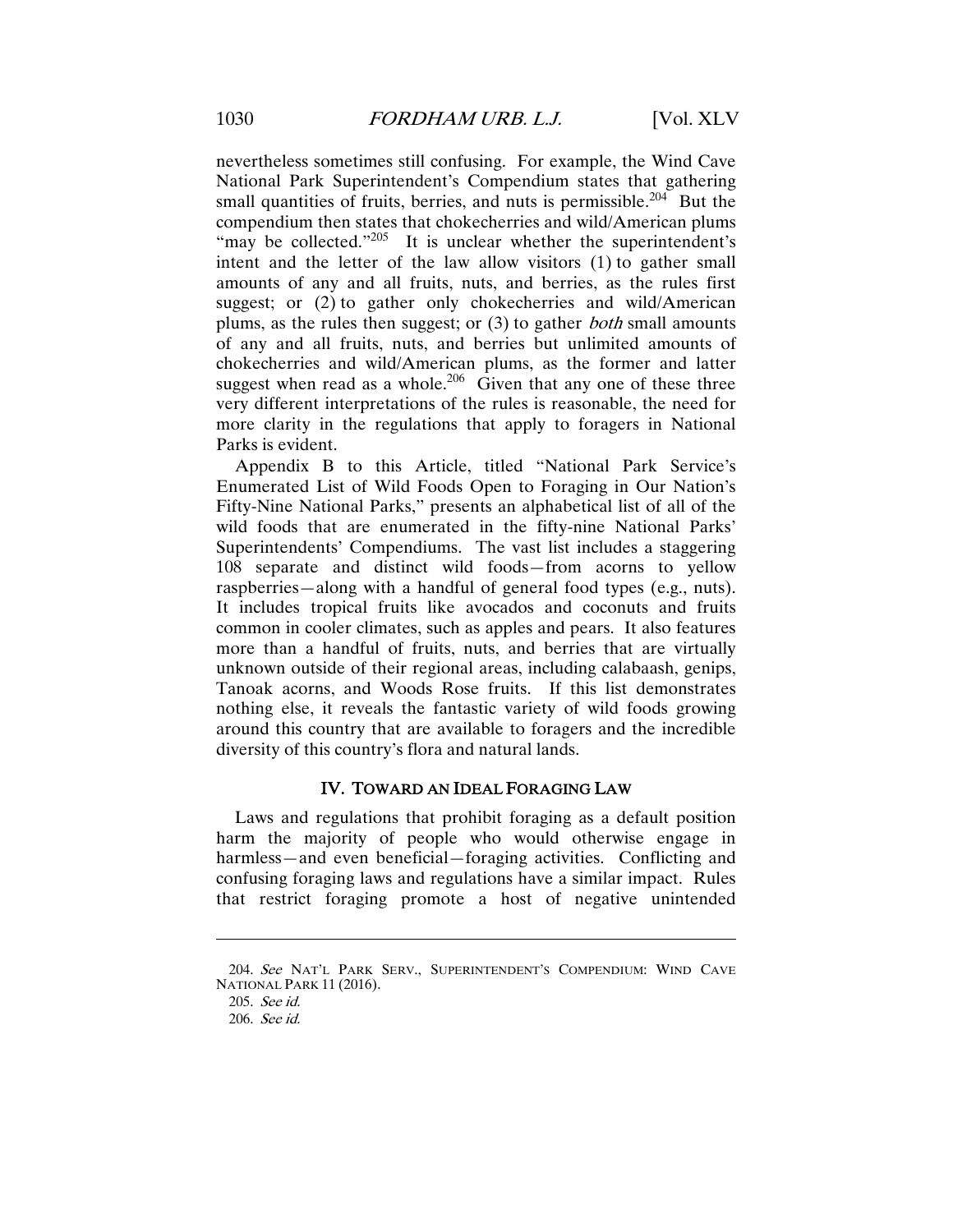nevertheless sometimes still confusing. For example, the Wind Cave National Park Superintendent's Compendium states that gathering small quantities of fruits, berries, and nuts is permissible.[204] But the compendium then states that chokecherries and wild/American plums "may be collected."[205] It is unclear whether the superintendent's intent and the letter of the law allow visitors (1) to gather small amounts of any and all fruits, nuts, and berries, as the rules first suggest; or (2) to gather only chokecherries and wild/American plums, as the rules then suggest; or (3) to gather *both* small amounts of any and all fruits, nuts, and berries but unlimited amounts of chokecherries and wild/American plums, as the former and latter suggest when read as a whole.[206] Given that any one of these three very different interpretations of the rules is reasonable, the need for more clarity in the regulations that apply to foragers in National Parks is evident.

Appendix B to this Article, titled "National Park Service's Enumerated List of Wild Foods Open to Foraging in Our Nation's Fifty-Nine National Parks," presents an alphabetical list of all of the wild foods that are enumerated in the fifty-nine National Parks' Superintendents' Compendiums. The vast list includes a staggering 108 separate and distinct wild foods—from acorns to yellow raspberries—along with a handful of general food types (e.g., nuts). It includes tropical fruits like avocados and coconuts and fruits common in cooler climates, such as apples and pears. It also features more than a handful of fruits, nuts, and berries that are virtually unknown outside of their regional areas, including calabaash, genips, Tanoak acorns, and Woods Rose fruits. If this list demonstrates nothing else, it reveals the fantastic variety of wild foods growing around this country that are available to foragers and the incredible diversity of this country's flora and natural lands.

## IV. TOWARD AN IDEAL FORAGING LAW

Laws and regulations that prohibit foraging as a default position harm the majority of people who would otherwise engage in harmless—and even beneficial—foraging activities. Conflicting and confusing foraging laws and regulations have a similar impact. Rules that restrict foraging promote a host of negative unintended

---

204. *See* NAT'L PARK SERV., SUPERINTENDENT'S COMPENDIUM: WIND CAVE NATIONAL PARK 11 (2016).

205. *See id.*

206. *See id.*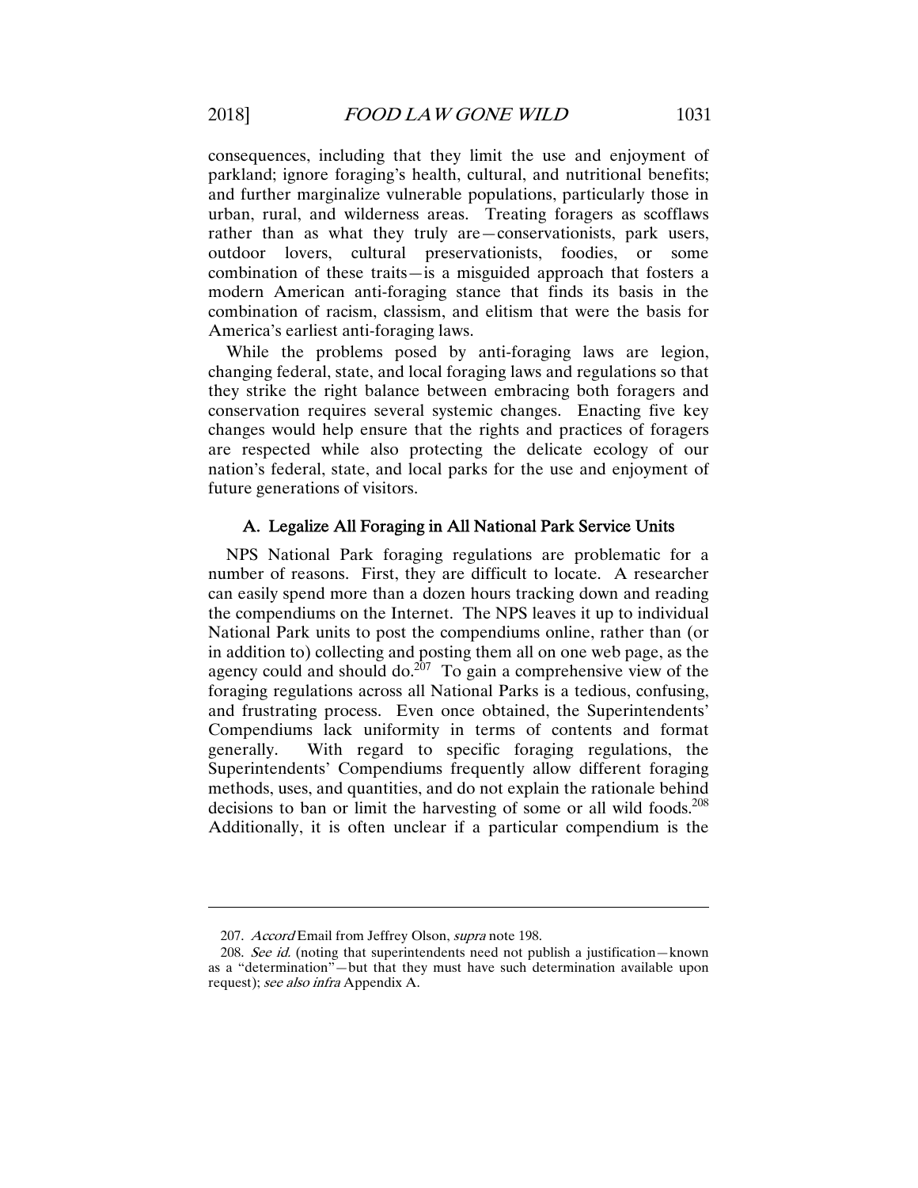consequences, including that they limit the use and enjoyment of parkland; ignore foraging's health, cultural, and nutritional benefits; and further marginalize vulnerable populations, particularly those in urban, rural, and wilderness areas. Treating foragers as scofflaws rather than as what they truly are—conservationists, park users, outdoor lovers, cultural preservationists, foodies, or some combination of these traits—is a misguided approach that fosters a modern American anti-foraging stance that finds its basis in the combination of racism, classism, and elitism that were the basis for America's earliest anti-foraging laws.

While the problems posed by anti-foraging laws are legion, changing federal, state, and local foraging laws and regulations so that they strike the right balance between embracing both foragers and conservation requires several systemic changes. Enacting five key changes would help ensure that the rights and practices of foragers are respected while also protecting the delicate ecology of our nation's federal, state, and local parks for the use and enjoyment of future generations of visitors.

### A. Legalize All Foraging in All National Park Service Units

NPS National Park foraging regulations are problematic for a number of reasons. First, they are difficult to locate. A researcher can easily spend more than a dozen hours tracking down and reading the compendiums on the Internet. The NPS leaves it up to individual National Park units to post the compendiums online, rather than (or in addition to) collecting and posting them all on one web page, as the agency could and should do.[207] To gain a comprehensive view of the foraging regulations across all National Parks is a tedious, confusing, and frustrating process. Even once obtained, the Superintendents' Compendiums lack uniformity in terms of contents and format generally. With regard to specific foraging regulations, the Superintendents' Compendiums frequently allow different foraging methods, uses, and quantities, and do not explain the rationale behind decisions to ban or limit the harvesting of some or all wild foods.[208] Additionally, it is often unclear if a particular compendium is the

---

207. *Accord* Email from Jeffrey Olson, *supra* note 198.

208. *See id.* (noting that superintendents need not publish a justification—known as a "determination"—but that they must have such determination available upon request); *see also infra* Appendix A.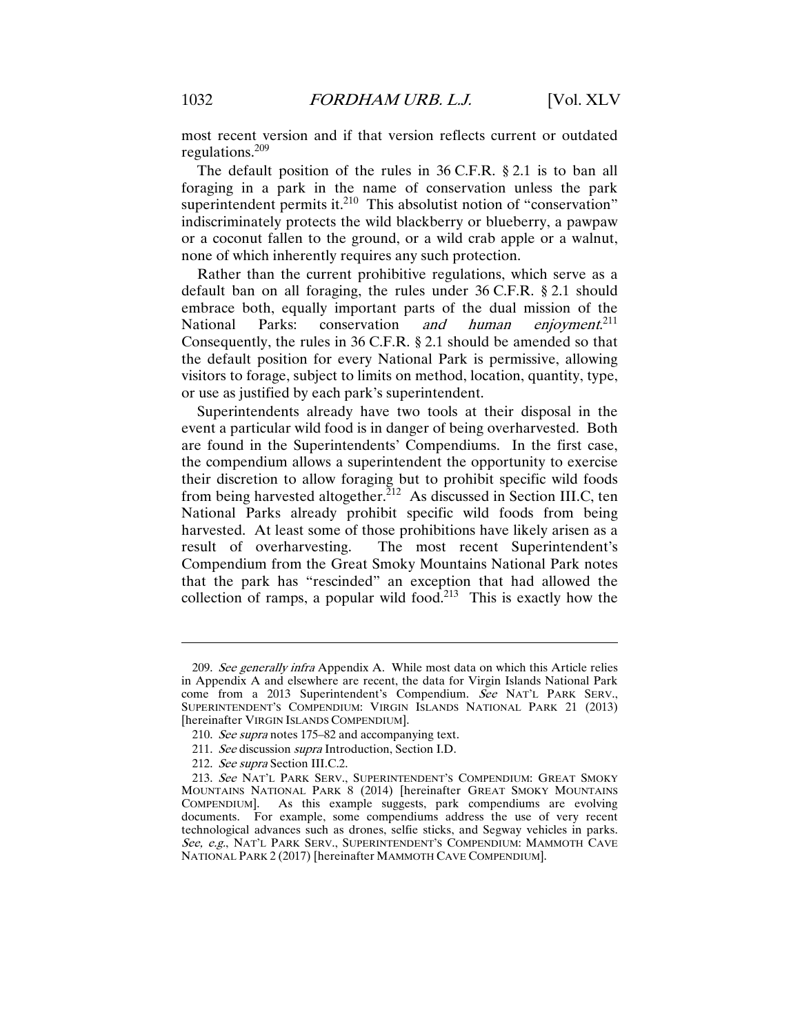most recent version and if that version reflects current or outdated regulations.[209]

The default position of the rules in 36 C.F.R. § 2.1 is to ban all foraging in a park in the name of conservation unless the park superintendent permits it.[210] This absolutist notion of "conservation" indiscriminately protects the wild blackberry or blueberry, a pawpaw or a coconut fallen to the ground, or a wild crab apple or a walnut, none of which inherently requires any such protection.

Rather than the current prohibitive regulations, which serve as a default ban on all foraging, the rules under 36 C.F.R. § 2.1 should embrace both, equally important parts of the dual mission of the National Parks: conservation *and human enjoyment*.[211] Consequently, the rules in 36 C.F.R. § 2.1 should be amended so that the default position for every National Park is permissive, allowing visitors to forage, subject to limits on method, location, quantity, type, or use as justified by each park's superintendent.

Superintendents already have two tools at their disposal in the event a particular wild food is in danger of being overharvested. Both are found in the Superintendents' Compendiums. In the first case, the compendium allows a superintendent the opportunity to exercise their discretion to allow foraging but to prohibit specific wild foods from being harvested altogether.[212] As discussed in Section III.C, ten National Parks already prohibit specific wild foods from being harvested. At least some of those prohibitions have likely arisen as a result of overharvesting. The most recent Superintendent's Compendium from the Great Smoky Mountains National Park notes that the park has "rescinded" an exception that had allowed the collection of ramps, a popular wild food.[213] This is exactly how the

---

209. *See generally infra* Appendix A. While most data on which this Article relies in Appendix A and elsewhere are recent, the data for Virgin Islands National Park come from a 2013 Superintendent's Compendium. *See* NAT'L PARK SERV., SUPERINTENDENT'S COMPENDIUM: VIRGIN ISLANDS NATIONAL PARK 21 (2013) [hereinafter VIRGIN ISLANDS COMPENDIUM].

210. *See supra* notes 175–82 and accompanying text.

211. *See* discussion *supra* Introduction, Section I.D.

212. *See supra* Section III.C.2.

213. *See* NAT'L PARK SERV., SUPERINTENDENT'S COMPENDIUM: GREAT SMOKY MOUNTAINS NATIONAL PARK 8 (2014) [hereinafter GREAT SMOKY MOUNTAINS COMPENDIUM]. As this example suggests, park compendiums are evolving documents. For example, some compendiums address the use of very recent technological advances such as drones, selfie sticks, and Segway vehicles in parks. *See, e.g.*, NAT'L PARK SERV., SUPERINTENDENT'S COMPENDIUM: MAMMOTH CAVE NATIONAL PARK 2 (2017) [hereinafter MAMMOTH CAVE COMPENDIUM].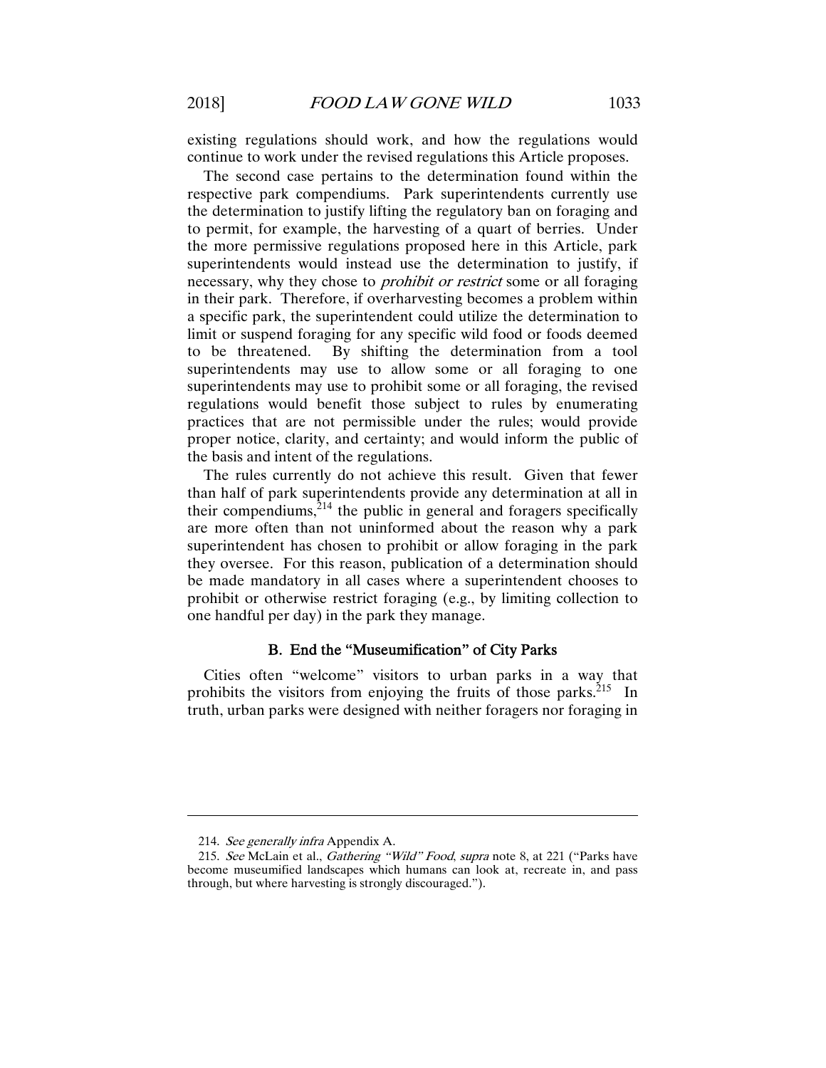existing regulations should work, and how the regulations would continue to work under the revised regulations this Article proposes.

The second case pertains to the determination found within the respective park compendiums. Park superintendents currently use the determination to justify lifting the regulatory ban on foraging and to permit, for example, the harvesting of a quart of berries. Under the more permissive regulations proposed here in this Article, park superintendents would instead use the determination to justify, if necessary, why they chose to *prohibit or restrict* some or all foraging in their park. Therefore, if overharvesting becomes a problem within a specific park, the superintendent could utilize the determination to limit or suspend foraging for any specific wild food or foods deemed to be threatened. By shifting the determination from a tool superintendents may use to allow some or all foraging to one superintendents may use to prohibit some or all foraging, the revised regulations would benefit those subject to rules by enumerating practices that are not permissible under the rules; would provide proper notice, clarity, and certainty; and would inform the public of the basis and intent of the regulations.

The rules currently do not achieve this result. Given that fewer than half of park superintendents provide any determination at all in their compendiums,[214] the public in general and foragers specifically are more often than not uninformed about the reason why a park superintendent has chosen to prohibit or allow foraging in the park they oversee. For this reason, publication of a determination should be made mandatory in all cases where a superintendent chooses to prohibit or otherwise restrict foraging (e.g., by limiting collection to one handful per day) in the park they manage.

### B. End the "Museumification" of City Parks

Cities often "welcome" visitors to urban parks in a way that prohibits the visitors from enjoying the fruits of those parks.[215] In truth, urban parks were designed with neither foragers nor foraging in

---

214. *See generally infra* Appendix A.

215. *See* McLain et al., *Gathering "Wild" Food*, *supra* note 8, at 221 ("Parks have become museumified landscapes which humans can look at, recreate in, and pass through, but where harvesting is strongly discouraged.").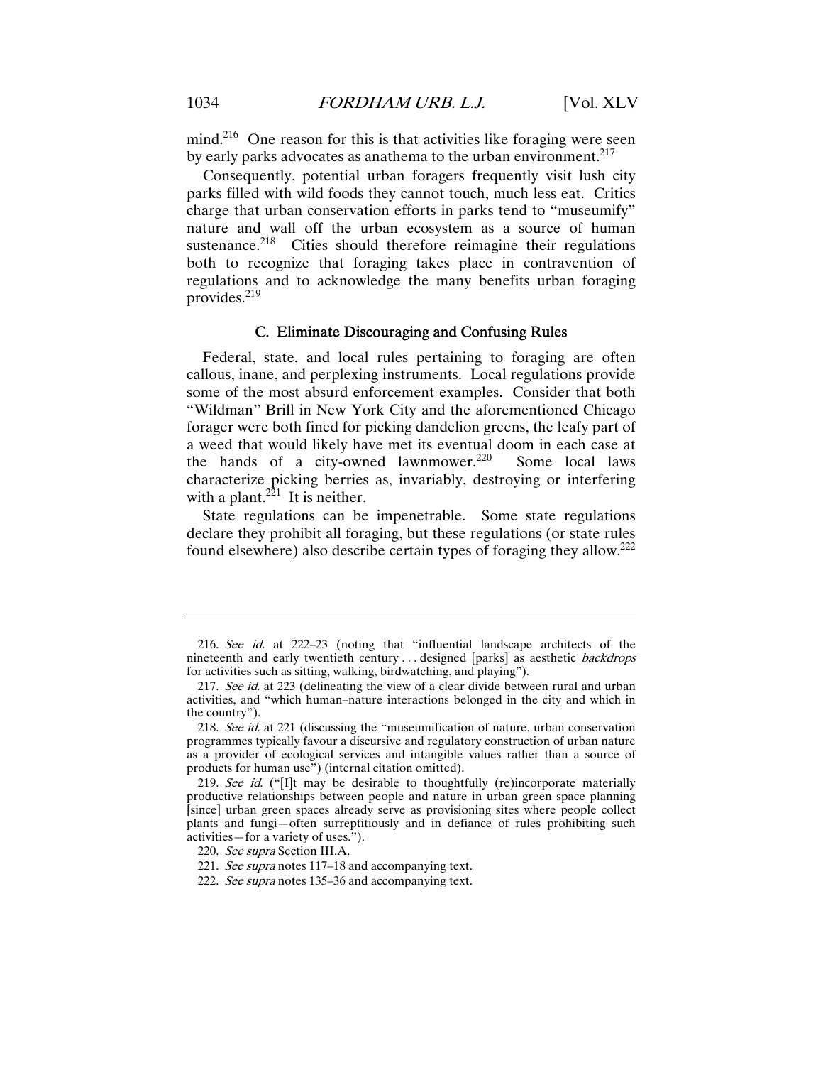mind.[216] One reason for this is that activities like foraging were seen by early parks advocates as anathema to the urban environment.[217]

Consequently, potential urban foragers frequently visit lush city parks filled with wild foods they cannot touch, much less eat. Critics charge that urban conservation efforts in parks tend to "museumify" nature and wall off the urban ecosystem as a source of human sustenance.[218] Cities should therefore reimagine their regulations both to recognize that foraging takes place in contravention of regulations and to acknowledge the many benefits urban foraging provides.[219]

### C. Eliminate Discouraging and Confusing Rules

Federal, state, and local rules pertaining to foraging are often callous, inane, and perplexing instruments. Local regulations provide some of the most absurd enforcement examples. Consider that both "Wildman" Brill in New York City and the aforementioned Chicago forager were both fined for picking dandelion greens, the leafy part of a weed that would likely have met its eventual doom in each case at the hands of a city-owned lawnmower.[220] Some local laws characterize picking berries as, invariably, destroying or interfering with a plant.[221] It is neither.

State regulations can be impenetrable. Some state regulations declare they prohibit all foraging, but these regulations (or state rules found elsewhere) also describe certain types of foraging they allow.[222]

---

216. *See id.* at 222–23 (noting that "influential landscape architects of the nineteenth and early twentieth century . . . designed [parks] as aesthetic *backdrops* for activities such as sitting, walking, birdwatching, and playing").

217. *See id.* at 223 (delineating the view of a clear divide between rural and urban activities, and "which human–nature interactions belonged in the city and which in the country").

218. *See id.* at 221 (discussing the "museumification of nature, urban conservation programmes typically favour a discursive and regulatory construction of urban nature as a provider of ecological services and intangible values rather than a source of products for human use") (internal citation omitted).

219. *See id.* ("[I]t may be desirable to thoughtfully (re)incorporate materially productive relationships between people and nature in urban green space planning [since] urban green spaces already serve as provisioning sites where people collect plants and fungi—often surreptitiously and in defiance of rules prohibiting such activities—for a variety of uses.").

220. *See supra* Section III.A.

221. *See supra* notes 117–18 and accompanying text.

222. *See supra* notes 135–36 and accompanying text.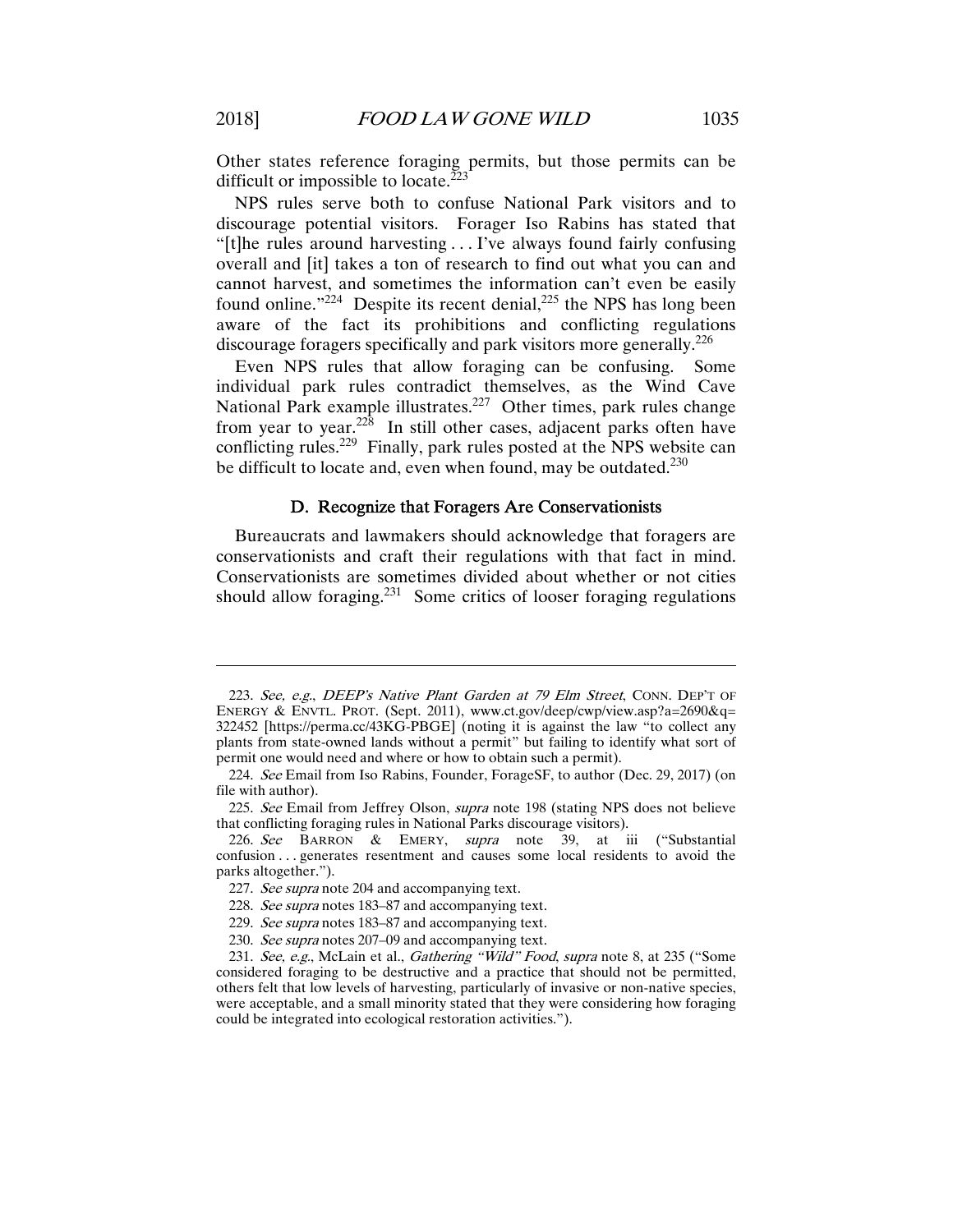Other states reference foraging permits, but those permits can be difficult or impossible to locate.[223]

NPS rules serve both to confuse National Park visitors and to discourage potential visitors. Forager Iso Rabins has stated that "[t]he rules around harvesting . . . I've always found fairly confusing overall and [it] takes a ton of research to find out what you can and cannot harvest, and sometimes the information can't even be easily found online."[224] Despite its recent denial,[225] the NPS has long been aware of the fact its prohibitions and conflicting regulations discourage foragers specifically and park visitors more generally.[226]

Even NPS rules that allow foraging can be confusing. Some individual park rules contradict themselves, as the Wind Cave National Park example illustrates.[227] Other times, park rules change from year to year.[228] In still other cases, adjacent parks often have conflicting rules.[229] Finally, park rules posted at the NPS website can be difficult to locate and, even when found, may be outdated.[230]

### D. Recognize that Foragers Are Conservationists

Bureaucrats and lawmakers should acknowledge that foragers are conservationists and craft their regulations with that fact in mind. Conservationists are sometimes divided about whether or not cities should allow foraging.[231] Some critics of looser foraging regulations

---

223. *See, e.g.*, *DEEP's Native Plant Garden at 79 Elm Street*, CONN. DEP'T OF ENERGY & ENVTL. PROT. (Sept. 2011), www.ct.gov/deep/cwp/view.asp?a=2690&q=322452 [https://perma.cc/43KG-PBGE] (noting it is against the law "to collect any plants from state-owned lands without a permit" but failing to identify what sort of permit one would need and where or how to obtain such a permit).

224. *See* Email from Iso Rabins, Founder, ForageSF, to author (Dec. 29, 2017) (on file with author).

225. *See* Email from Jeffrey Olson, *supra* note 198 (stating NPS does not believe that conflicting foraging rules in National Parks discourage visitors).

226. *See* BARRON & EMERY, *supra* note 39, at iii ("Substantial confusion . . . generates resentment and causes some local residents to avoid the parks altogether.").

227. *See supra* note 204 and accompanying text.

228. *See supra* notes 183–87 and accompanying text.

229. *See supra* notes 183–87 and accompanying text.

230. *See supra* notes 207–09 and accompanying text.

231. *See, e.g.*, McLain et al., *Gathering "Wild" Food*, *supra* note 8, at 235 ("Some considered foraging to be destructive and a practice that should not be permitted, others felt that low levels of harvesting, particularly of invasive or non-native species, were acceptable, and a small minority stated that they were considering how foraging could be integrated into ecological restoration activities.").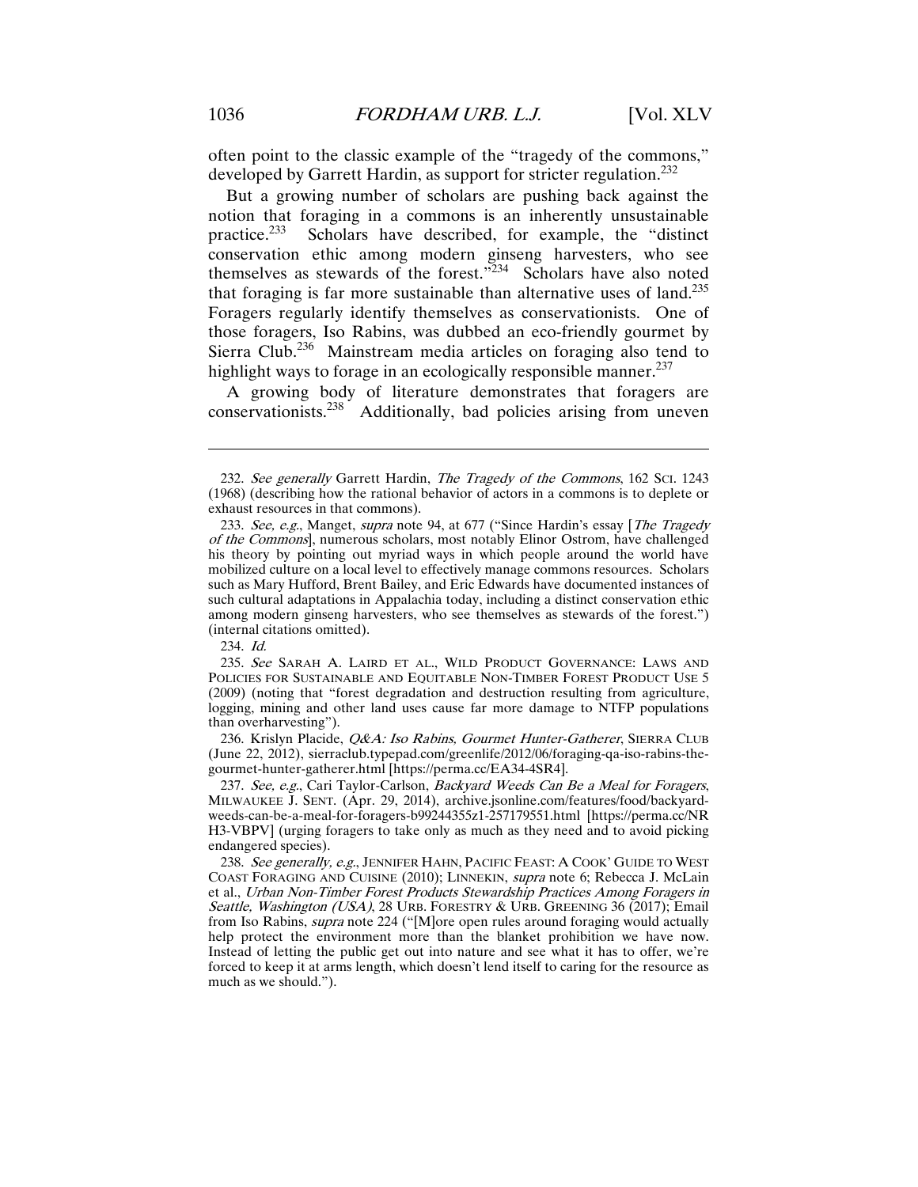often point to the classic example of the "tragedy of the commons," developed by Garrett Hardin, as support for stricter regulation.[232]

But a growing number of scholars are pushing back against the notion that foraging in a commons is an inherently unsustainable practice.[233] Scholars have described, for example, the "distinct conservation ethic among modern ginseng harvesters, who see themselves as stewards of the forest."[234] Scholars have also noted that foraging is far more sustainable than alternative uses of land.[235] Foragers regularly identify themselves as conservationists. One of those foragers, Iso Rabins, was dubbed an eco-friendly gourmet by Sierra Club.[236] Mainstream media articles on foraging also tend to highlight ways to forage in an ecologically responsible manner.[237]

A growing body of literature demonstrates that foragers are conservationists.[238] Additionally, bad policies arising from uneven

---

232. *See generally* Garrett Hardin, *The Tragedy of the Commons*, 162 SCI. 1243 (1968) (describing how the rational behavior of actors in a commons is to deplete or exhaust resources in that commons).

233. *See, e.g.*, Manget, *supra* note 94, at 677 ("Since Hardin's essay [*The Tragedy of the Commons*], numerous scholars, most notably Elinor Ostrom, have challenged his theory by pointing out myriad ways in which people around the world have mobilized culture on a local level to effectively manage commons resources. Scholars such as Mary Hufford, Brent Bailey, and Eric Edwards have documented instances of such cultural adaptations in Appalachia today, including a distinct conservation ethic among modern ginseng harvesters, who see themselves as stewards of the forest.") (internal citations omitted).

234. *Id.*

235. *See* SARAH A. LAIRD ET AL., WILD PRODUCT GOVERNANCE: LAWS AND POLICIES FOR SUSTAINABLE AND EQUITABLE NON-TIMBER FOREST PRODUCT USE 5 (2009) (noting that "forest degradation and destruction resulting from agriculture, logging, mining and other land uses cause far more damage to NTFP populations than overharvesting").

236. Krislyn Placide, *Q&A: Iso Rabins, Gourmet Hunter-Gatherer*, SIERRA CLUB (June 22, 2012), sierraclub.typepad.com/greenlife/2012/06/foraging-qa-iso-rabins-the-gourmet-hunter-gatherer.html [https://perma.cc/EA34-4SR4].

237. *See, e.g.*, Cari Taylor-Carlson, *Backyard Weeds Can Be a Meal for Foragers*, MILWAUKEE J. SENT. (Apr. 29, 2014), archive.jsonline.com/features/food/backyard-weeds-can-be-a-meal-for-foragers-b99244355z1-257179551.html [https://perma.cc/NRH3-VBPV] (urging foragers to take only as much as they need and to avoid picking endangered species).

238. *See generally, e.g.*, JENNIFER HAHN, PACIFIC FEAST: A COOK' GUIDE TO WEST COAST FORAGING AND CUISINE (2010); LINNEKIN, *supra* note 6; Rebecca J. McLain et al., *Urban Non-Timber Forest Products Stewardship Practices Among Foragers in Seattle, Washington (USA)*, 28 URB. FORESTRY & URB. GREENING 36 (2017); Email from Iso Rabins, *supra* note 224 ("[M]ore open rules around foraging would actually help protect the environment more than the blanket prohibition we have now. Instead of letting the public get out into nature and see what it has to offer, we're forced to keep it at arms length, which doesn't lend itself to caring for the resource as much as we should.").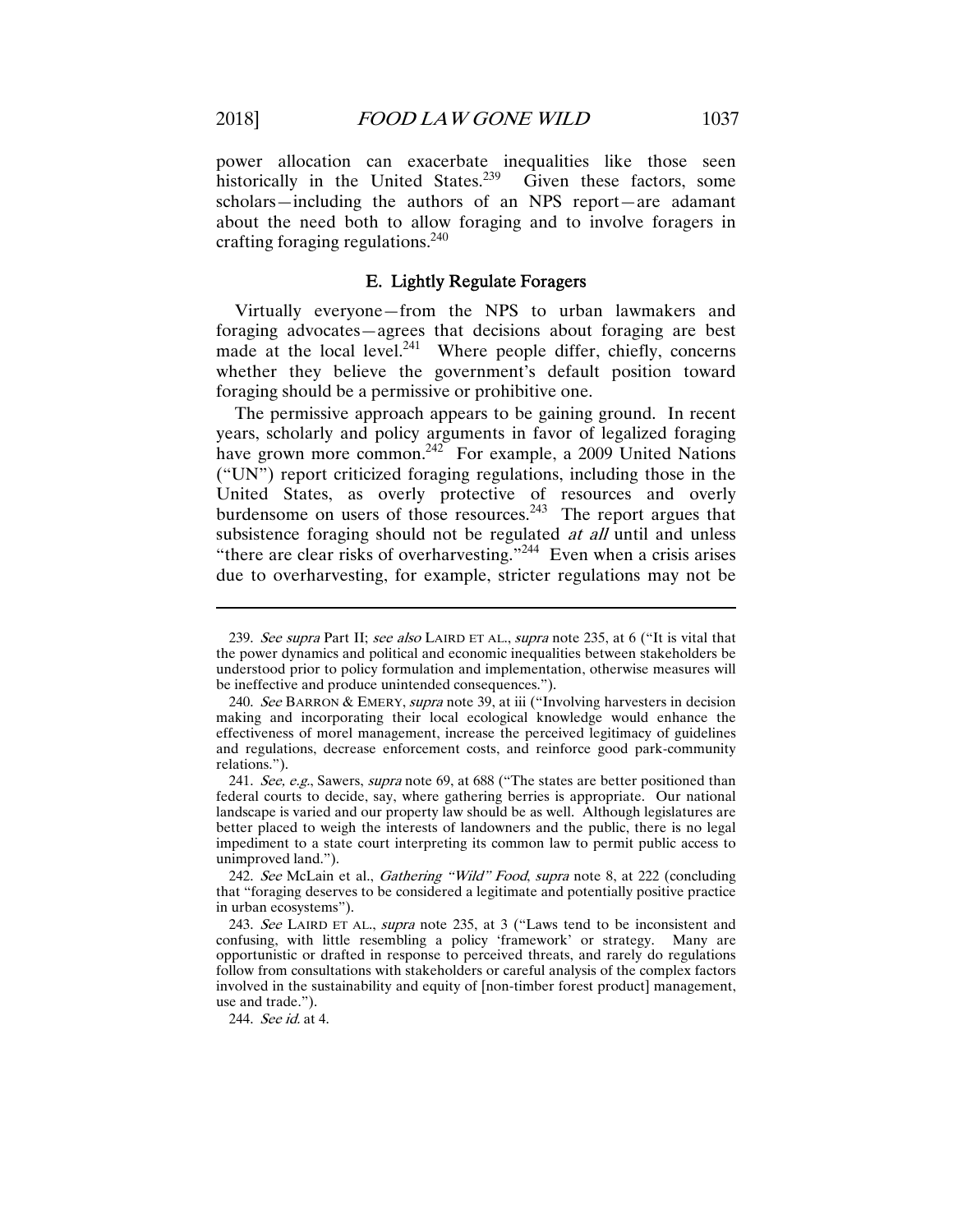power allocation can exacerbate inequalities like those seen historically in the United States.[239] Given these factors, some scholars—including the authors of an NPS report—are adamant about the need both to allow foraging and to involve foragers in crafting foraging regulations.[240]

### E. Lightly Regulate Foragers

Virtually everyone—from the NPS to urban lawmakers and foraging advocates—agrees that decisions about foraging are best made at the local level.[241] Where people differ, chiefly, concerns whether they believe the government's default position toward foraging should be a permissive or prohibitive one.

The permissive approach appears to be gaining ground. In recent years, scholarly and policy arguments in favor of legalized foraging have grown more common.[242] For example, a 2009 United Nations ("UN") report criticized foraging regulations, including those in the United States, as overly protective of resources and overly burdensome on users of those resources.[243] The report argues that subsistence foraging should not be regulated *at all* until and unless "there are clear risks of overharvesting."[244] Even when a crisis arises due to overharvesting, for example, stricter regulations may not be

---

239. *See supra* Part II; *see also* LAIRD ET AL., *supra* note 235, at 6 ("It is vital that the power dynamics and political and economic inequalities between stakeholders be understood prior to policy formulation and implementation, otherwise measures will be ineffective and produce unintended consequences.").

240. *See* BARRON & EMERY, *supra* note 39, at iii ("Involving harvesters in decision making and incorporating their local ecological knowledge would enhance the effectiveness of morel management, increase the perceived legitimacy of guidelines and regulations, decrease enforcement costs, and reinforce good park-community relations.").

241. *See, e.g.*, Sawers, *supra* note 69, at 688 ("The states are better positioned than federal courts to decide, say, where gathering berries is appropriate. Our national landscape is varied and our property law should be as well. Although legislatures are better placed to weigh the interests of landowners and the public, there is no legal impediment to a state court interpreting its common law to permit public access to unimproved land.").

242. *See* McLain et al., *Gathering "Wild" Food*, *supra* note 8, at 222 (concluding that "foraging deserves to be considered a legitimate and potentially positive practice in urban ecosystems").

243. *See* LAIRD ET AL., *supra* note 235, at 3 ("Laws tend to be inconsistent and confusing, with little resembling a policy 'framework' or strategy. Many are opportunistic or drafted in response to perceived threats, and rarely do regulations follow from consultations with stakeholders or careful analysis of the complex factors involved in the sustainability and equity of [non-timber forest product] management, use and trade.").

244. *See id.* at 4.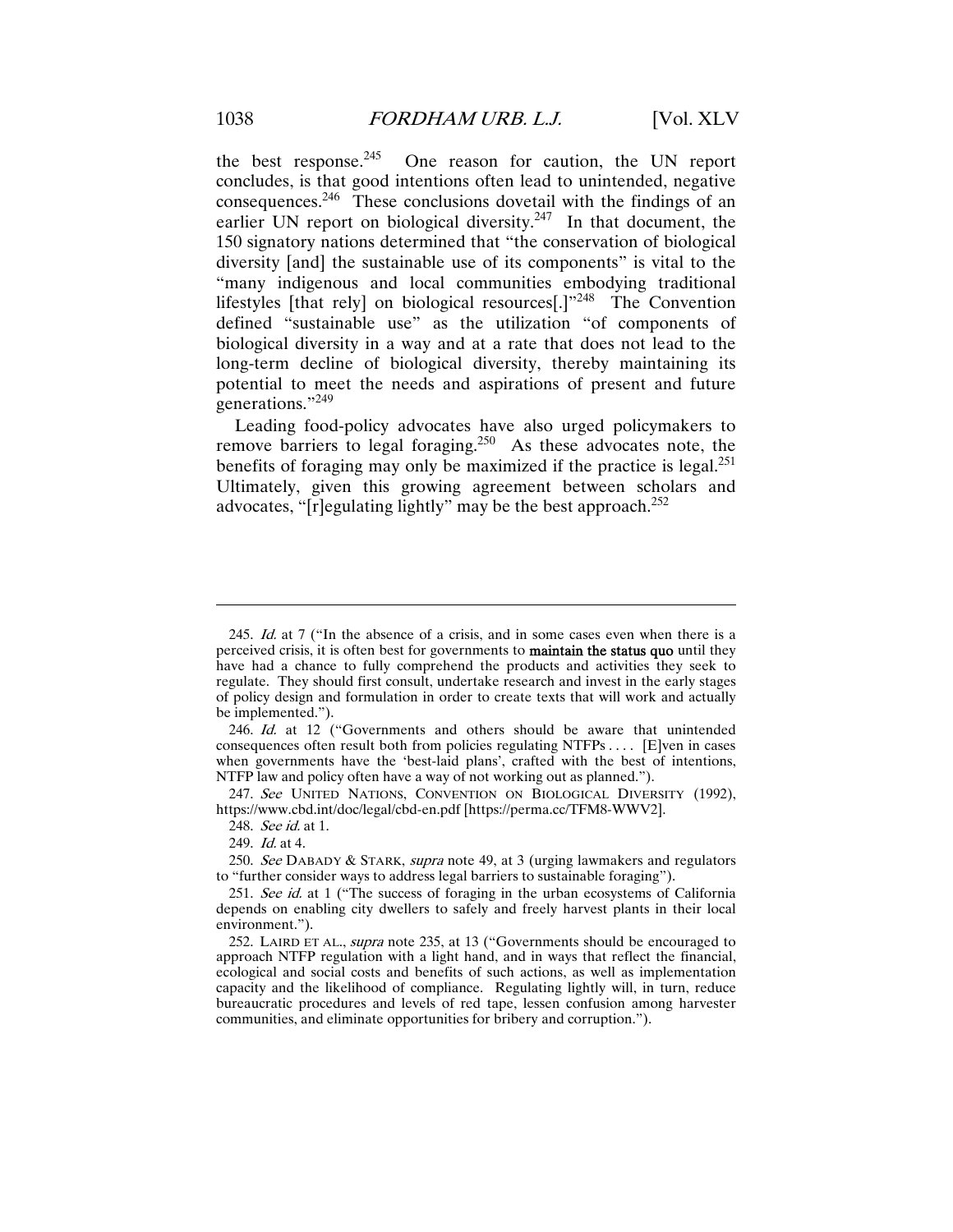the best response.[245] One reason for caution, the UN report concludes, is that good intentions often lead to unintended, negative consequences.[246] These conclusions dovetail with the findings of an earlier UN report on biological diversity.[247] In that document, the 150 signatory nations determined that "the conservation of biological diversity [and] the sustainable use of its components" is vital to the "many indigenous and local communities embodying traditional lifestyles [that rely] on biological resources[.]"[248] The Convention defined "sustainable use" as the utilization "of components of biological diversity in a way and at a rate that does not lead to the long-term decline of biological diversity, thereby maintaining its potential to meet the needs and aspirations of present and future generations."[249]

Leading food-policy advocates have also urged policymakers to remove barriers to legal foraging.[250] As these advocates note, the benefits of foraging may only be maximized if the practice is legal.[251] Ultimately, given this growing agreement between scholars and advocates, "[r]egulating lightly" may be the best approach.[252]

---

245. *Id.* at 7 ("In the absence of a crisis, and in some cases even when there is a perceived crisis, it is often best for governments to **maintain the status quo** until they have had a chance to fully comprehend the products and activities they seek to regulate. They should first consult, undertake research and invest in the early stages of policy design and formulation in order to create texts that will work and actually be implemented.").

246. *Id.* at 12 ("Governments and others should be aware that unintended consequences often result both from policies regulating NTFPs . . . . [E]ven in cases when governments have the 'best-laid plans', crafted with the best of intentions, NTFP law and policy often have a way of not working out as planned.").

247. *See* UNITED NATIONS, CONVENTION ON BIOLOGICAL DIVERSITY (1992), https://www.cbd.int/doc/legal/cbd-en.pdf [https://perma.cc/TFM8-WWV2].

248. *See id.* at 1.

249. *Id.* at 4.

250. *See* DABADY & STARK, *supra* note 49, at 3 (urging lawmakers and regulators to "further consider ways to address legal barriers to sustainable foraging").

251. *See id.* at 1 ("The success of foraging in the urban ecosystems of California depends on enabling city dwellers to safely and freely harvest plants in their local environment.").

252. LAIRD ET AL., *supra* note 235, at 13 ("Governments should be encouraged to approach NTFP regulation with a light hand, and in ways that reflect the financial, ecological and social costs and benefits of such actions, as well as implementation capacity and the likelihood of compliance. Regulating lightly will, in turn, reduce bureaucratic procedures and levels of red tape, lessen confusion among harvester communities, and eliminate opportunities for bribery and corruption.").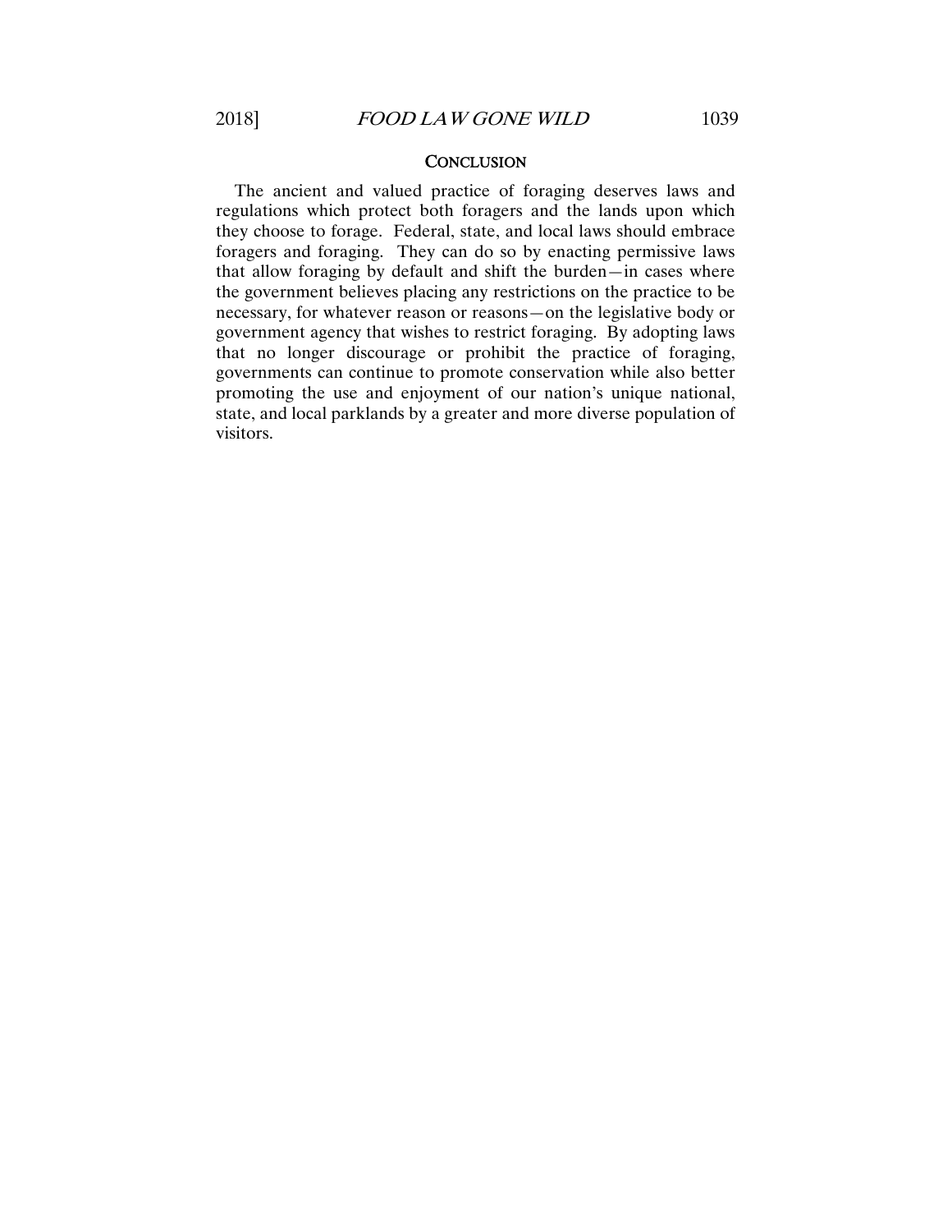## CONCLUSION

The ancient and valued practice of foraging deserves laws and regulations which protect both foragers and the lands upon which they choose to forage. Federal, state, and local laws should embrace foragers and foraging. They can do so by enacting permissive laws that allow foraging by default and shift the burden—in cases where the government believes placing any restrictions on the practice to be necessary, for whatever reason or reasons—on the legislative body or government agency that wishes to restrict foraging. By adopting laws that no longer discourage or prohibit the practice of foraging, governments can continue to promote conservation while also better promoting the use and enjoyment of our nation's unique national, state, and local parklands by a greater and more diverse population of visitors.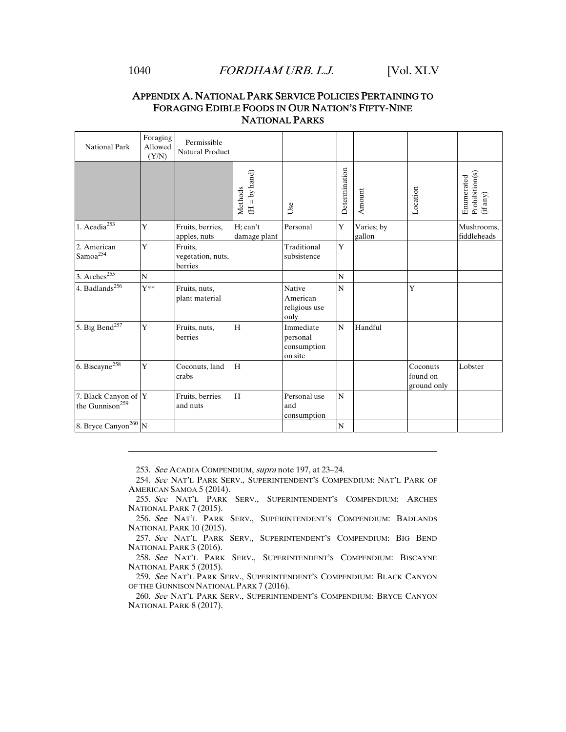## APPENDIX A. NATIONAL PARK SERVICE POLICIES PERTAINING TO FORAGING EDIBLE FOODS IN OUR NATION'S FIFTY-NINE NATIONAL PARKS

| National Park | Foraging Allowed (Y/N) | Permissible Natural Product | | | | | | |
|---|---|---|---|---|---|---|---|---|
| | | | Methods (H = by hand) | Use | Determination | Amount | Location | Enumerated Prohibition(s) (if any) |
| 1. Acadia[253] | Y | Fruits, berries, apples, nuts | H; can't damage plant | Personal | Y | Varies; by gallon | | Mushrooms, fiddleheads |
| 2. American Samoa[254] | Y | Fruits, vegetation, nuts, berries | | Traditional subsistence | Y | | | |
| 3. Arches[255] | N | | | | N | | | |
| 4. Badlands[256] | Y** | Fruits, nuts, plant material | | Native American religious use only | N | | Y | |
| 5. Big Bend[257] | Y | Fruits, nuts, berries | H | Immediate personal consumption on site | N | Handful | | |
| 6. Biscayne[258] | Y | Coconuts, land crabs | H | | | | Coconuts found on ground only | Lobster |
| 7. Black Canyon of the Gunnison[259] | Y | Fruits, berries and nuts | H | Personal use and consumption | N | | | |
| 8. Bryce Canyon[260] | N | | | | N | | | |

253. *See* ACADIA COMPENDIUM, *supra* note 197, at 23–24.

254. *See* NAT'L PARK SERV., SUPERINTENDENT'S COMPENDIUM: NAT'L PARK OF AMERICAN SAMOA 5 (2014).

255. *See* NAT'L PARK SERV., SUPERINTENDENT'S COMPENDIUM: ARCHES NATIONAL PARK 7 (2015).

256. *See* NAT'L PARK SERV., SUPERINTENDENT'S COMPENDIUM: BADLANDS NATIONAL PARK 10 (2015).

257. *See* NAT'L PARK SERV., SUPERINTENDENT'S COMPENDIUM: BIG BEND NATIONAL PARK 3 (2016).

258. *See* NAT'L PARK SERV., SUPERINTENDENT'S COMPENDIUM: BISCAYNE NATIONAL PARK 5 (2015).

259. *See* NAT'L PARK SERV., SUPERINTENDENT'S COMPENDIUM: BLACK CANYON OF THE GUNNISON NATIONAL PARK 7 (2016).

260. *See* NAT'L PARK SERV., SUPERINTENDENT'S COMPENDIUM: BRYCE CANYON NATIONAL PARK 8 (2017).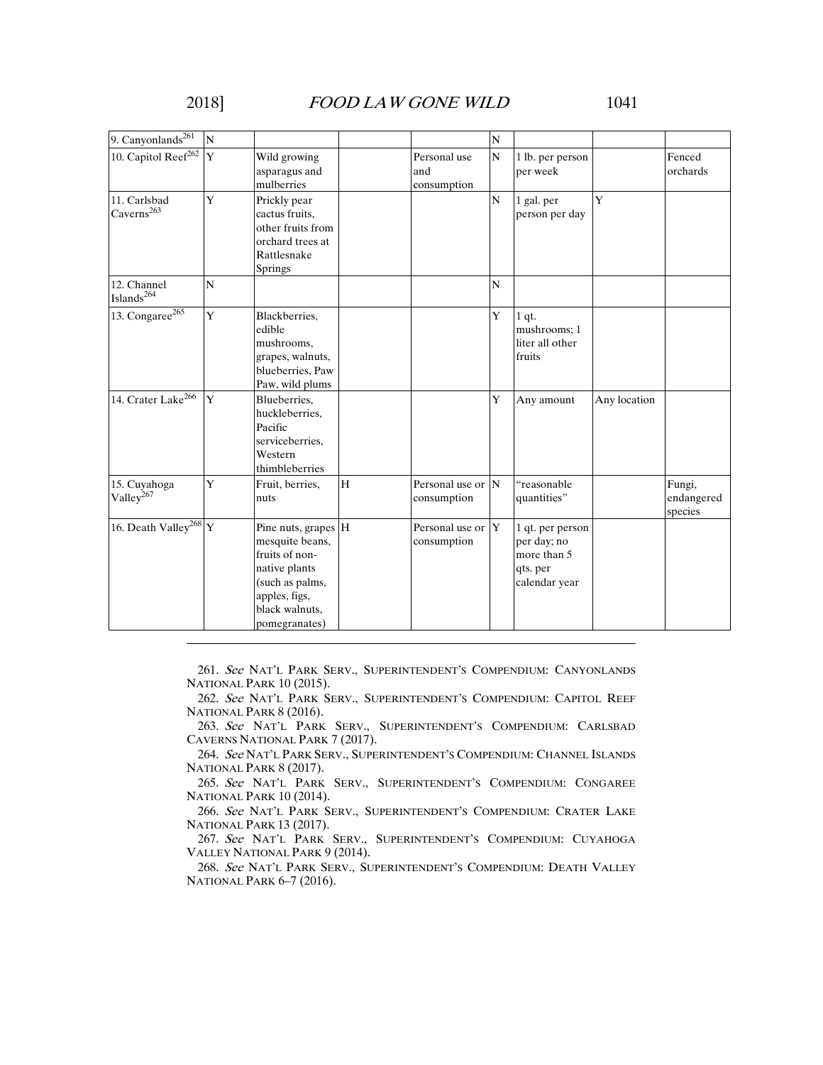| 9. Canyonlands[261] | N | | | | N | | | |
|---|---|---|---|---|---|---|---|---|
| 10. Capitol Reef[262] | Y | Wild growing asparagus and mulberries | | Personal use and consumption | N | 1 lb. per person per week | | Fenced orchards |
| 11. Carlsbad Caverns[263] | Y | Prickly pear cactus fruits, other fruits from orchard trees at Rattlesnake Springs | | | N | 1 gal. per person per day | Y | |
| 12. Channel Islands[264] | N | | | | N | | | |
| 13. Congaree[265] | Y | Blackberries, edible mushrooms, grapes, walnuts, blueberries, Paw Paw, wild plums | | | Y | 1 qt. mushrooms; 1 liter all other fruits | | |
| 14. Crater Lake[266] | Y | Blueberries, huckleberries, Pacific serviceberries, Western thimbleberries | | | Y | Any amount | Any location | |
| 15. Cuyahoga Valley[267] | Y | Fruit, berries, nuts | H | Personal use or consumption | N | "reasonable quantities" | | Fungi, endangered species |
| 16. Death Valley[268] | Y | Pine nuts, grapes mesquite beans, fruits of non-native plants (such as palms, apples, figs, black walnuts, pomegranates) | H | Personal use or consumption | Y | 1 qt. per person per day; no more than 5 qts. per calendar year | | |

261. *See* NAT'L PARK SERV., SUPERINTENDENT'S COMPENDIUM: CANYONLANDS NATIONAL PARK 10 (2015).

262. *See* NAT'L PARK SERV., SUPERINTENDENT'S COMPENDIUM: CAPITOL REEF NATIONAL PARK 8 (2016).

263. *See* NAT'L PARK SERV., SUPERINTENDENT'S COMPENDIUM: CARLSBAD CAVERNS NATIONAL PARK 7 (2017).

264. *See* NAT'L PARK SERV., SUPERINTENDENT'S COMPENDIUM: CHANNEL ISLANDS NATIONAL PARK 8 (2017).

265. *See* NAT'L PARK SERV., SUPERINTENDENT'S COMPENDIUM: CONGAREE NATIONAL PARK 10 (2014).

266. *See* NAT'L PARK SERV., SUPERINTENDENT'S COMPENDIUM: CRATER LAKE NATIONAL PARK 13 (2017).

267. *See* NAT'L PARK SERV., SUPERINTENDENT'S COMPENDIUM: CUYAHOGA VALLEY NATIONAL PARK 9 (2014).

268. *See* NAT'L PARK SERV., SUPERINTENDENT'S COMPENDIUM: DEATH VALLEY NATIONAL PARK 6–7 (2016).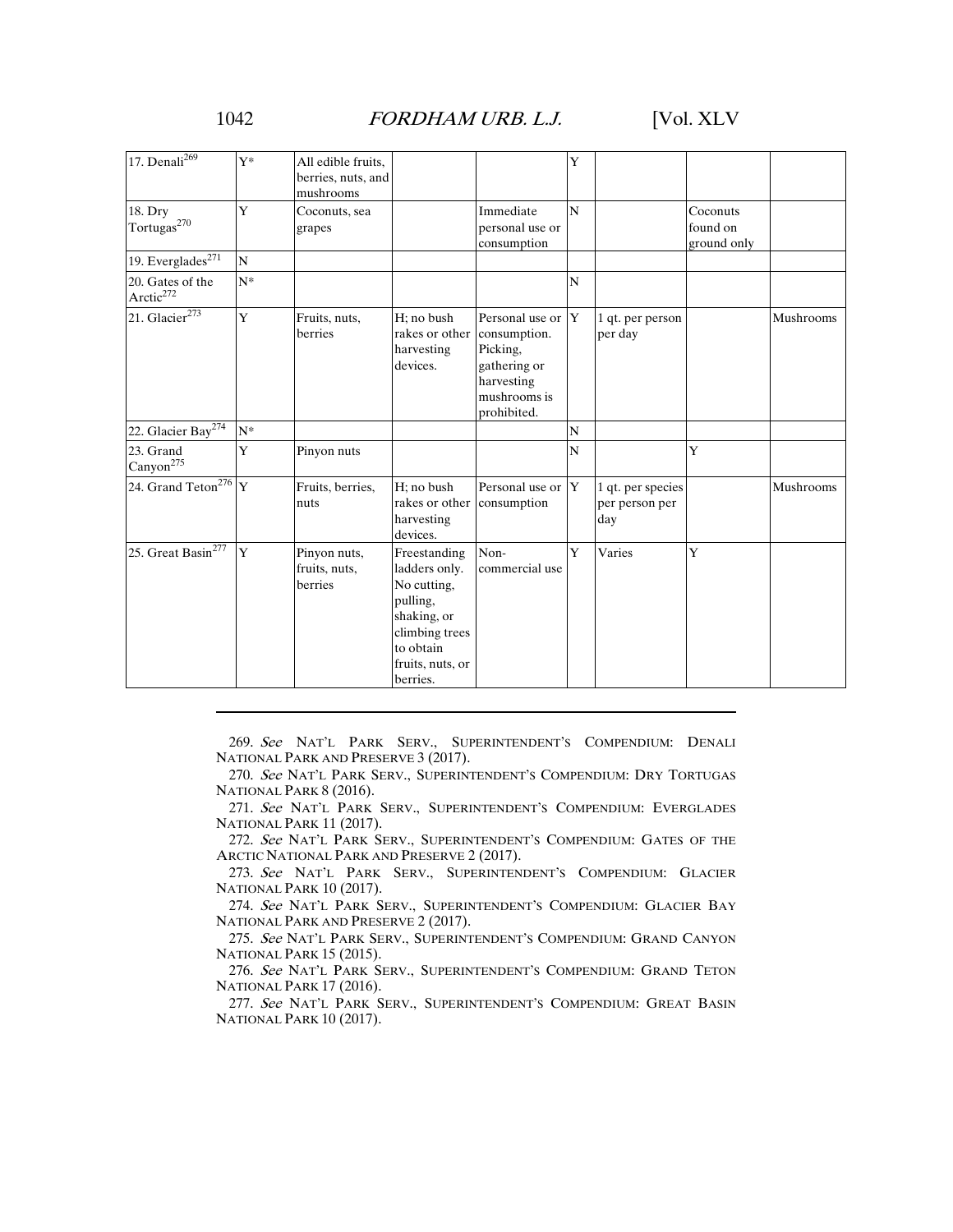| 17. Denali[269] | Y* | All edible fruits, berries, nuts, and mushrooms | | | Y | | | |
|---|---|---|---|---|---|---|---|---|
| 18. Dry Tortugas[270] | Y | Coconuts, sea grapes | | Immediate personal use or consumption | N | | Coconuts found on ground only | |
| 19. Everglades[271] | N | | | | | | | |
| 20. Gates of the Arctic[272] | N* | | | | N | | | |
| 21. Glacier[273] | Y | Fruits, nuts, berries | H; no bush rakes or other harvesting devices. | Personal use or consumption. Picking, gathering or harvesting mushrooms is prohibited. | Y | 1 qt. per person per day | | Mushrooms |
| 22. Glacier Bay[274] | N* | | | | N | | | |
| 23. Grand Canyon[275] | Y | Pinyon nuts | | | N | | Y | |
| 24. Grand Teton[276] | Y | Fruits, berries, nuts | H; no bush rakes or other harvesting devices. | Personal use or consumption | Y | 1 qt. per species per person per day | | Mushrooms |
| 25. Great Basin[277] | Y | Pinyon nuts, fruits, nuts, berries | Freestanding ladders only. No cutting, pulling, shaking, or climbing trees to obtain fruits, nuts, or berries. | Non-commercial use | Y | Varies | Y | |

---

269. *See* NAT'L PARK SERV., SUPERINTENDENT'S COMPENDIUM: DENALI NATIONAL PARK AND PRESERVE 3 (2017).

270. *See* NAT'L PARK SERV., SUPERINTENDENT'S COMPENDIUM: DRY TORTUGAS NATIONAL PARK 8 (2016).

271. *See* NAT'L PARK SERV., SUPERINTENDENT'S COMPENDIUM: EVERGLADES NATIONAL PARK 11 (2017).

272. *See* NAT'L PARK SERV., SUPERINTENDENT'S COMPENDIUM: GATES OF THE ARCTIC NATIONAL PARK AND PRESERVE 2 (2017).

273. *See* NAT'L PARK SERV., SUPERINTENDENT'S COMPENDIUM: GLACIER NATIONAL PARK 10 (2017).

274. *See* NAT'L PARK SERV., SUPERINTENDENT'S COMPENDIUM: GLACIER BAY NATIONAL PARK AND PRESERVE 2 (2017).

275. *See* NAT'L PARK SERV., SUPERINTENDENT'S COMPENDIUM: GRAND CANYON NATIONAL PARK 15 (2015).

276. *See* NAT'L PARK SERV., SUPERINTENDENT'S COMPENDIUM: GRAND TETON NATIONAL PARK 17 (2016).

277. *See* NAT'L PARK SERV., SUPERINTENDENT'S COMPENDIUM: GREAT BASIN NATIONAL PARK 10 (2017).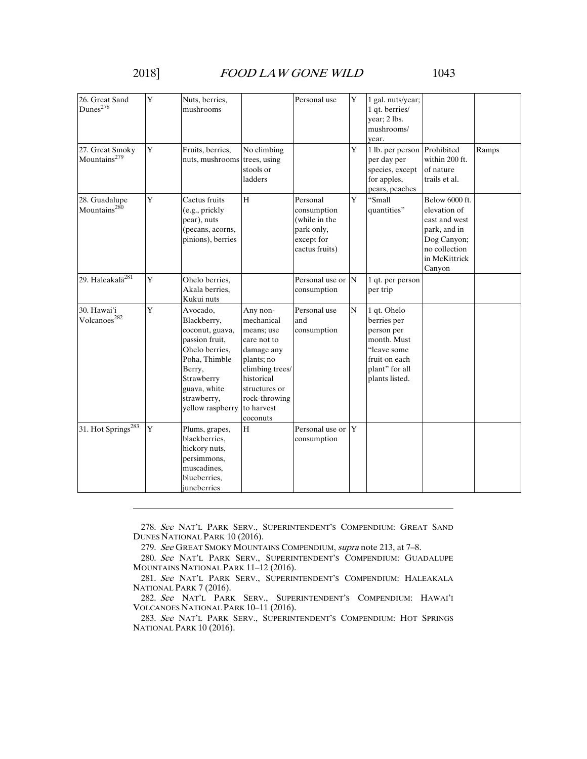| 26. Great Sand Dunes[278] | Y | Nuts, berries, mushrooms | | Personal use | Y | 1 gal. nuts/year; 1 qt. berries/ year; 2 lbs. mushrooms/ year. | | |
|---|---|---|---|---|---|---|---|---|
| 27. Great Smoky Mountains[279] | Y | Fruits, berries, nuts, mushrooms | No climbing trees, using stools or ladders | | Y | 1 lb. per person per day per species, except for apples, pears, peaches | Prohibited within 200 ft. of nature trails et al. | Ramps |
| 28. Guadalupe Mountains[280] | Y | Cactus fruits (e.g., prickly pear), nuts (pecans, acorns, pinions), berries | H | Personal consumption (while in the park only, except for cactus fruits) | Y | "Small quantities" | Below 6000 ft. elevation of east and west park, and in Dog Canyon; no collection in McKittrick Canyon | |
| 29. Haleakalā[281] | Y | Ohelo berries, Akala berries, Kukui nuts | | Personal use or consumption | N | 1 qt. per person per trip | | |
| 30. Hawai'i Volcanoes[282] | Y | Avocado, Blackberry, coconut, guava, passion fruit, Ohelo berries, Poha, Thimble Berry, Strawberry guava, white strawberry, yellow raspberry | Any non-mechanical means; use care not to damage any plants; no climbing trees/ historical structures or rock-throwing to harvest coconuts | Personal use and consumption | N | 1 qt. Ohelo berries per person per month. Must "leave some fruit on each plant" for all plants listed. | | |
| 31. Hot Springs[283] | Y | Plums, grapes, blackberries, hickory nuts, persimmons, muscadines, blueberries, juneberries | H | Personal use or consumption | Y | | | |

278. *See* NAT'L PARK SERV., SUPERINTENDENT'S COMPENDIUM: GREAT SAND DUNES NATIONAL PARK 10 (2016).

279. *See* GREAT SMOKY MOUNTAINS COMPENDIUM, *supra* note 213, at 7–8.

280. *See* NAT'L PARK SERV., SUPERINTENDENT'S COMPENDIUM: GUADALUPE MOUNTAINS NATIONAL PARK 11–12 (2016).

281. *See* NAT'L PARK SERV., SUPERINTENDENT'S COMPENDIUM: HALEAKALA NATIONAL PARK 7 (2016).

282. *See* NAT'L PARK SERV., SUPERINTENDENT'S COMPENDIUM: HAWAI'I VOLCANOES NATIONAL PARK 10–11 (2016).

283. *See* NAT'L PARK SERV., SUPERINTENDENT'S COMPENDIUM: HOT SPRINGS NATIONAL PARK 10 (2016).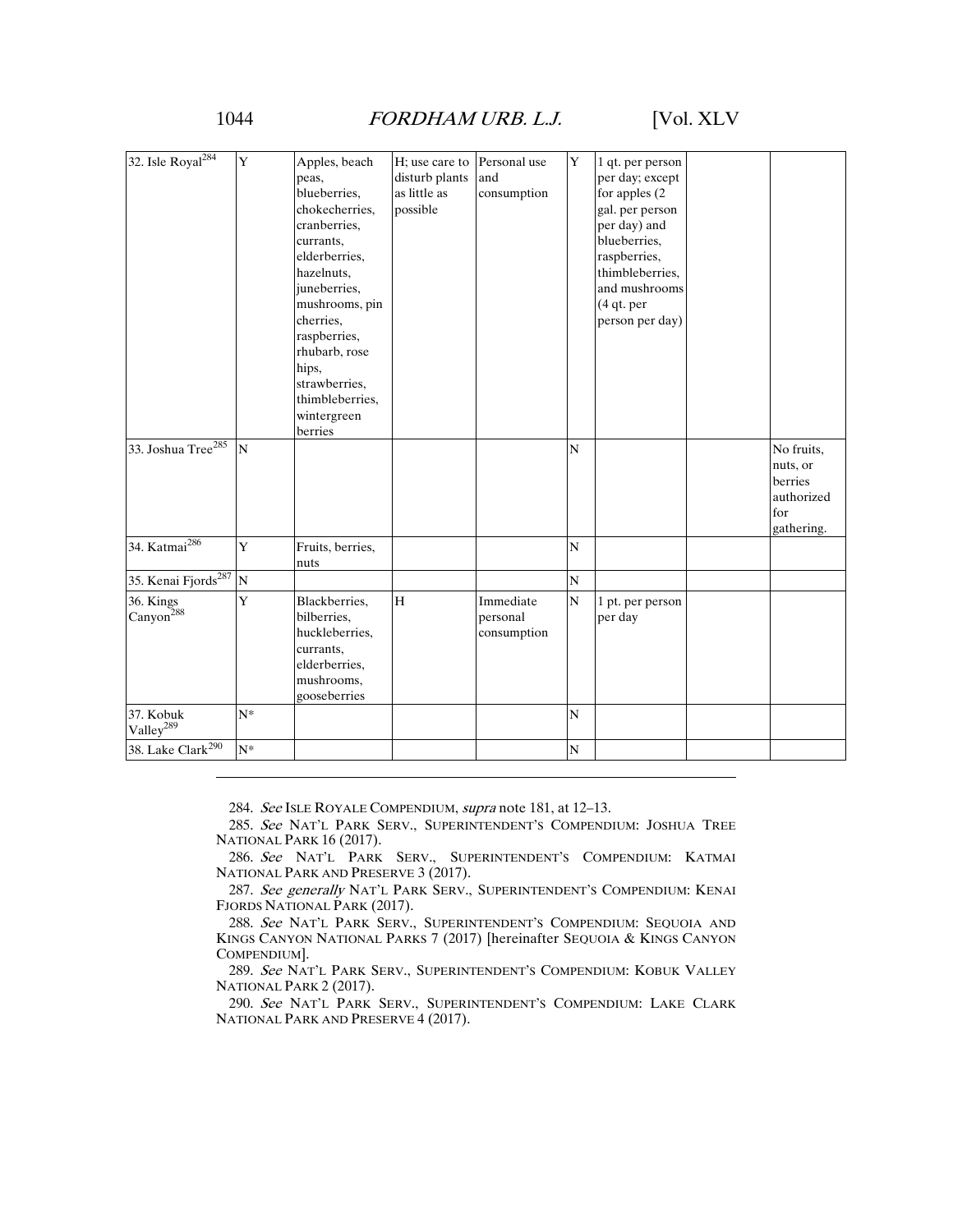| | | | | | | | | |
|---|---|---|---|---|---|---|---|---|
| 32. Isle Royal[284] | Y | Apples, beach peas, blueberries, chokecherries, cranberries, currants, elderberries, hazelnuts, juneberries, mushrooms, pin cherries, raspberries, rhubarb, rose hips, strawberries, thimbleberries, wintergreen berries | H; use care to disturb plants as little as possible | Personal use and consumption | Y | 1 qt. per person per day; except for apples (2 gal. per person per day) and blueberries, raspberries, thimbleberries, and mushrooms (4 qt. per person per day) | | |
| 33. Joshua Tree[285] | N | | | | N | | | No fruits, nuts, or berries authorized for gathering. |
| 34. Katmai[286] | Y | Fruits, berries, nuts | | | N | | | |
| 35. Kenai Fjords[287] | N | | | | N | | | |
| 36. Kings Canyon[288] | Y | Blackberries, bilberries, huckleberries, currants, elderberries, mushrooms, gooseberries | H | Immediate personal consumption | N | 1 pt. per person per day | | |
| 37. Kobuk Valley[289] | N* | | | | N | | | |
| 38. Lake Clark[290] | N* | | | | N | | | |

284. *See* ISLE ROYALE COMPENDIUM, *supra* note 181, at 12–13.

285. *See* NAT'L PARK SERV., SUPERINTENDENT'S COMPENDIUM: JOSHUA TREE NATIONAL PARK 16 (2017).

286. *See* NAT'L PARK SERV., SUPERINTENDENT'S COMPENDIUM: KATMAI NATIONAL PARK AND PRESERVE 3 (2017).

287. *See generally* NAT'L PARK SERV., SUPERINTENDENT'S COMPENDIUM: KENAI FJORDS NATIONAL PARK (2017).

288. *See* NAT'L PARK SERV., SUPERINTENDENT'S COMPENDIUM: SEQUOIA AND KINGS CANYON NATIONAL PARKS 7 (2017) [hereinafter SEQUOIA & KINGS CANYON COMPENDIUM].

289. *See* NAT'L PARK SERV., SUPERINTENDENT'S COMPENDIUM: KOBUK VALLEY NATIONAL PARK 2 (2017).

290. *See* NAT'L PARK SERV., SUPERINTENDENT'S COMPENDIUM: LAKE CLARK NATIONAL PARK AND PRESERVE 4 (2017).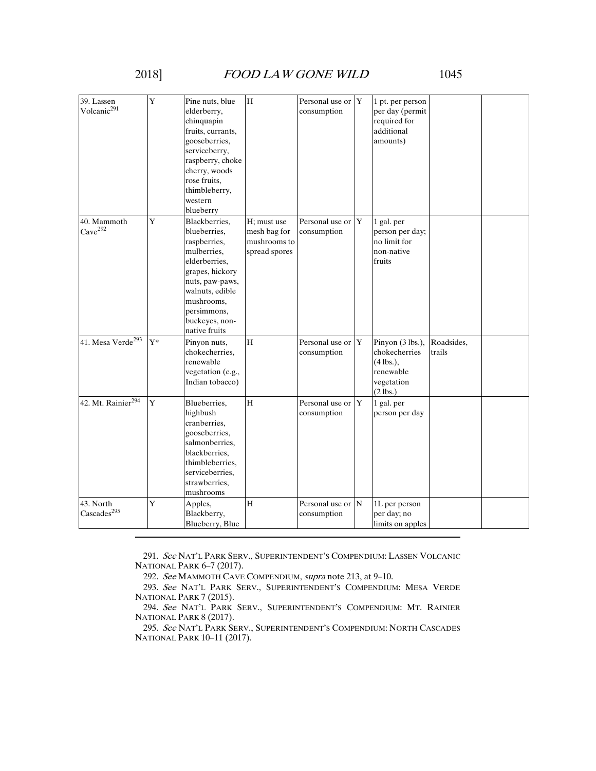| 39. Lassen Volcanic[291] | Y | Pine nuts, blue elderberry, chinquapin fruits, currants, gooseberries, serviceberry, raspberry, choke cherry, woods rose fruits, thimbleberry, western blueberry | H | Personal use or consumption | Y | 1 pt. per person per day (permit required for additional amounts) | | |
|---|---|---|---|---|---|---|---|---|
| 40. Mammoth Cave[292] | Y | Blackberries, blueberries, raspberries, mulberries, elderberries, grapes, hickory nuts, paw-paws, walnuts, edible mushrooms, persimmons, buckeyes, non-native fruits | H; must use mesh bag for mushrooms to spread spores | Personal use or consumption | Y | 1 gal. per person per day; no limit for non-native fruits | | |
| 41. Mesa Verde[293] | Y* | Pinyon nuts, chokecherries, renewable vegetation (e.g., Indian tobacco) | H | Personal use or consumption | Y | Pinyon (3 lbs.), chokecherries (4 lbs.), renewable vegetation (2 lbs.) | Roadsides, trails | |
| 42. Mt. Rainier[294] | Y | Blueberries, highbush cranberries, gooseberries, salmonberries, blackberries, thimbleberries, serviceberries, strawberries, mushrooms | H | Personal use or consumption | Y | 1 gal. per person per day | | |
| 43. North Cascades[295] | Y | Apples, Blackberry, Blueberry, Blue | H | Personal use or consumption | N | 1L per person per day; no limits on apples | | |

291. *See* NAT'L PARK SERV., SUPERINTENDENT'S COMPENDIUM: LASSEN VOLCANIC NATIONAL PARK 6–7 (2017).

292. *See* MAMMOTH CAVE COMPENDIUM, *supra* note 213, at 9–10.

293. *See* NAT'L PARK SERV., SUPERINTENDENT'S COMPENDIUM: MESA VERDE NATIONAL PARK 7 (2015).

294. *See* NAT'L PARK SERV., SUPERINTENDENT'S COMPENDIUM: MT. RAINIER NATIONAL PARK 8 (2017).

295. *See* NAT'L PARK SERV., SUPERINTENDENT'S COMPENDIUM: NORTH CASCADES NATIONAL PARK 10–11 (2017).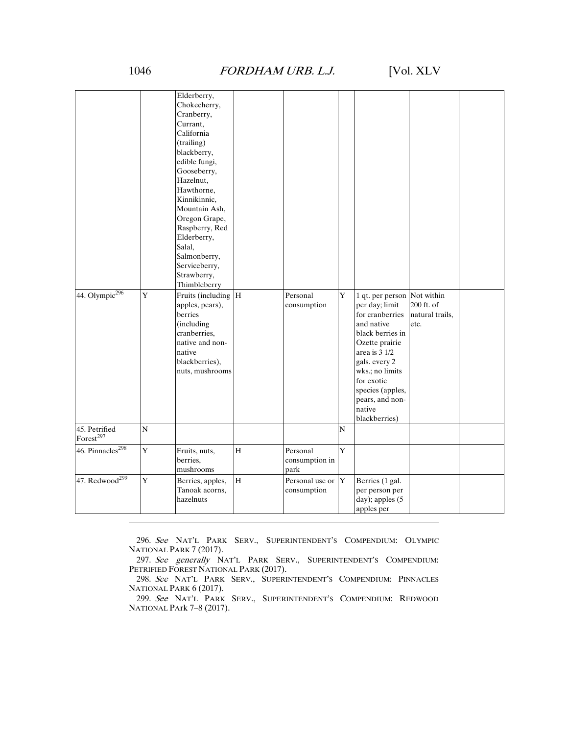| | | | | | | | | |
|---|---|---|---|---|---|---|---|---|
| | | Elderberry, Chokecherry, Cranberry, Currant, California (trailing) blackberry, edible fungi, Gooseberry, Hazelnut, Hawthorne, Kinnikinnic, Mountain Ash, Oregon Grape, Raspberry, Red Elderberry, Salal, Salmonberry, Serviceberry, Strawberry, Thimbleberry | | | | | | |
| 44. Olympic[296] | Y | Fruits (including apples, pears), berries (including cranberries, native and non-native blackberries), nuts, mushrooms | H | Personal consumption | Y | 1 qt. per person per day; limit for cranberries and native black berries in Ozette prairie area is 3 1/2 gals. every 2 wks.; no limits for exotic species (apples, pears, and non-native blackberries) | Not within 200 ft. of natural trails, etc. | |
| 45. Petrified Forest[297] | N | | | | N | | | |
| 46. Pinnacles[298] | Y | Fruits, nuts, berries, mushrooms | H | Personal consumption in park | Y | | | |
| 47. Redwood[299] | Y | Berries, apples, Tanoak acorns, hazelnuts | H | Personal use or consumption | Y | Berries (1 gal. per person per day); apples (5 apples per | | |

296. *See* NAT'L PARK SERV., SUPERINTENDENT'S COMPENDIUM: OLYMPIC NATIONAL PARK 7 (2017).

297. *See generally* NAT'L PARK SERV., SUPERINTENDENT'S COMPENDIUM: PETRIFIED FOREST NATIONAL PARK (2017).

298. *See* NAT'L PARK SERV., SUPERINTENDENT'S COMPENDIUM: PINNACLES NATIONAL PARK 6 (2017).

299. *See* NAT'L PARK SERV., SUPERINTENDENT'S COMPENDIUM: REDWOOD NATIONAL Park 7–8 (2017).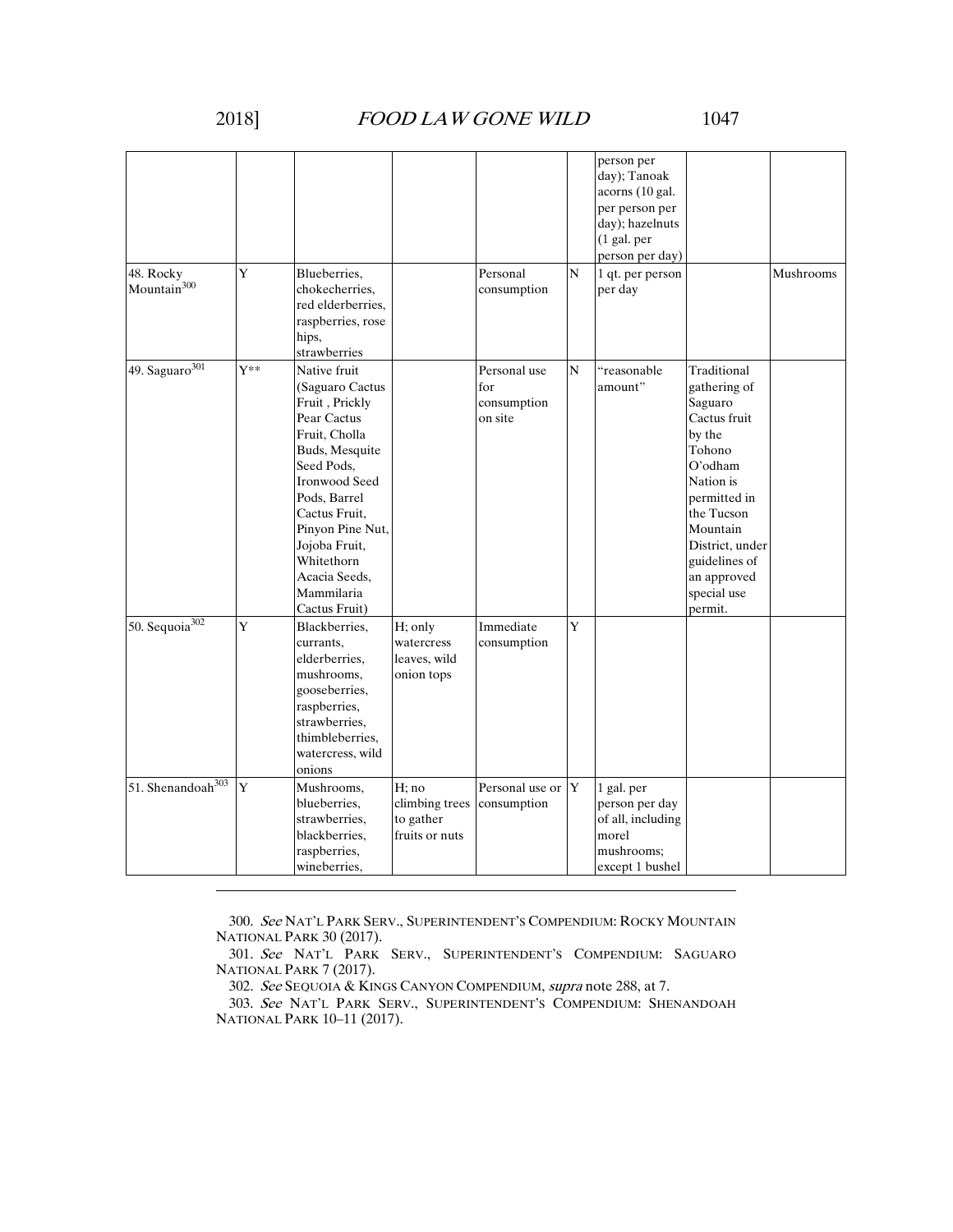| | | | | | | person per day); Tanoak acorns (10 gal. per person per day); hazelnuts (1 gal. per person per day) | | |
|---|---|---|---|---|---|---|---|---|
| 48. Rocky Mountain[300] | Y | Blueberries, chokecherries, red elderberries, raspberries, rose hips, strawberries | | Personal consumption | N | 1 qt. per person per day | | Mushrooms |
| 49. Saguaro[301] | Y** | Native fruit (Saguaro Cactus Fruit , Prickly Pear Cactus Fruit, Cholla Buds, Mesquite Seed Pods, Ironwood Seed Pods, Barrel Cactus Fruit, Pinyon Pine Nut, Jojoba Fruit, Whitethorn Acacia Seeds, Mammilaria Cactus Fruit) | | Personal use for consumption on site | N | "reasonable amount" | Traditional gathering of Saguaro Cactus fruit by the Tohono O'odham Nation is permitted in the Tucson Mountain District, under guidelines of an approved special use permit. | |
| 50. Sequoia[302] | Y | Blackberries, currants, elderberries, mushrooms, gooseberries, raspberries, strawberries, thimbleberries, watercress, wild onions | H; only watercress leaves, wild onion tops | Immediate consumption | Y | | | |
| 51. Shenandoah[303] | Y | Mushrooms, blueberries, strawberries, blackberries, raspberries, wineberries, | H; no climbing trees to gather fruits or nuts | Personal use or consumption | Y | 1 gal. per person per day of all, including morel mushrooms; except 1 bushel | | |

300. *See* NAT'L PARK SERV., SUPERINTENDENT'S COMPENDIUM: ROCKY MOUNTAIN NATIONAL PARK 30 (2017).

301. *See* NAT'L PARK SERV., SUPERINTENDENT'S COMPENDIUM: SAGUARO NATIONAL PARK 7 (2017).

302. *See* SEQUOIA & KINGS CANYON COMPENDIUM, *supra* note 288, at 7.

303. *See* NAT'L PARK SERV., SUPERINTENDENT'S COMPENDIUM: SHENANDOAH NATIONAL PARK 10–11 (2017).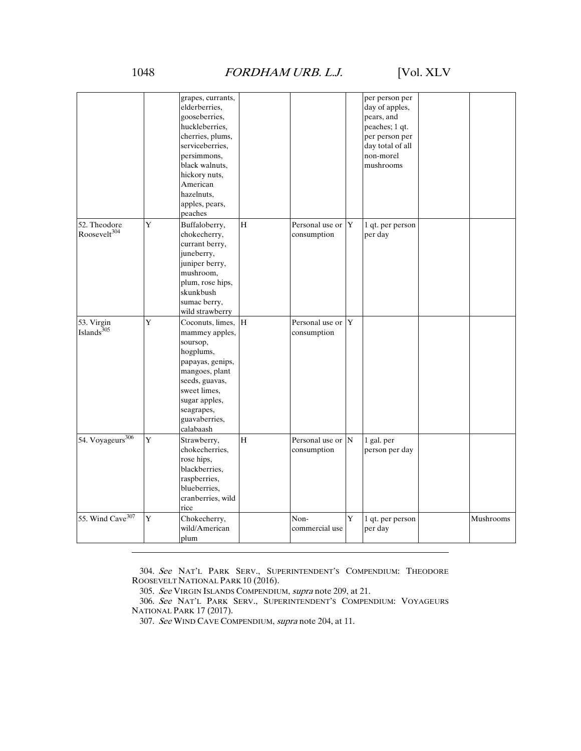| | | | | | | | | |
|---|---|---|---|---|---|---|---|---|
| | | grapes, currants, elderberries, gooseberries, huckleberries, cherries, plums, serviceberries, persimmons, black walnuts, hickory nuts, American hazelnuts, apples, pears, peaches | | | | per person per day of apples, pears, and peaches; 1 qt. per person per day total of all non-morel mushrooms | | |
| 52. Theodore Roosevelt[304] | Y | Buffaloberry, chokecherry, currant berry, juneberry, juniper berry, mushroom, plum, rose hips, skunkbush sumac berry, wild strawberry | H | Personal use or consumption | Y | 1 qt. per person per day | | |
| 53. Virgin Islands[305] | Y | Coconuts, limes, mammey apples, soursop, hogplums, papayas, genips, mangoes, plant seeds, guavas, sweet limes, sugar apples, seagrapes, guavaberries, calabaash | H | Personal use or consumption | Y | | | |
| 54. Voyageurs[306] | Y | Strawberry, chokecherries, rose hips, blackberries, raspberries, blueberries, cranberries, wild rice | H | Personal use or consumption | N | 1 gal. per person per day | | |
| 55. Wind Cave[307] | Y | Chokecherry, wild/American plum | | Non-commercial use | Y | 1 qt. per person per day | | Mushrooms |

304. *See* NAT'L PARK SERV., SUPERINTENDENT'S COMPENDIUM: THEODORE ROOSEVELT NATIONAL PARK 10 (2016).

305. *See* VIRGIN ISLANDS COMPENDIUM, *supra* note 209, at 21.

306. *See* NAT'L PARK SERV., SUPERINTENDENT'S COMPENDIUM: VOYAGEURS NATIONAL PARK 17 (2017).

307. *See* WIND CAVE COMPENDIUM, *supra* note 204, at 11.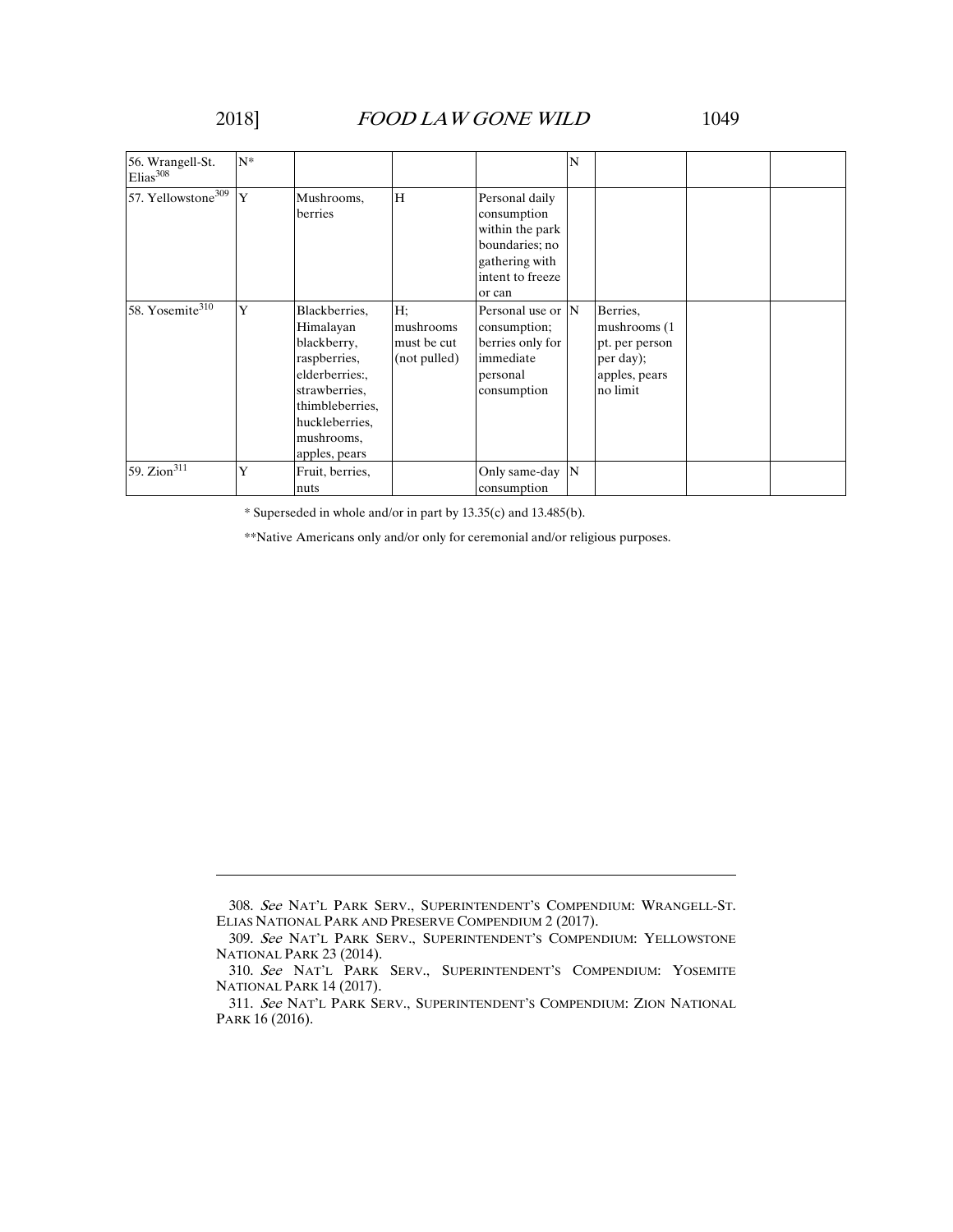| | | | | | | | | |
|---|---|---|---|---|---|---|---|---|
| 56. Wrangell-St. Elias[308] | N* | | | | N | | | |
| 57. Yellowstone[309] | Y | Mushrooms, berries | H | Personal daily consumption within the park boundaries; no gathering with intent to freeze or can | | | | |
| 58. Yosemite[310] | Y | Blackberries, Himalayan blackberry, raspberries, elderberries:, strawberries, thimbleberries, huckleberries, mushrooms, apples, pears | H; mushrooms must be cut (not pulled) | Personal use or consumption; berries only for immediate personal consumption | N | Berries, mushrooms (1 pt. per person per day); apples, pears no limit | | |
| 59. Zion[311] | Y | Fruit, berries, nuts | | Only same-day consumption | N | | | |

\* Superseded in whole and/or in part by 13.35(c) and 13.485(b).

\*\*Native Americans only and/or only for ceremonial and/or religious purposes.

---

308. *See* NAT'L PARK SERV., SUPERINTENDENT'S COMPENDIUM: WRANGELL-ST. ELIAS NATIONAL PARK AND PRESERVE COMPENDIUM 2 (2017).

309. *See* NAT'L PARK SERV., SUPERINTENDENT'S COMPENDIUM: YELLOWSTONE NATIONAL PARK 23 (2014).

310. *See* NAT'L PARK SERV., SUPERINTENDENT'S COMPENDIUM: YOSEMITE NATIONAL PARK 14 (2017).

311. *See* NAT'L PARK SERV., SUPERINTENDENT'S COMPENDIUM: ZION NATIONAL PARK 16 (2016).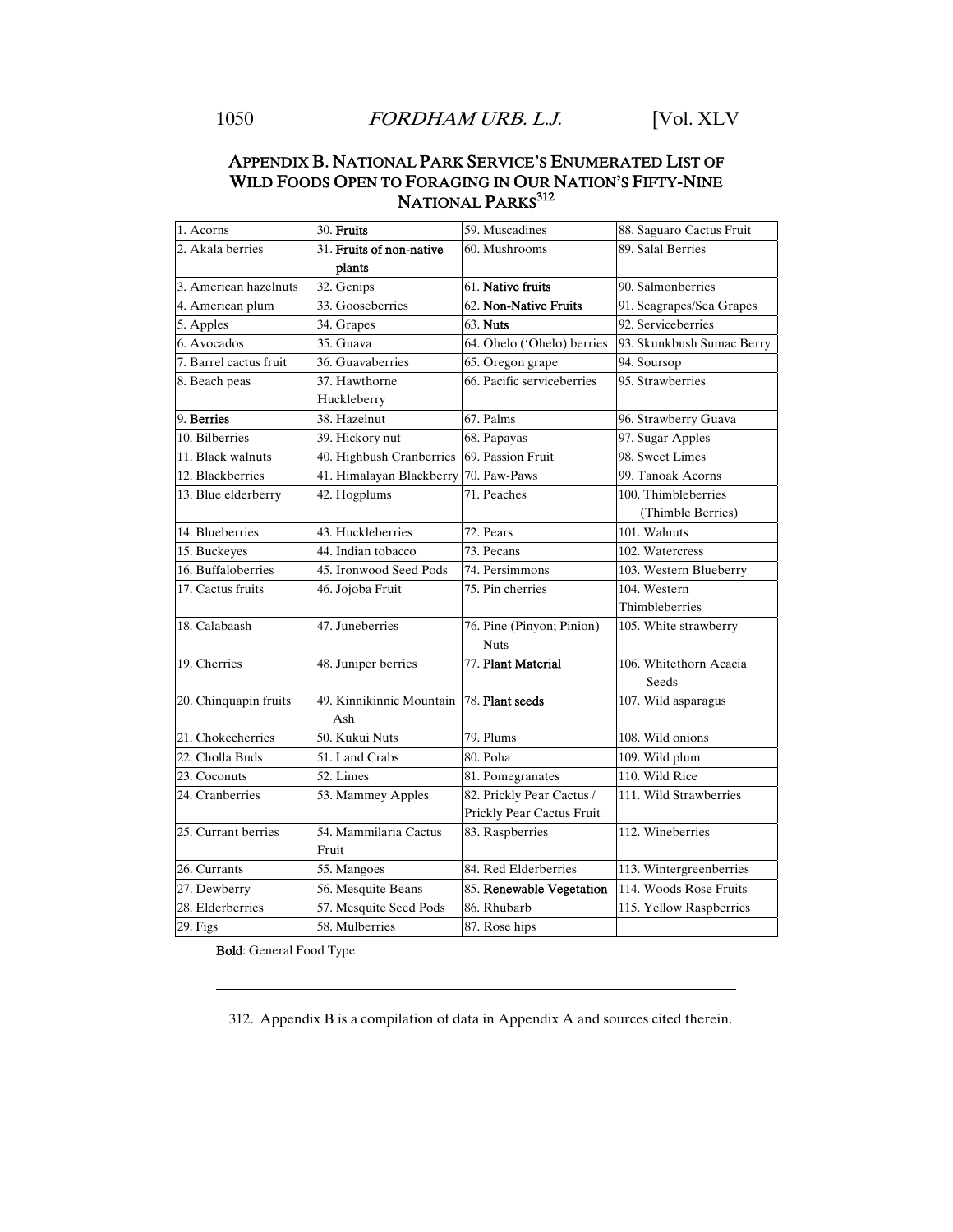## APPENDIX B. NATIONAL PARK SERVICE'S ENUMERATED LIST OF WILD FOODS OPEN TO FORAGING IN OUR NATION'S FIFTY-NINE NATIONAL PARKS[312]

| | | | |
|---|---|---|---|
| 1. Acorns | 30. **Fruits** | 59. Muscadines | 88. Saguaro Cactus Fruit |
| 2. Akala berries | 31. **Fruits of non-native plants** | 60. Mushrooms | 89. Salal Berries |
| 3. American hazelnuts | 32. Genips | 61. **Native fruits** | 90. Salmonberries |
| 4. American plum | 33. Gooseberries | 62. **Non-Native Fruits** | 91. Seagrapes/Sea Grapes |
| 5. Apples | 34. Grapes | 63. **Nuts** | 92. Serviceberries |
| 6. Avocados | 35. Guava | 64. Ohelo ('Ohelo) berries | 93. Skunkbush Sumac Berry |
| 7. Barrel cactus fruit | 36. Guavaberries | 65. Oregon grape | 94. Soursop |
| 8. Beach peas | 37. Hawthorne Huckleberry | 66. Pacific serviceberries | 95. Strawberries |
| 9. **Berries** | 38. Hazelnut | 67. Palms | 96. Strawberry Guava |
| 10. Bilberries | 39. Hickory nut | 68. Papayas | 97. Sugar Apples |
| 11. Black walnuts | 40. Highbush Cranberries | 69. Passion Fruit | 98. Sweet Limes |
| 12. Blackberries | 41. Himalayan Blackberry | 70. Paw-Paws | 99. Tanoak Acorns |
| 13. Blue elderberry | 42. Hogplums | 71. Peaches | 100. Thimbleberries (Thimble Berries) |
| 14. Blueberries | 43. Huckleberries | 72. Pears | 101. Walnuts |
| 15. Buckeyes | 44. Indian tobacco | 73. Pecans | 102. Watercress |
| 16. Buffaloberries | 45. Ironwood Seed Pods | 74. Persimmons | 103. Western Blueberry |
| 17. Cactus fruits | 46. Jojoba Fruit | 75. Pin cherries | 104. Western Thimbleberries |
| 18. Calabaash | 47. Juneberries | 76. Pine (Pinyon; Pinion) Nuts | 105. White strawberry |
| 19. Cherries | 48. Juniper berries | 77. **Plant Material** | 106. Whitethorn Acacia Seeds |
| 20. Chinquapin fruits | 49. Kinnikinnic Mountain Ash | 78. **Plant seeds** | 107. Wild asparagus |
| 21. Chokecherries | 50. Kukui Nuts | 79. Plums | 108. Wild onions |
| 22. Cholla Buds | 51. Land Crabs | 80. Poha | 109. Wild plum |
| 23. Coconuts | 52. Limes | 81. Pomegranates | 110. Wild Rice |
| 24. Cranberries | 53. Mammey Apples | 82. Prickly Pear Cactus / Prickly Pear Cactus Fruit | 111. Wild Strawberries |
| 25. Currant berries | 54. Mammilaria Cactus Fruit | 83. Raspberries | 112. Wineberries |
| 26. Currants | 55. Mangoes | 84. Red Elderberries | 113. Wintergreenberries |
| 27. Dewberry | 56. Mesquite Beans | 85. **Renewable Vegetation** | 114. Woods Rose Fruits |
| 28. Elderberries | 57. Mesquite Seed Pods | 86. Rhubarb | 115. Yellow Raspberries |
| 29. Figs | 58. Mulberries | 87. Rose hips | |

**Bold**: General Food Type

312. Appendix B is a compilation of data in Appendix A and sources cited therein.